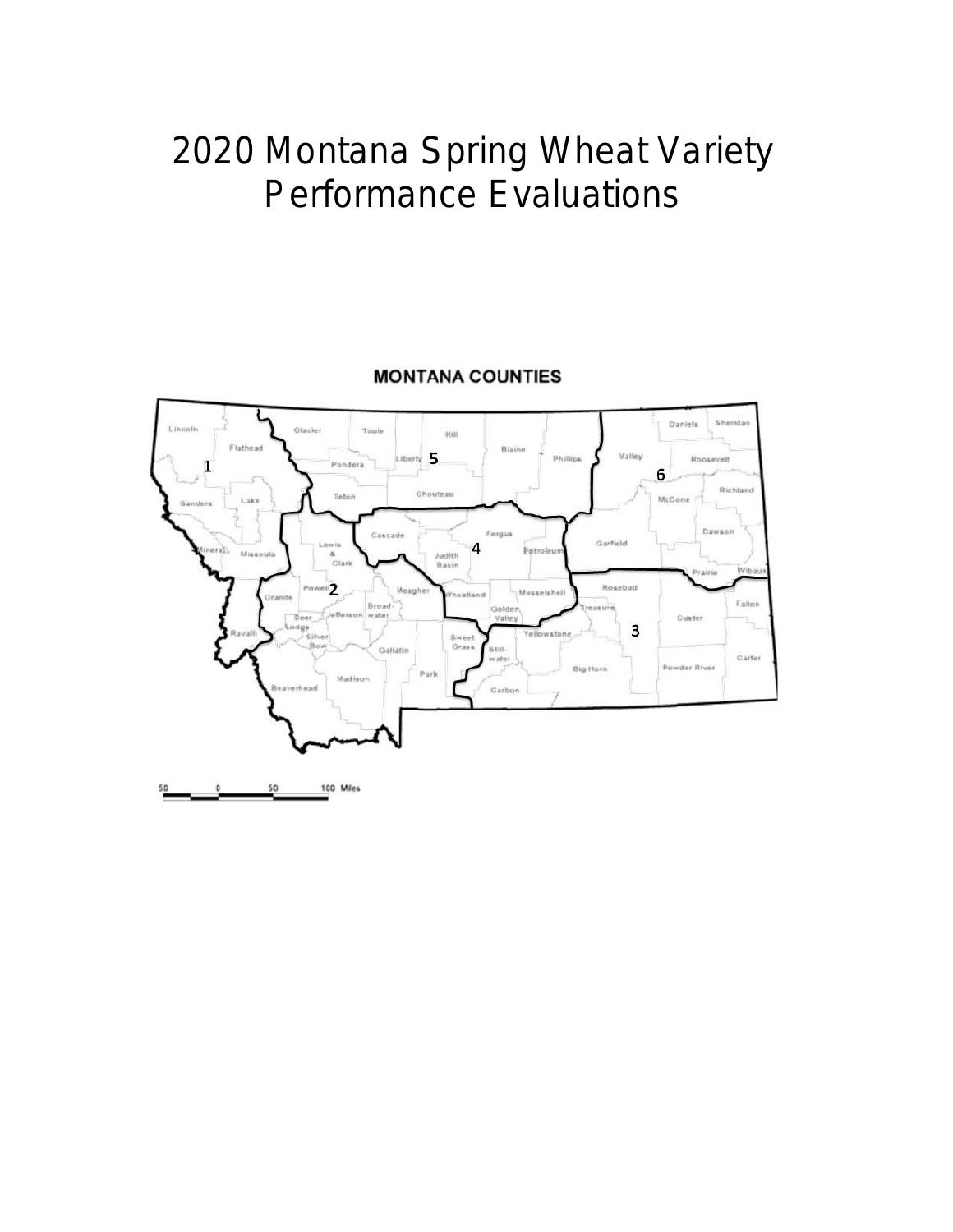# 2020 Montana Spring Wheat Variety Performance Evaluations

**MONTANA COUNTIES**

Lincoln, Flathead, Glacier, Toole, Hill, Liberty, Blaine, Phillips, Valley, Daniels, Sheridan, Roosevelt, Pondera, Teton, Chouteau, Sanders, Lake, Richland, McCone, Mineral, Missoula, Lewis & Clark, Cascade, Fergus, Petroleum, Garfield, Dawson, Judith Basin, Prairie, Wibaux, Powell, Granite, Meagher, Wheatland, Musselshell, Rosebud, Broadwater, Deer Lodge, Jefferson, Golden Valley, Treasure, Fallon, Custer, Ravalli, Silver Bow, Gallatin, Sweet Grass, Stillwater, Yellowstone, Carter, Big Horn, Powder River, Park, Beaverhead, Madison, Carbon

1 2 3 4 5 6

50 0 50 100 Miles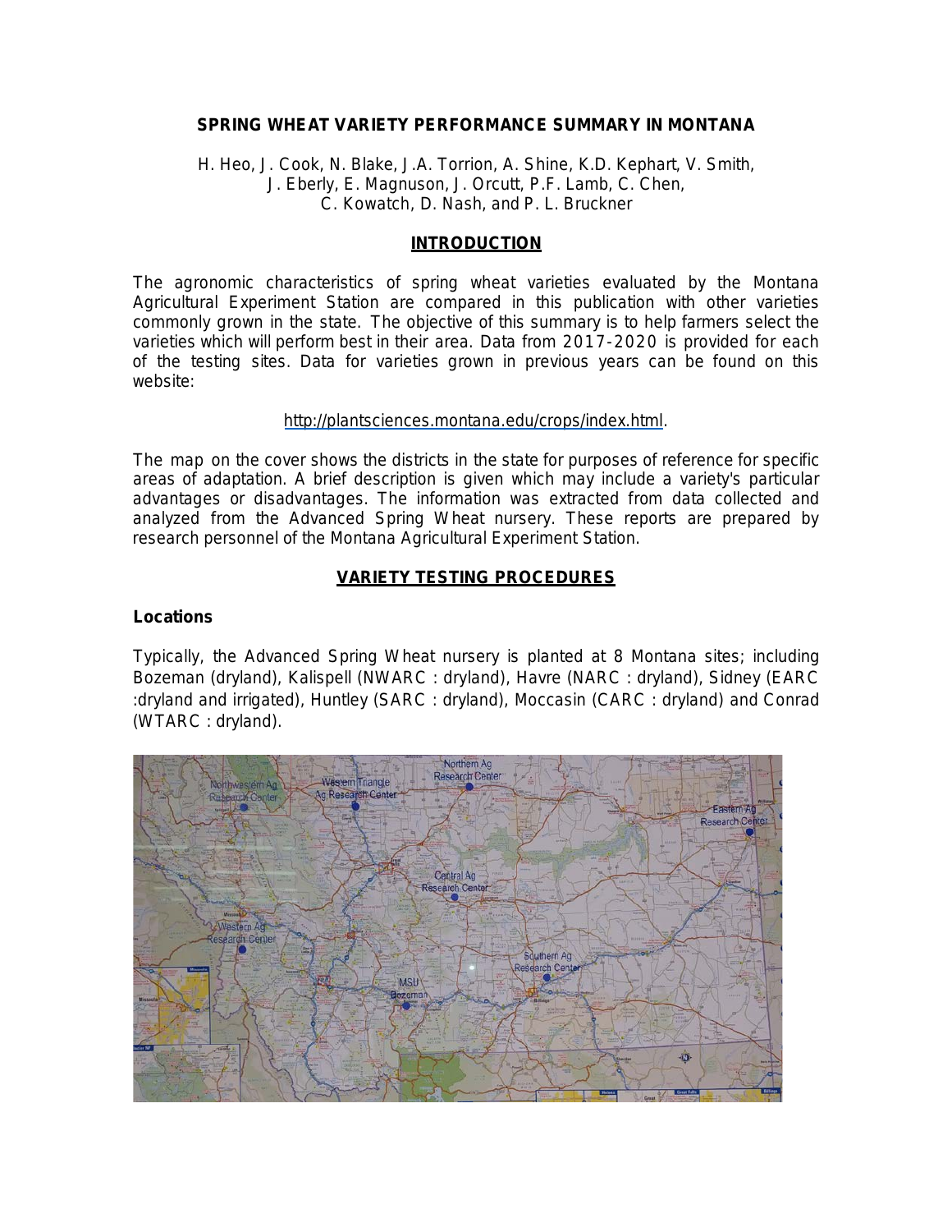**SPRING WHEAT VARIETY PERFORMANCE SUMMARY IN MONTANA**

H. Heo, J. Cook, N. Blake, J.A. Torrion, A. Shine, K.D. Kephart, V. Smith, J. Eberly, E. Magnuson, J. Orcutt, P.F. Lamb, C. Chen, C. Kowatch, D. Nash, and P. L. Bruckner

## INTRODUCTION

The agronomic characteristics of spring wheat varieties evaluated by the Montana Agricultural Experiment Station are compared in this publication with other varieties commonly grown in the state. The objective of this summary is to help farmers select the varieties which will perform best in their area. Data from 2017-2020 is provided for each of the testing sites. Data for varieties grown in previous years can be found on this website:

http://plantsciences.montana.edu/crops/index.html.

The map on the cover shows the districts in the state for purposes of reference for specific areas of adaptation. A brief description is given which may include a variety's particular advantages or disadvantages. The information was extracted from data collected and analyzed from the Advanced Spring Wheat nursery. These reports are prepared by research personnel of the Montana Agricultural Experiment Station.

## VARIETY TESTING PROCEDURES

### Locations

Typically, the Advanced Spring Wheat nursery is planted at 8 Montana sites; including Bozeman (dryland), Kalispell (NWARC : dryland), Havre (NARC : dryland), Sidney (EARC :dryland and irrigated), Huntley (SARC : dryland), Moccasin (CARC : dryland) and Conrad (WTARC : dryland).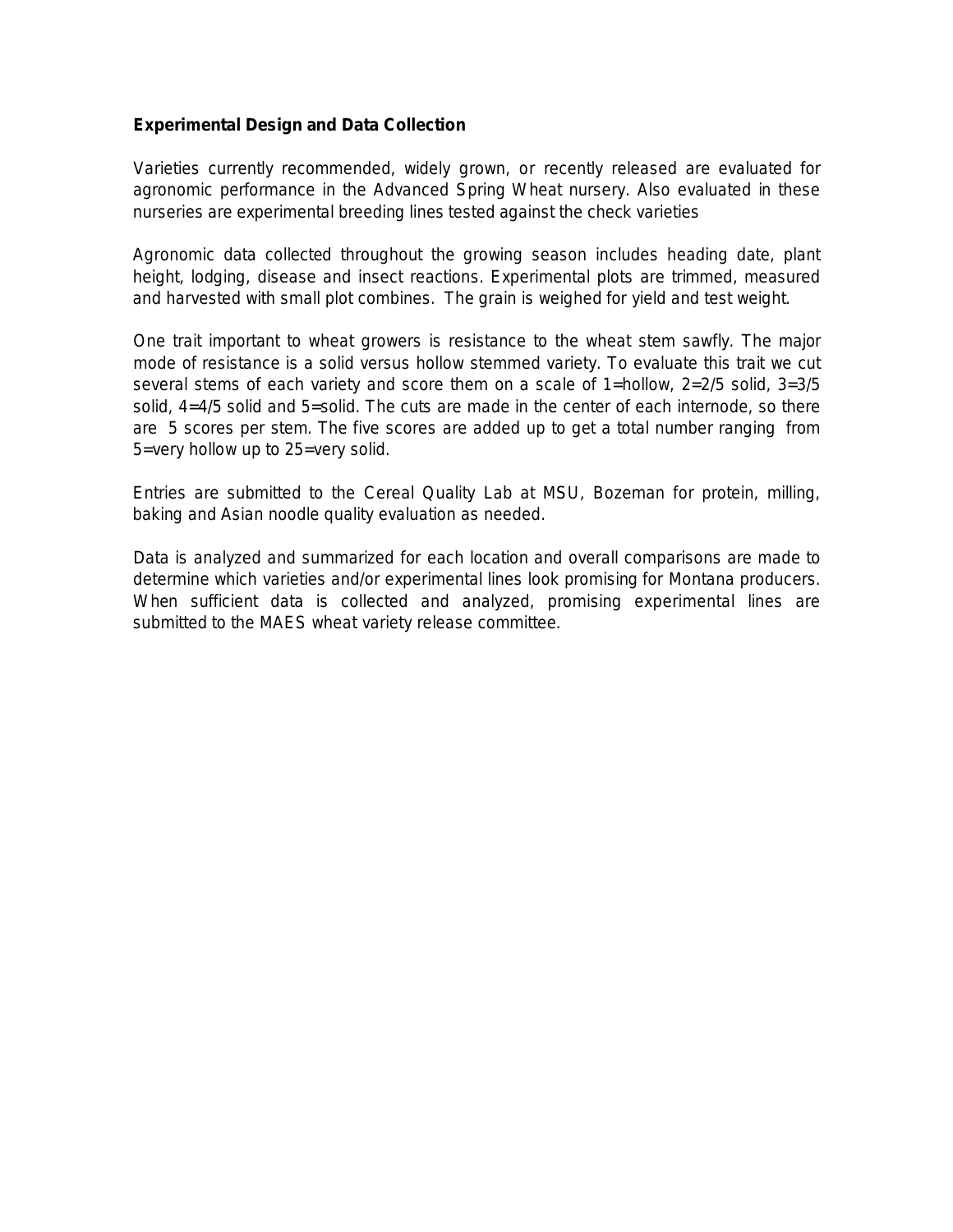### Experimental Design and Data Collection

Varieties currently recommended, widely grown, or recently released are evaluated for agronomic performance in the Advanced Spring Wheat nursery. Also evaluated in these nurseries are experimental breeding lines tested against the check varieties

Agronomic data collected throughout the growing season includes heading date, plant height, lodging, disease and insect reactions. Experimental plots are trimmed, measured and harvested with small plot combines. The grain is weighed for yield and test weight.

One trait important to wheat growers is resistance to the wheat stem sawfly. The major mode of resistance is a solid versus hollow stemmed variety. To evaluate this trait we cut several stems of each variety and score them on a scale of 1=hollow, 2=2/5 solid, 3=3/5 solid, 4=4/5 solid and 5=solid. The cuts are made in the center of each internode, so there are 5 scores per stem. The five scores are added up to get a total number ranging from 5=very hollow up to 25=very solid.

Entries are submitted to the Cereal Quality Lab at MSU, Bozeman for protein, milling, baking and Asian noodle quality evaluation as needed.

Data is analyzed and summarized for each location and overall comparisons are made to determine which varieties and/or experimental lines look promising for Montana producers. When sufficient data is collected and analyzed, promising experimental lines are submitted to the MAES wheat variety release committee.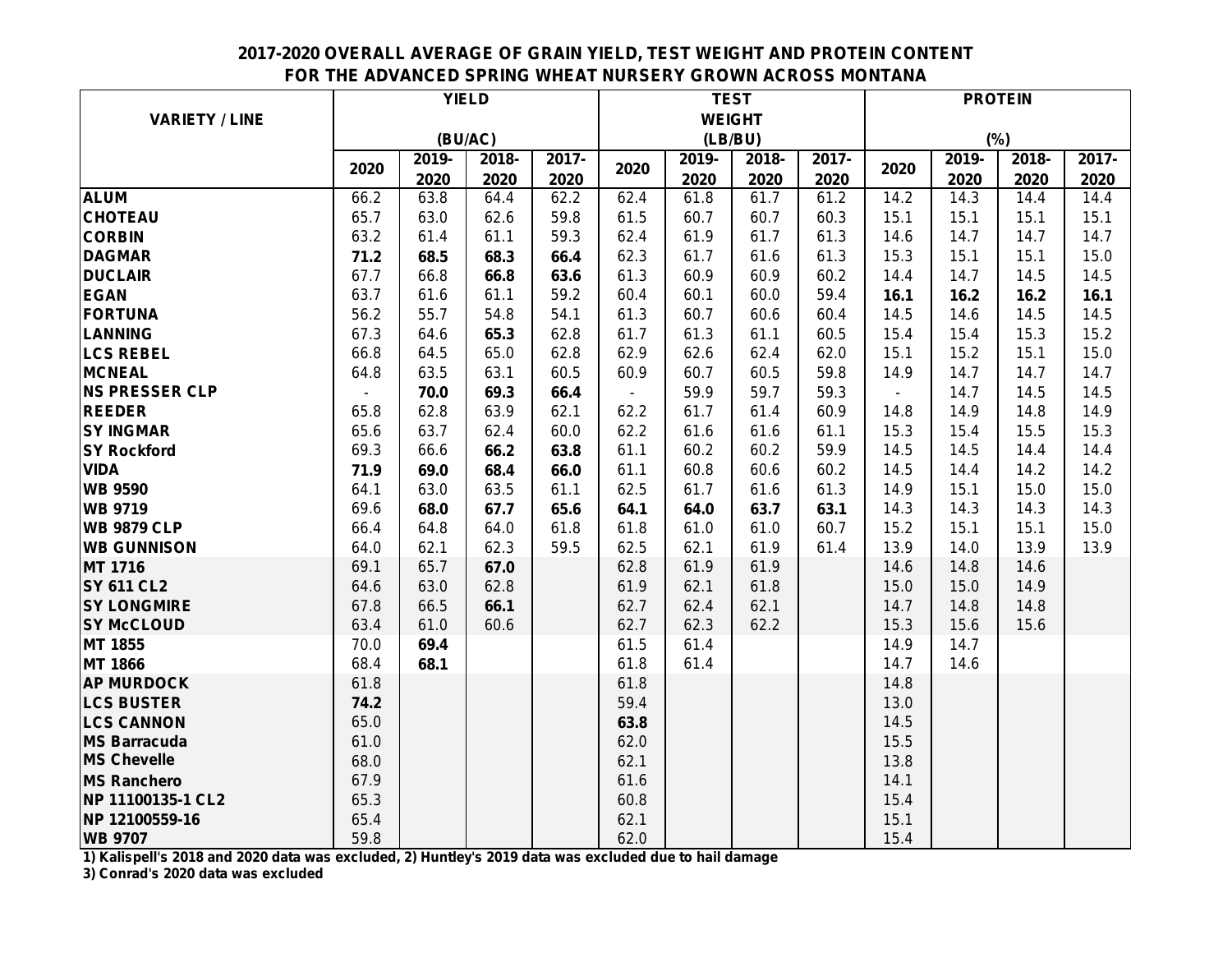## 2017-2020 OVERALL AVERAGE OF GRAIN YIELD, TEST WEIGHT AND PROTEIN CONTENT FOR THE ADVANCED SPRING WHEAT NURSERY GROWN ACROSS MONTANA

| VARIETY / LINE | YIELD (BU/AC) | | | | TEST WEIGHT (LB/BU) | | | | PROTEIN (%) | | | |
|---|---|---|---|---|---|---|---|---|---|---|---|---|
| | 2020 | 2019-2020 | 2018-2020 | 2017-2020 | 2020 | 2019-2020 | 2018-2020 | 2017-2020 | 2020 | 2019-2020 | 2018-2020 | 2017-2020 |
| **ALUM** | 66.2 | 63.8 | 64.4 | 62.2 | 62.4 | 61.8 | 61.7 | 61.2 | 14.2 | 14.3 | 14.4 | 14.4 |
| **CHOTEAU** | 65.7 | 63.0 | 62.6 | 59.8 | 61.5 | 60.7 | 60.7 | 60.3 | 15.1 | 15.1 | 15.1 | 15.1 |
| **CORBIN** | 63.2 | 61.4 | 61.1 | 59.3 | 62.4 | 61.9 | 61.7 | 61.3 | 14.6 | 14.7 | 14.7 | 14.7 |
| **DAGMAR** | **71.2** | **68.5** | **68.3** | **66.4** | 62.3 | 61.7 | 61.6 | 61.3 | 15.3 | 15.1 | 15.1 | 15.0 |
| **DUCLAIR** | 67.7 | 66.8 | **66.8** | **63.6** | 61.3 | 60.9 | 60.9 | 60.2 | 14.4 | 14.7 | 14.5 | 14.5 |
| **EGAN** | 63.7 | 61.6 | 61.1 | 59.2 | 60.4 | 60.1 | 60.0 | 59.4 | **16.1** | **16.2** | **16.2** | **16.1** |
| **FORTUNA** | 56.2 | 55.7 | 54.8 | 54.1 | 61.3 | 60.7 | 60.6 | 60.4 | 14.5 | 14.6 | 14.5 | 14.5 |
| **LANNING** | 67.3 | 64.6 | **65.3** | 62.8 | 61.7 | 61.3 | 61.1 | 60.5 | 15.4 | 15.4 | 15.3 | 15.2 |
| **LCS REBEL** | 66.8 | 64.5 | 65.0 | 62.8 | 62.9 | 62.6 | 62.4 | 62.0 | 15.1 | 15.2 | 15.1 | 15.0 |
| **MCNEAL** | 64.8 | 63.5 | 63.1 | 60.5 | 60.9 | 60.7 | 60.5 | 59.8 | 14.9 | 14.7 | 14.7 | 14.7 |
| **NS PRESSER CLP** | - | **70.0** | **69.3** | **66.4** | - | 59.9 | 59.7 | 59.3 | - | 14.7 | 14.5 | 14.5 |
| **REEDER** | 65.8 | 62.8 | 63.9 | 62.1 | 62.2 | 61.7 | 61.4 | 60.9 | 14.8 | 14.9 | 14.8 | 14.9 |
| **SY INGMAR** | 65.6 | 63.7 | 62.4 | 60.0 | 62.2 | 61.6 | 61.6 | 61.1 | 15.3 | 15.4 | 15.5 | 15.3 |
| **SY Rockford** | 69.3 | 66.6 | **66.2** | **63.8** | 61.1 | 60.2 | 60.2 | 59.9 | 14.5 | 14.5 | 14.4 | 14.4 |
| **VIDA** | **71.9** | **69.0** | **68.4** | **66.0** | 61.1 | 60.8 | 60.6 | 60.2 | 14.5 | 14.4 | 14.2 | 14.2 |
| **WB 9590** | 64.1 | 63.0 | 63.5 | 61.1 | 62.5 | 61.7 | 61.6 | 61.3 | 14.9 | 15.1 | 15.0 | 15.0 |
| **WB 9719** | 69.6 | **68.0** | **67.7** | **65.6** | **64.1** | **64.0** | **63.7** | **63.1** | 14.3 | 14.3 | 14.3 | 14.3 |
| **WB 9879 CLP** | 66.4 | 64.8 | 64.0 | 61.8 | 61.8 | 61.0 | 61.0 | 60.7 | 15.2 | 15.1 | 15.1 | 15.0 |
| **WB GUNNISON** | 64.0 | 62.1 | 62.3 | 59.5 | 62.5 | 62.1 | 61.9 | 61.4 | 13.9 | 14.0 | 13.9 | 13.9 |
| **MT 1716** | 69.1 | 65.7 | **67.0** | | 62.8 | 61.9 | 61.9 | | 14.6 | 14.8 | 14.6 | |
| **SY 611 CL2** | 64.6 | 63.0 | 62.8 | | 61.9 | 62.1 | 61.8 | | 15.0 | 15.0 | 14.9 | |
| **SY LONGMIRE** | 67.8 | 66.5 | **66.1** | | 62.7 | 62.4 | 62.1 | | 14.7 | 14.8 | 14.8 | |
| **SY McCLOUD** | 63.4 | 61.0 | 60.6 | | 62.7 | 62.3 | 62.2 | | 15.3 | 15.6 | 15.6 | |
| **MT 1855** | 70.0 | **69.4** | | | 61.5 | 61.4 | | | 14.9 | 14.7 | | |
| **MT 1866** | 68.4 | **68.1** | | | 61.8 | 61.4 | | | 14.7 | 14.6 | | |
| **AP MURDOCK** | 61.8 | | | | 61.8 | | | | 14.8 | | | |
| **LCS BUSTER** | **74.2** | | | | 59.4 | | | | 13.0 | | | |
| **LCS CANNON** | 65.0 | | | | **63.8** | | | | 14.5 | | | |
| **MS Barracuda** | 61.0 | | | | 62.0 | | | | 15.5 | | | |
| **MS Chevelle** | 68.0 | | | | 62.1 | | | | 13.8 | | | |
| **MS Ranchero** | 67.9 | | | | 61.6 | | | | 14.1 | | | |
| **NP 11100135-1 CL2** | 65.3 | | | | 60.8 | | | | 15.4 | | | |
| **NP 12100559-16** | 65.4 | | | | 62.1 | | | | 15.1 | | | |
| **WB 9707** | 59.8 | | | | 62.0 | | | | 15.4 | | | |

**1) Kalispell's 2018 and 2020 data was excluded, 2) Huntley's 2019 data was excluded due to hail damage**

**3) Conrad's 2020 data was excluded**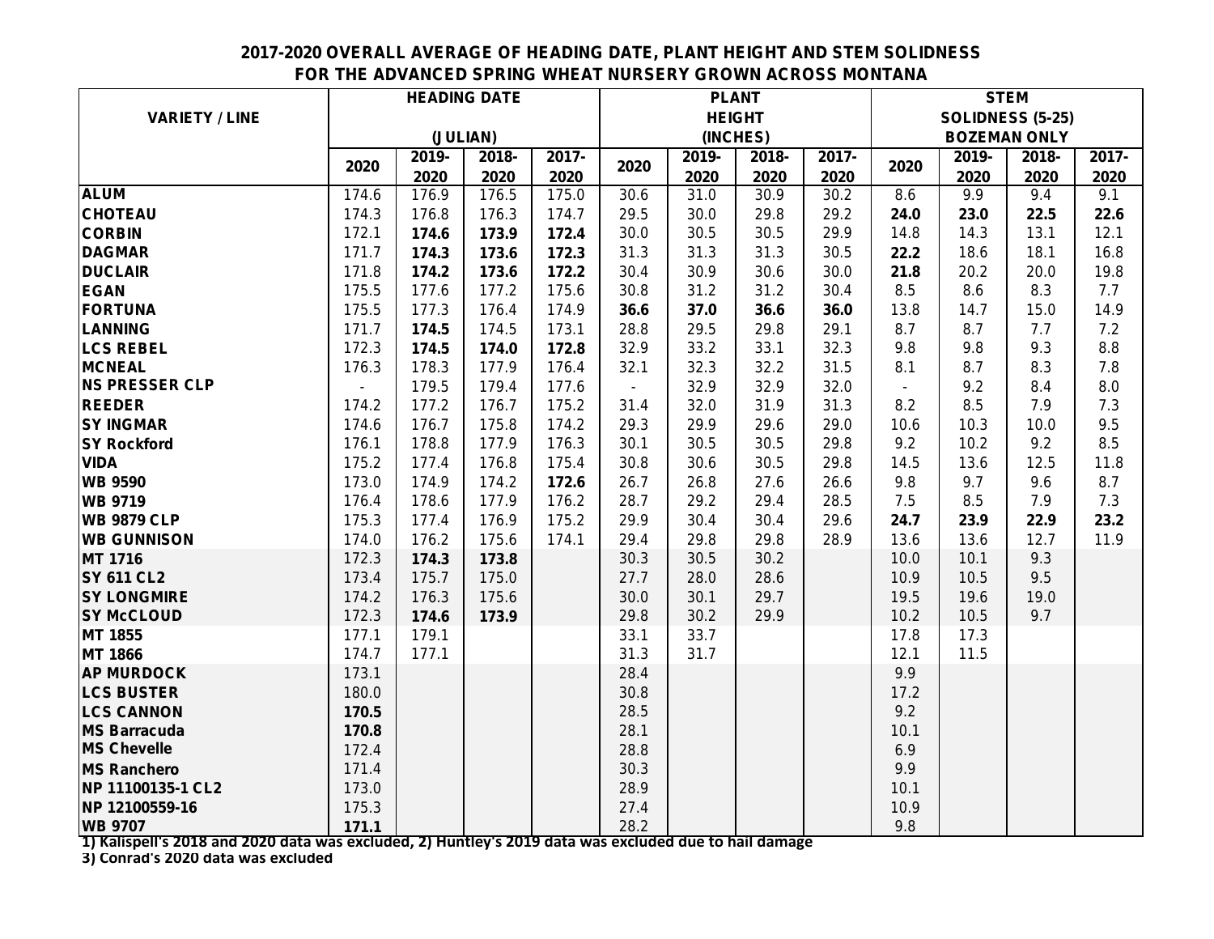**2017-2020 OVERALL AVERAGE OF HEADING DATE, PLANT HEIGHT AND STEM SOLIDNESS FOR THE ADVANCED SPRING WHEAT NURSERY GROWN ACROSS MONTANA**

| VARIETY / LINE | HEADING DATE (JULIAN) | | | | PLANT HEIGHT (INCHES) | | | | STEM SOLIDNESS (5-25) BOZEMAN ONLY | | | |
|---|---|---|---|---|---|---|---|---|---|---|---|---|
| | 2020 | 2019-2020 | 2018-2020 | 2017-2020 | 2020 | 2019-2020 | 2018-2020 | 2017-2020 | 2020 | 2019-2020 | 2018-2020 | 2017-2020 |
| ALUM | 174.6 | 176.9 | 176.5 | 175.0 | 30.6 | 31.0 | 30.9 | 30.2 | 8.6 | 9.9 | 9.4 | 9.1 |
| CHOTEAU | 174.3 | 176.8 | 176.3 | 174.7 | 29.5 | 30.0 | 29.8 | 29.2 | **24.0** | **23.0** | **22.5** | **22.6** |
| CORBIN | 172.1 | **174.6** | **173.9** | **172.4** | 30.0 | 30.5 | 30.5 | 29.9 | 14.8 | 14.3 | 13.1 | 12.1 |
| DAGMAR | 171.7 | **174.3** | **173.6** | **172.3** | 31.3 | 31.3 | 31.3 | 30.5 | **22.2** | 18.6 | 18.1 | 16.8 |
| DUCLAIR | 171.8 | **174.2** | **173.6** | **172.2** | 30.4 | 30.9 | 30.6 | 30.0 | **21.8** | 20.2 | 20.0 | 19.8 |
| EGAN | 175.5 | 177.6 | 177.2 | 175.6 | 30.8 | 31.2 | 31.2 | 30.4 | 8.5 | 8.6 | 8.3 | 7.7 |
| FORTUNA | 175.5 | 177.3 | 176.4 | 174.9 | **36.6** | **37.0** | **36.6** | **36.0** | 13.8 | 14.7 | 15.0 | 14.9 |
| LANNING | 171.7 | **174.5** | 174.5 | 173.1 | 28.8 | 29.5 | 29.8 | 29.1 | 8.7 | 8.7 | 7.7 | 7.2 |
| LCS REBEL | 172.3 | **174.5** | **174.0** | **172.8** | 32.9 | 33.2 | 33.1 | 32.3 | 9.8 | 9.8 | 9.3 | 8.8 |
| MCNEAL | 176.3 | 178.3 | 177.9 | 176.4 | 32.1 | 32.3 | 32.2 | 31.5 | 8.1 | 8.7 | 8.3 | 7.8 |
| NS PRESSER CLP | - | 179.5 | 179.4 | 177.6 | - | 32.9 | 32.9 | 32.0 | - | 9.2 | 8.4 | 8.0 |
| REEDER | 174.2 | 177.2 | 176.7 | 175.2 | 31.4 | 32.0 | 31.9 | 31.3 | 8.2 | 8.5 | 7.9 | 7.3 |
| SY INGMAR | 174.6 | 176.7 | 175.8 | 174.2 | 29.3 | 29.9 | 29.6 | 29.0 | 10.6 | 10.3 | 10.0 | 9.5 |
| SY Rockford | 176.1 | 178.8 | 177.9 | 176.3 | 30.1 | 30.5 | 30.5 | 29.8 | 9.2 | 10.2 | 9.2 | 8.5 |
| VIDA | 175.2 | 177.4 | 176.8 | 175.4 | 30.8 | 30.6 | 30.5 | 29.8 | 14.5 | 13.6 | 12.5 | 11.8 |
| WB 9590 | 173.0 | 174.9 | 174.2 | **172.6** | 26.7 | 26.8 | 27.6 | 26.6 | 9.8 | 9.7 | 9.6 | 8.7 |
| WB 9719 | 176.4 | 178.6 | 177.9 | 176.2 | 28.7 | 29.2 | 29.4 | 28.5 | 7.5 | 8.5 | 7.9 | 7.3 |
| WB 9879 CLP | 175.3 | 177.4 | 176.9 | 175.2 | 29.9 | 30.4 | 30.4 | 29.6 | **24.7** | **23.9** | **22.9** | **23.2** |
| WB GUNNISON | 174.0 | 176.2 | 175.6 | 174.1 | 29.4 | 29.8 | 29.8 | 28.9 | 13.6 | 13.6 | 12.7 | 11.9 |
| MT 1716 | 172.3 | **174.3** | **173.8** | | 30.3 | 30.5 | 30.2 | | 10.0 | 10.1 | 9.3 | |
| SY 611 CL2 | 173.4 | 175.7 | 175.0 | | 27.7 | 28.0 | 28.6 | | 10.9 | 10.5 | 9.5 | |
| SY LONGMIRE | 174.2 | 176.3 | 175.6 | | 30.0 | 30.1 | 29.7 | | 19.5 | 19.6 | 19.0 | |
| SY McCLOUD | 172.3 | **174.6** | **173.9** | | 29.8 | 30.2 | 29.9 | | 10.2 | 10.5 | 9.7 | |
| MT 1855 | 177.1 | 179.1 | | | 33.1 | 33.7 | | | 17.8 | 17.3 | | |
| MT 1866 | 174.7 | 177.1 | | | 31.3 | 31.7 | | | 12.1 | 11.5 | | |
| AP MURDOCK | 173.1 | | | | 28.4 | | | | 9.9 | | | |
| LCS BUSTER | 180.0 | | | | 30.8 | | | | 17.2 | | | |
| LCS CANNON | **170.5** | | | | 28.5 | | | | 9.2 | | | |
| MS Barracuda | **170.8** | | | | 28.1 | | | | 10.1 | | | |
| MS Chevelle | 172.4 | | | | 28.8 | | | | 6.9 | | | |
| MS Ranchero | 171.4 | | | | 30.3 | | | | 9.9 | | | |
| NP 11100135-1 CL2 | 173.0 | | | | 28.9 | | | | 10.1 | | | |
| NP 12100559-16 | 175.3 | | | | 27.4 | | | | 10.9 | | | |
| WB 9707 | **171.1** | | | | 28.2 | | | | 9.8 | | | |

1) Kalispell's 2018 and 2020 data was excluded, 2) Huntley's 2019 data was excluded due to hail damage
3) Conrad's 2020 data was excluded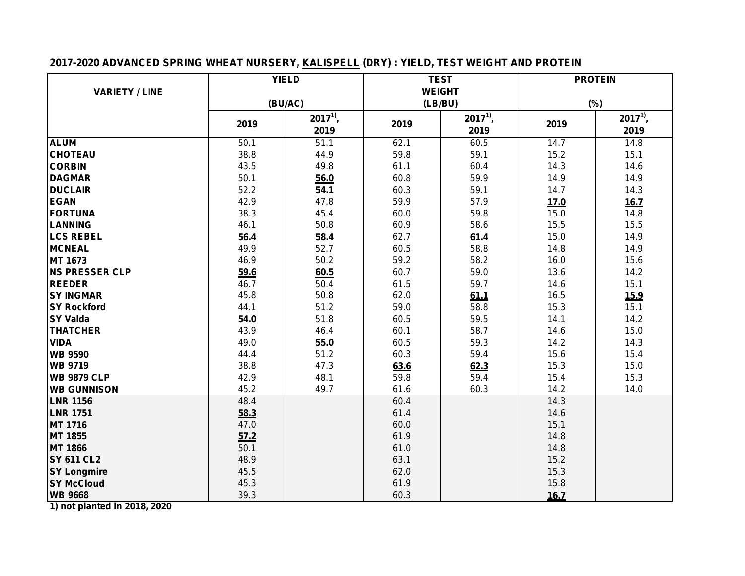## 2017-2020 ADVANCED SPRING WHEAT NURSERY, KALISPELL (DRY) : YIELD, TEST WEIGHT AND PROTEIN

| VARIETY / LINE | YIELD (BU/AC) | | TEST WEIGHT (LB/BU) | | PROTEIN (%) | |
|---|---|---|---|---|---|---|
| | 2019 | 2017[1], 2019 | 2019 | 2017[1], 2019 | 2019 | 2017[1], 2019 |
| ALUM | 50.1 | 51.1 | 62.1 | 60.5 | 14.7 | 14.8 |
| CHOTEAU | 38.8 | 44.9 | 59.8 | 59.1 | 15.2 | 15.1 |
| CORBIN | 43.5 | 49.8 | 61.1 | 60.4 | 14.3 | 14.6 |
| DAGMAR | 50.1 | **56.0** | 60.8 | 59.9 | 14.9 | 14.9 |
| DUCLAIR | 52.2 | **54.1** | 60.3 | 59.1 | 14.7 | 14.3 |
| EGAN | 42.9 | 47.8 | 59.9 | 57.9 | **17.0** | **16.7** |
| FORTUNA | 38.3 | 45.4 | 60.0 | 59.8 | 15.0 | 14.8 |
| LANNING | 46.1 | 50.8 | 60.9 | 58.6 | 15.5 | 15.5 |
| LCS REBEL | **56.4** | **58.4** | 62.7 | **61.4** | 15.0 | 14.9 |
| MCNEAL | 49.9 | 52.7 | 60.5 | 58.8 | 14.8 | 14.9 |
| MT 1673 | 46.9 | 50.2 | 59.2 | 58.2 | 16.0 | 15.6 |
| NS PRESSER CLP | **59.6** | **60.5** | 60.7 | 59.0 | 13.6 | 14.2 |
| REEDER | 46.7 | 50.4 | 61.5 | 59.7 | 14.6 | 15.1 |
| SY INGMAR | 45.8 | 50.8 | 62.0 | **61.1** | 16.5 | **15.9** |
| SY Rockford | 44.1 | 51.2 | 59.0 | 58.8 | 15.3 | 15.1 |
| SY Valda | **54.0** | 51.8 | 60.5 | 59.5 | 14.1 | 14.2 |
| THATCHER | 43.9 | 46.4 | 60.1 | 58.7 | 14.6 | 15.0 |
| VIDA | 49.0 | **55.0** | 60.5 | 59.3 | 14.2 | 14.3 |
| WB 9590 | 44.4 | 51.2 | 60.3 | 59.4 | 15.6 | 15.4 |
| WB 9719 | 38.8 | 47.3 | **63.6** | **62.3** | 15.3 | 15.0 |
| WB 9879 CLP | 42.9 | 48.1 | 59.8 | 59.4 | 15.4 | 15.3 |
| WB GUNNISON | 45.2 | 49.7 | 61.6 | 60.3 | 14.2 | 14.0 |
| LNR 1156 | 48.4 | | 60.4 | | 14.3 | |
| LNR 1751 | **58.3** | | 61.4 | | 14.6 | |
| MT 1716 | 47.0 | | 60.0 | | 15.1 | |
| MT 1855 | **57.2** | | 61.9 | | 14.8 | |
| MT 1866 | 50.1 | | 61.0 | | 14.8 | |
| SY 611 CL2 | 48.9 | | 63.1 | | 15.2 | |
| SY Longmire | 45.5 | | 62.0 | | 15.3 | |
| SY McCloud | 45.3 | | 61.9 | | 15.8 | |
| WB 9668 | 39.3 | | 60.3 | | **16.7** | |

**1) not planted in 2018, 2020**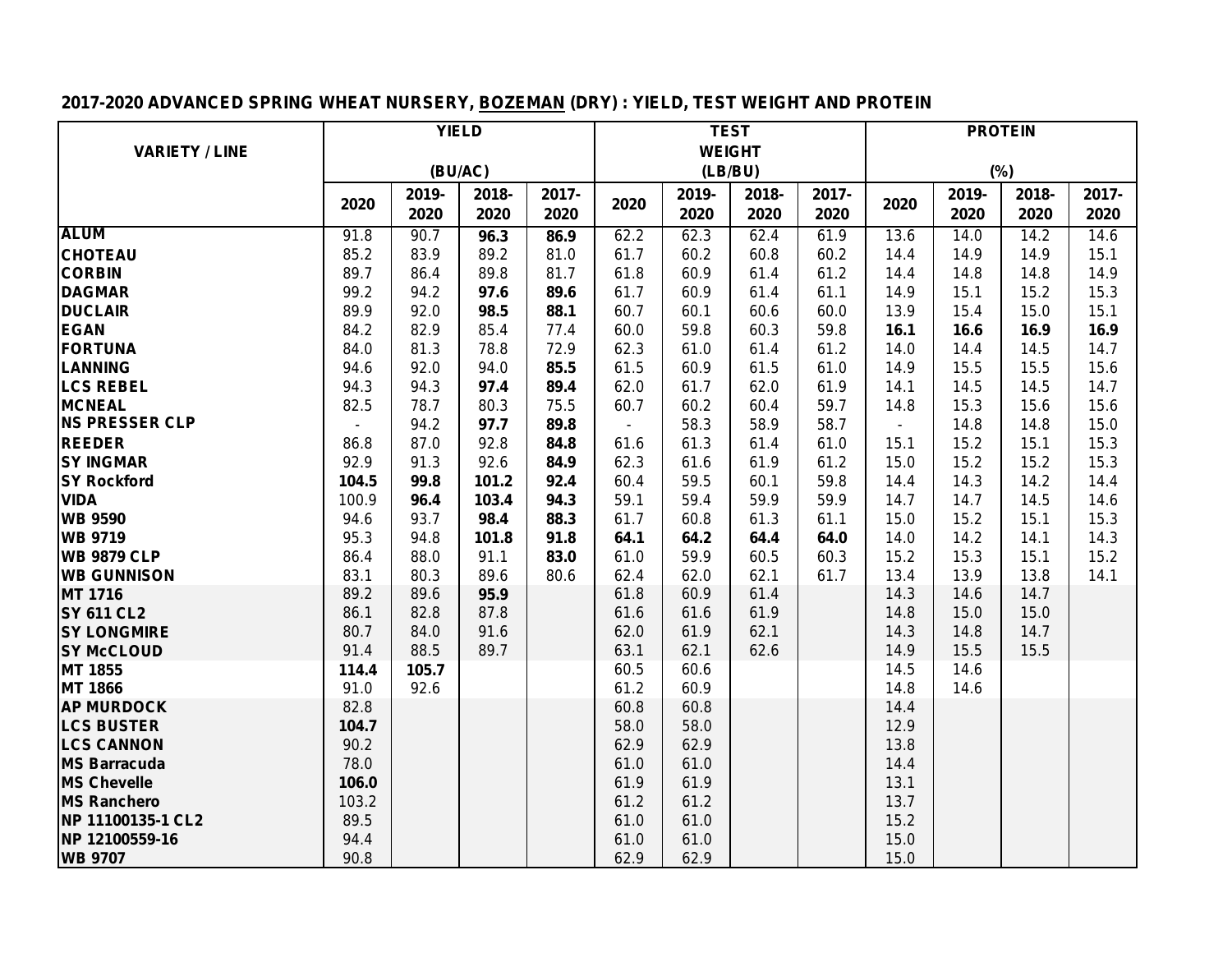## 2017-2020 ADVANCED SPRING WHEAT NURSERY, BOZEMAN (DRY) : YIELD, TEST WEIGHT AND PROTEIN

| VARIETY / LINE | YIELD (BU/AC) | | | | TEST WEIGHT (LB/BU) | | | | PROTEIN (%) | | | |
|---|---|---|---|---|---|---|---|---|---|---|---|---|
| | 2020 | 2019-2020 | 2018-2020 | 2017-2020 | 2020 | 2019-2020 | 2018-2020 | 2017-2020 | 2020 | 2019-2020 | 2018-2020 | 2017-2020 |
| **ALUM** | 91.8 | 90.7 | **96.3** | **86.9** | 62.2 | 62.3 | 62.4 | 61.9 | 13.6 | 14.0 | 14.2 | 14.6 |
| **CHOTEAU** | 85.2 | 83.9 | 89.2 | 81.0 | 61.7 | 60.2 | 60.8 | 60.2 | 14.4 | 14.9 | 14.9 | 15.1 |
| **CORBIN** | 89.7 | 86.4 | 89.8 | 81.7 | 61.8 | 60.9 | 61.4 | 61.2 | 14.4 | 14.8 | 14.8 | 14.9 |
| **DAGMAR** | 99.2 | 94.2 | **97.6** | **89.6** | 61.7 | 60.9 | 61.4 | 61.1 | 14.9 | 15.1 | 15.2 | 15.3 |
| **DUCLAIR** | 89.9 | 92.0 | **98.5** | **88.1** | 60.7 | 60.1 | 60.6 | 60.0 | 13.9 | 15.4 | 15.0 | 15.1 |
| **EGAN** | 84.2 | 82.9 | 85.4 | 77.4 | 60.0 | 59.8 | 60.3 | 59.8 | **16.1** | **16.6** | **16.9** | **16.9** |
| **FORTUNA** | 84.0 | 81.3 | 78.8 | 72.9 | 62.3 | 61.0 | 61.4 | 61.2 | 14.0 | 14.4 | 14.5 | 14.7 |
| **LANNING** | 94.6 | 92.0 | 94.0 | **85.5** | 61.5 | 60.9 | 61.5 | 61.0 | 14.9 | 15.5 | 15.5 | 15.6 |
| **LCS REBEL** | 94.3 | 94.3 | **97.4** | **89.4** | 62.0 | 61.7 | 62.0 | 61.9 | 14.1 | 14.5 | 14.5 | 14.7 |
| **MCNEAL** | 82.5 | 78.7 | 80.3 | 75.5 | 60.7 | 60.2 | 60.4 | 59.7 | 14.8 | 15.3 | 15.6 | 15.6 |
| **NS PRESSER CLP** | - | 94.2 | **97.7** | **89.8** | - | 58.3 | 58.9 | 58.7 | - | 14.8 | 14.8 | 15.0 |
| **REEDER** | 86.8 | 87.0 | 92.8 | **84.8** | 61.6 | 61.3 | 61.4 | 61.0 | 15.1 | 15.2 | 15.1 | 15.3 |
| **SY INGMAR** | 92.9 | 91.3 | 92.6 | **84.9** | 62.3 | 61.6 | 61.9 | 61.2 | 15.0 | 15.2 | 15.2 | 15.3 |
| **SY Rockford** | **104.5** | **99.8** | **101.2** | **92.4** | 60.4 | 59.5 | 60.1 | 59.8 | 14.4 | 14.3 | 14.2 | 14.4 |
| **VIDA** | 100.9 | **96.4** | **103.4** | **94.3** | 59.1 | 59.4 | 59.9 | 59.9 | 14.7 | 14.7 | 14.5 | 14.6 |
| **WB 9590** | 94.6 | 93.7 | **98.4** | **88.3** | 61.7 | 60.8 | 61.3 | 61.1 | 15.0 | 15.2 | 15.1 | 15.3 |
| **WB 9719** | 95.3 | 94.8 | **101.8** | **91.8** | **64.1** | **64.2** | **64.4** | **64.0** | 14.0 | 14.2 | 14.1 | 14.3 |
| **WB 9879 CLP** | 86.4 | 88.0 | 91.1 | **83.0** | 61.0 | 59.9 | 60.5 | 60.3 | 15.2 | 15.3 | 15.1 | 15.2 |
| **WB GUNNISON** | 83.1 | 80.3 | 89.6 | 80.6 | 62.4 | 62.0 | 62.1 | 61.7 | 13.4 | 13.9 | 13.8 | 14.1 |
| **MT 1716** | 89.2 | 89.6 | **95.9** | | 61.8 | 60.9 | 61.4 | | 14.3 | 14.6 | 14.7 | |
| **SY 611 CL2** | 86.1 | 82.8 | 87.8 | | 61.6 | 61.6 | 61.9 | | 14.8 | 15.0 | 15.0 | |
| **SY LONGMIRE** | 80.7 | 84.0 | 91.6 | | 62.0 | 61.9 | 62.1 | | 14.3 | 14.8 | 14.7 | |
| **SY McCLOUD** | 91.4 | 88.5 | 89.7 | | 63.1 | 62.1 | 62.6 | | 14.9 | 15.5 | 15.5 | |
| **MT 1855** | **114.4** | **105.7** | | | 60.5 | 60.6 | | | 14.5 | 14.6 | | |
| **MT 1866** | 91.0 | 92.6 | | | 61.2 | 60.9 | | | 14.8 | 14.6 | | |
| **AP MURDOCK** | 82.8 | | | | 60.8 | 60.8 | | | 14.4 | | | |
| **LCS BUSTER** | **104.7** | | | | 58.0 | 58.0 | | | 12.9 | | | |
| **LCS CANNON** | 90.2 | | | | 62.9 | 62.9 | | | 13.8 | | | |
| **MS Barracuda** | 78.0 | | | | 61.0 | 61.0 | | | 14.4 | | | |
| **MS Chevelle** | **106.0** | | | | 61.9 | 61.9 | | | 13.1 | | | |
| **MS Ranchero** | 103.2 | | | | 61.2 | 61.2 | | | 13.7 | | | |
| **NP 11100135-1 CL2** | 89.5 | | | | 61.0 | 61.0 | | | 15.2 | | | |
| **NP 12100559-16** | 94.4 | | | | 61.0 | 61.0 | | | 15.0 | | | |
| **WB 9707** | 90.8 | | | | 62.9 | 62.9 | | | 15.0 | | | |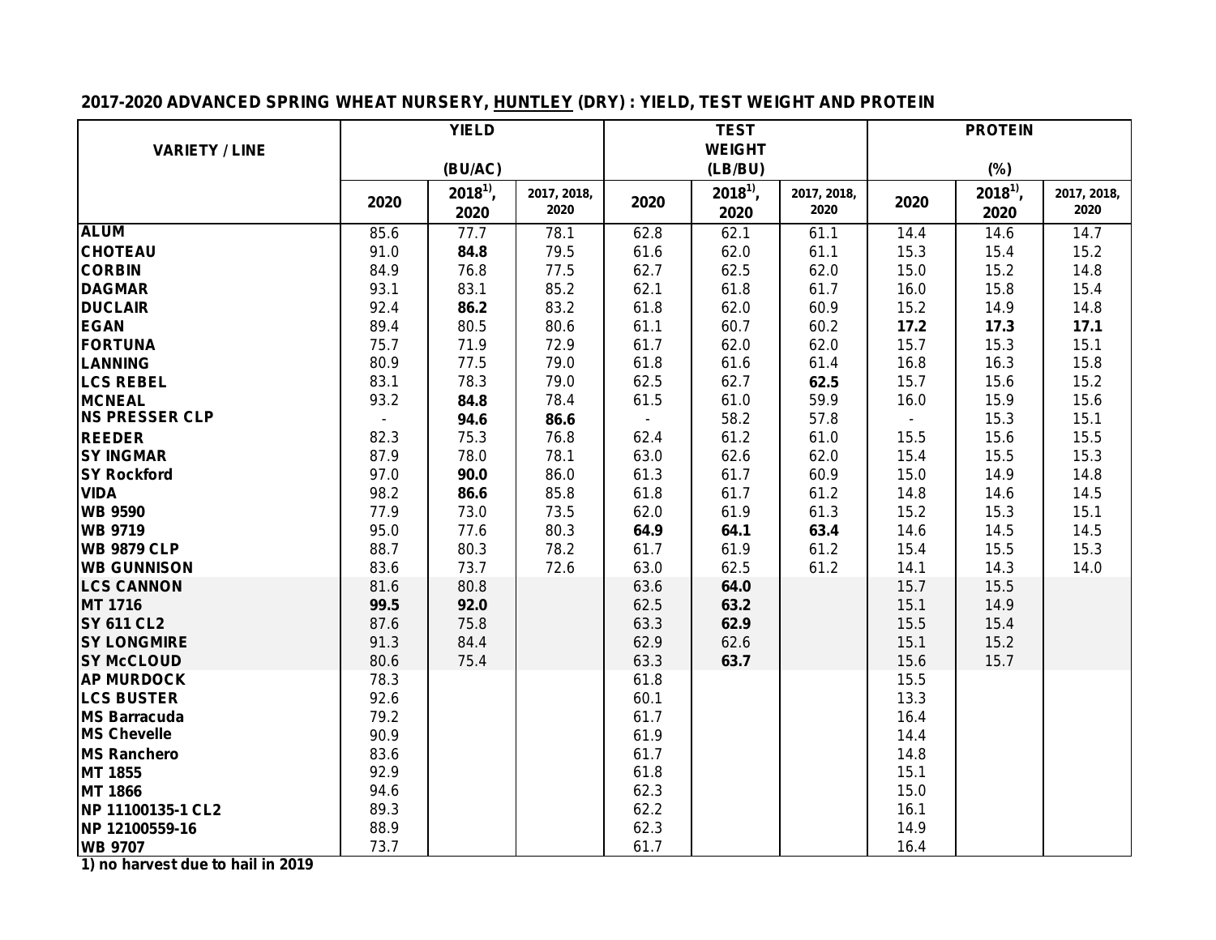**2017-2020 ADVANCED SPRING WHEAT NURSERY, HUNTLEY (DRY) : YIELD, TEST WEIGHT AND PROTEIN**

| VARIETY / LINE | YIELD (BU/AC) | | | TEST WEIGHT (LB/BU) | | | PROTEIN (%) | | |
|---|---|---|---|---|---|---|---|---|---|
| | 2020 | 2018[1], 2020 | 2017, 2018, 2020 | 2020 | 2018[1], 2020 | 2017, 2018, 2020 | 2020 | 2018[1], 2020 | 2017, 2018, 2020 |
| ALUM | 85.6 | 77.7 | 78.1 | 62.8 | 62.1 | 61.1 | 14.4 | 14.6 | 14.7 |
| CHOTEAU | 91.0 | **84.8** | 79.5 | 61.6 | 62.0 | 61.1 | 15.3 | 15.4 | 15.2 |
| CORBIN | 84.9 | 76.8 | 77.5 | 62.7 | 62.5 | 62.0 | 15.0 | 15.2 | 14.8 |
| DAGMAR | 93.1 | 83.1 | 85.2 | 62.1 | 61.8 | 61.7 | 16.0 | 15.8 | 15.4 |
| DUCLAIR | 92.4 | **86.2** | 83.2 | 61.8 | 62.0 | 60.9 | 15.2 | 14.9 | 14.8 |
| EGAN | 89.4 | 80.5 | 80.6 | 61.1 | 60.7 | 60.2 | **17.2** | **17.3** | **17.1** |
| FORTUNA | 75.7 | 71.9 | 72.9 | 61.7 | 62.0 | 62.0 | 15.7 | 15.3 | 15.1 |
| LANNING | 80.9 | 77.5 | 79.0 | 61.8 | 61.6 | 61.4 | 16.8 | 16.3 | 15.8 |
| LCS REBEL | 83.1 | 78.3 | 79.0 | 62.5 | 62.7 | **62.5** | 15.7 | 15.6 | 15.2 |
| MCNEAL | 93.2 | **84.8** | 78.4 | 61.5 | 61.0 | 59.9 | 16.0 | 15.9 | 15.6 |
| NS PRESSER CLP | - | **94.6** | **86.6** | - | 58.2 | 57.8 | - | 15.3 | 15.1 |
| REEDER | 82.3 | 75.3 | 76.8 | 62.4 | 61.2 | 61.0 | 15.5 | 15.6 | 15.5 |
| SY INGMAR | 87.9 | 78.0 | 78.1 | 63.0 | 62.6 | 62.0 | 15.4 | 15.5 | 15.3 |
| SY Rockford | 97.0 | **90.0** | 86.0 | 61.3 | 61.7 | 60.9 | 15.0 | 14.9 | 14.8 |
| VIDA | 98.2 | **86.6** | 85.8 | 61.8 | 61.7 | 61.2 | 14.8 | 14.6 | 14.5 |
| WB 9590 | 77.9 | 73.0 | 73.5 | 62.0 | 61.9 | 61.3 | 15.2 | 15.3 | 15.1 |
| WB 9719 | 95.0 | 77.6 | 80.3 | **64.9** | **64.1** | **63.4** | 14.6 | 14.5 | 14.5 |
| WB 9879 CLP | 88.7 | 80.3 | 78.2 | 61.7 | 61.9 | 61.2 | 15.4 | 15.5 | 15.3 |
| WB GUNNISON | 83.6 | 73.7 | 72.6 | 63.0 | 62.5 | 61.2 | 14.1 | 14.3 | 14.0 |
| LCS CANNON | 81.6 | 80.8 | | 63.6 | **64.0** | | 15.7 | 15.5 | |
| MT 1716 | **99.5** | **92.0** | | 62.5 | **63.2** | | 15.1 | 14.9 | |
| SY 611 CL2 | 87.6 | 75.8 | | 63.3 | **62.9** | | 15.5 | 15.4 | |
| SY LONGMIRE | 91.3 | 84.4 | | 62.9 | 62.6 | | 15.1 | 15.2 | |
| SY McCLOUD | 80.6 | 75.4 | | 63.3 | **63.7** | | 15.6 | 15.7 | |
| AP MURDOCK | 78.3 | | | 61.8 | | | 15.5 | | |
| LCS BUSTER | 92.6 | | | 60.1 | | | 13.3 | | |
| MS Barracuda | 79.2 | | | 61.7 | | | 16.4 | | |
| MS Chevelle | 90.9 | | | 61.9 | | | 14.4 | | |
| MS Ranchero | 83.6 | | | 61.7 | | | 14.8 | | |
| MT 1855 | 92.9 | | | 61.8 | | | 15.1 | | |
| MT 1866 | 94.6 | | | 62.3 | | | 15.0 | | |
| NP 11100135-1 CL2 | 89.3 | | | 62.2 | | | 16.1 | | |
| NP 12100559-16 | 88.9 | | | 62.3 | | | 14.9 | | |
| WB 9707 | 73.7 | | | 61.7 | | | 16.4 | | |

1) no harvest due to hail in 2019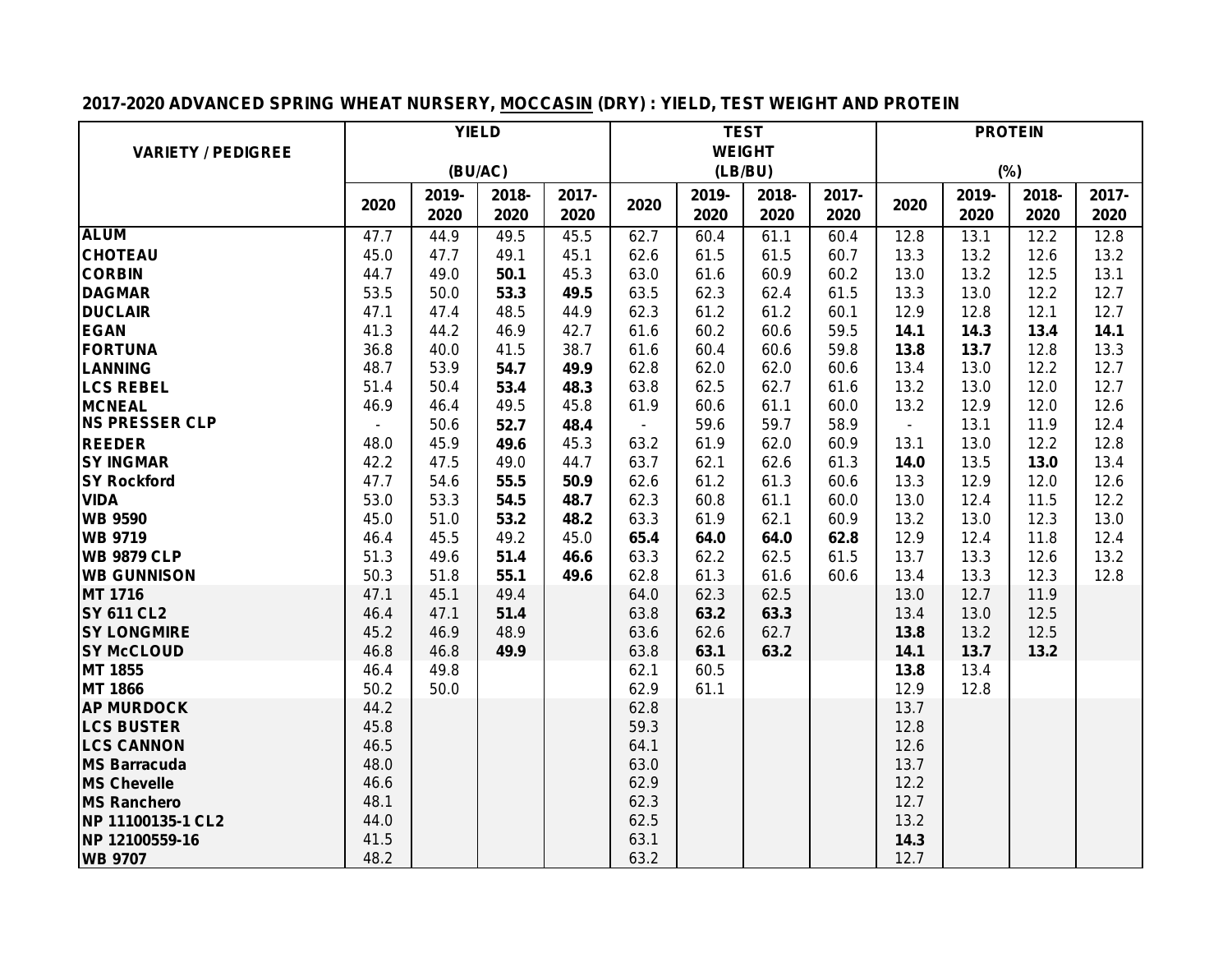## 2017-2020 ADVANCED SPRING WHEAT NURSERY, MOCCASIN (DRY) : YIELD, TEST WEIGHT AND PROTEIN

| VARIETY / PEDIGREE | YIELD (BU/AC) | | | | TEST WEIGHT (LB/BU) | | | | PROTEIN (%) | | | |
|---|---|---|---|---|---|---|---|---|---|---|---|---|
| | 2020 | 2019-2020 | 2018-2020 | 2017-2020 | 2020 | 2019-2020 | 2018-2020 | 2017-2020 | 2020 | 2019-2020 | 2018-2020 | 2017-2020 |
| **ALUM** | 47.7 | 44.9 | 49.5 | 45.5 | 62.7 | 60.4 | 61.1 | 60.4 | 12.8 | 13.1 | 12.2 | 12.8 |
| **CHOTEAU** | 45.0 | 47.7 | 49.1 | 45.1 | 62.6 | 61.5 | 61.5 | 60.7 | 13.3 | 13.2 | 12.6 | 13.2 |
| **CORBIN** | 44.7 | 49.0 | **50.1** | 45.3 | 63.0 | 61.6 | 60.9 | 60.2 | 13.0 | 13.2 | 12.5 | 13.1 |
| **DAGMAR** | 53.5 | 50.0 | **53.3** | **49.5** | 63.5 | 62.3 | 62.4 | 61.5 | 13.3 | 13.0 | 12.2 | 12.7 |
| **DUCLAIR** | 47.1 | 47.4 | 48.5 | 44.9 | 62.3 | 61.2 | 61.2 | 60.1 | 12.9 | 12.8 | 12.1 | 12.7 |
| **EGAN** | 41.3 | 44.2 | 46.9 | 42.7 | 61.6 | 60.2 | 60.6 | 59.5 | **14.1** | **14.3** | **13.4** | **14.1** |
| **FORTUNA** | 36.8 | 40.0 | 41.5 | 38.7 | 61.6 | 60.4 | 60.6 | 59.8 | **13.8** | **13.7** | 12.8 | 13.3 |
| **LANNING** | 48.7 | 53.9 | **54.7** | **49.9** | 62.8 | 62.0 | 62.0 | 60.6 | 13.4 | 13.0 | 12.2 | 12.7 |
| **LCS REBEL** | 51.4 | 50.4 | **53.4** | **48.3** | 63.8 | 62.5 | 62.7 | 61.6 | 13.2 | 13.0 | 12.0 | 12.7 |
| **MCNEAL** | 46.9 | 46.4 | 49.5 | 45.8 | 61.9 | 60.6 | 61.1 | 60.0 | 13.2 | 12.9 | 12.0 | 12.6 |
| **NS PRESSER CLP** | - | 50.6 | **52.7** | **48.4** | - | 59.6 | 59.7 | 58.9 | - | 13.1 | 11.9 | 12.4 |
| **REEDER** | 48.0 | 45.9 | **49.6** | 45.3 | 63.2 | 61.9 | 62.0 | 60.9 | 13.1 | 13.0 | 12.2 | 12.8 |
| **SY INGMAR** | 42.2 | 47.5 | 49.0 | 44.7 | 63.7 | 62.1 | 62.6 | 61.3 | **14.0** | 13.5 | **13.0** | 13.4 |
| **SY Rockford** | 47.7 | 54.6 | **55.5** | **50.9** | 62.6 | 61.2 | 61.3 | 60.6 | 13.3 | 12.9 | 12.0 | 12.6 |
| **VIDA** | 53.0 | 53.3 | **54.5** | **48.7** | 62.3 | 60.8 | 61.1 | 60.0 | 13.0 | 12.4 | 11.5 | 12.2 |
| **WB 9590** | 45.0 | 51.0 | **53.2** | **48.2** | 63.3 | 61.9 | 62.1 | 60.9 | 13.2 | 13.0 | 12.3 | 13.0 |
| **WB 9719** | 46.4 | 45.5 | 49.2 | 45.0 | **65.4** | **64.0** | **64.0** | **62.8** | 12.9 | 12.4 | 11.8 | 12.4 |
| **WB 9879 CLP** | 51.3 | 49.6 | **51.4** | **46.6** | 63.3 | 62.2 | 62.5 | 61.5 | 13.7 | 13.3 | 12.6 | 13.2 |
| **WB GUNNISON** | 50.3 | 51.8 | **55.1** | **49.6** | 62.8 | 61.3 | 61.6 | 60.6 | 13.4 | 13.3 | 12.3 | 12.8 |
| **MT 1716** | 47.1 | 45.1 | 49.4 | | 64.0 | 62.3 | 62.5 | | 13.0 | 12.7 | 11.9 | |
| **SY 611 CL2** | 46.4 | 47.1 | **51.4** | | 63.8 | **63.2** | **63.3** | | 13.4 | 13.0 | 12.5 | |
| **SY LONGMIRE** | 45.2 | 46.9 | 48.9 | | 63.6 | 62.6 | 62.7 | | **13.8** | 13.2 | 12.5 | |
| **SY McCLOUD** | 46.8 | 46.8 | **49.9** | | 63.8 | **63.1** | **63.2** | | **14.1** | **13.7** | **13.2** | |
| **MT 1855** | 46.4 | 49.8 | | | 62.1 | 60.5 | | | **13.8** | 13.4 | | |
| **MT 1866** | 50.2 | 50.0 | | | 62.9 | 61.1 | | | 12.9 | 12.8 | | |
| **AP MURDOCK** | 44.2 | | | | 62.8 | | | | 13.7 | | | |
| **LCS BUSTER** | 45.8 | | | | 59.3 | | | | 12.8 | | | |
| **LCS CANNON** | 46.5 | | | | 64.1 | | | | 12.6 | | | |
| **MS Barracuda** | 48.0 | | | | 63.0 | | | | 13.7 | | | |
| **MS Chevelle** | 46.6 | | | | 62.9 | | | | 12.2 | | | |
| **MS Ranchero** | 48.1 | | | | 62.3 | | | | 12.7 | | | |
| **NP 11100135-1 CL2** | 44.0 | | | | 62.5 | | | | 13.2 | | | |
| **NP 12100559-16** | 41.5 | | | | 63.1 | | | | **14.3** | | | |
| **WB 9707** | 48.2 | | | | 63.2 | | | | 12.7 | | | |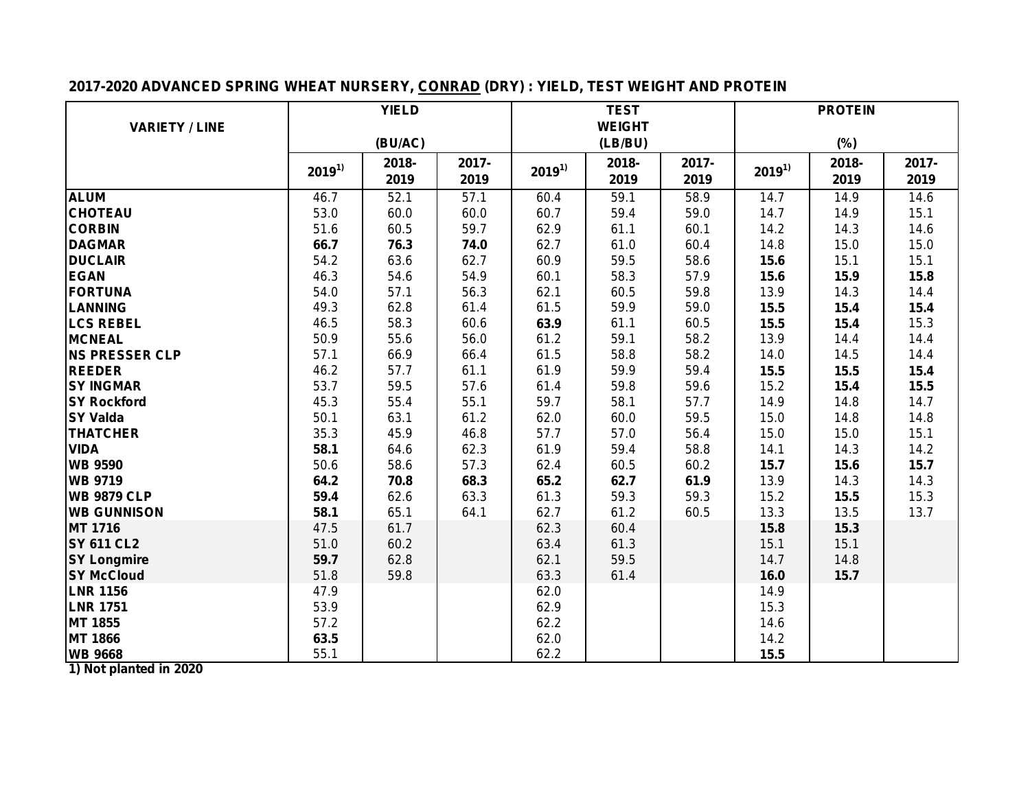## 2017-2020 ADVANCED SPRING WHEAT NURSERY, CONRAD (DRY) : YIELD, TEST WEIGHT AND PROTEIN

| VARIETY / LINE | YIELD (BU/AC) | | | TEST WEIGHT (LB/BU) | | | PROTEIN (%) | | |
|---|---|---|---|---|---|---|---|---|---|
| | 2019[1)] | 2018-2019 | 2017-2019 | 2019[1)] | 2018-2019 | 2017-2019 | 2019[1)] | 2018-2019 | 2017-2019 |
| **ALUM** | 46.7 | 52.1 | 57.1 | 60.4 | 59.1 | 58.9 | 14.7 | 14.9 | 14.6 |
| **CHOTEAU** | 53.0 | 60.0 | 60.0 | 60.7 | 59.4 | 59.0 | 14.7 | 14.9 | 15.1 |
| **CORBIN** | 51.6 | 60.5 | 59.7 | 62.9 | 61.1 | 60.1 | 14.2 | 14.3 | 14.6 |
| **DAGMAR** | **66.7** | **76.3** | **74.0** | 62.7 | 61.0 | 60.4 | 14.8 | 15.0 | 15.0 |
| **DUCLAIR** | 54.2 | 63.6 | 62.7 | 60.9 | 59.5 | 58.6 | **15.6** | 15.1 | 15.1 |
| **EGAN** | 46.3 | 54.6 | 54.9 | 60.1 | 58.3 | 57.9 | **15.6** | **15.9** | **15.8** |
| **FORTUNA** | 54.0 | 57.1 | 56.3 | 62.1 | 60.5 | 59.8 | 13.9 | 14.3 | 14.4 |
| **LANNING** | 49.3 | 62.8 | 61.4 | 61.5 | 59.9 | 59.0 | **15.5** | **15.4** | **15.4** |
| **LCS REBEL** | 46.5 | 58.3 | 60.6 | **63.9** | 61.1 | 60.5 | **15.5** | **15.4** | 15.3 |
| **MCNEAL** | 50.9 | 55.6 | 56.0 | 61.2 | 59.1 | 58.2 | 13.9 | 14.4 | 14.4 |
| **NS PRESSER CLP** | 57.1 | 66.9 | 66.4 | 61.5 | 58.8 | 58.2 | 14.0 | 14.5 | 14.4 |
| **REEDER** | 46.2 | 57.7 | 61.1 | 61.9 | 59.9 | 59.4 | **15.5** | **15.5** | **15.4** |
| **SY INGMAR** | 53.7 | 59.5 | 57.6 | 61.4 | 59.8 | 59.6 | 15.2 | **15.4** | **15.5** |
| **SY Rockford** | 45.3 | 55.4 | 55.1 | 59.7 | 58.1 | 57.7 | 14.9 | 14.8 | 14.7 |
| **SY Valda** | 50.1 | 63.1 | 61.2 | 62.0 | 60.0 | 59.5 | 15.0 | 14.8 | 14.8 |
| **THATCHER** | 35.3 | 45.9 | 46.8 | 57.7 | 57.0 | 56.4 | 15.0 | 15.0 | 15.1 |
| **VIDA** | **58.1** | 64.6 | 62.3 | 61.9 | 59.4 | 58.8 | 14.1 | 14.3 | 14.2 |
| **WB 9590** | 50.6 | 58.6 | 57.3 | 62.4 | 60.5 | 60.2 | **15.7** | **15.6** | **15.7** |
| **WB 9719** | **64.2** | **70.8** | **68.3** | **65.2** | **62.7** | **61.9** | 13.9 | 14.3 | 14.3 |
| **WB 9879 CLP** | **59.4** | 62.6 | 63.3 | 61.3 | 59.3 | 59.3 | 15.2 | **15.5** | 15.3 |
| **WB GUNNISON** | **58.1** | 65.1 | 64.1 | 62.7 | 61.2 | 60.5 | 13.3 | 13.5 | 13.7 |
| **MT 1716** | 47.5 | 61.7 | | 62.3 | 60.4 | | **15.8** | **15.3** | |
| **SY 611 CL2** | 51.0 | 60.2 | | 63.4 | 61.3 | | 15.1 | 15.1 | |
| **SY Longmire** | **59.7** | 62.8 | | 62.1 | 59.5 | | 14.7 | 14.8 | |
| **SY McCloud** | 51.8 | 59.8 | | 63.3 | 61.4 | | **16.0** | **15.7** | |
| **LNR 1156** | 47.9 | | | 62.0 | | | 14.9 | | |
| **LNR 1751** | 53.9 | | | 62.9 | | | 15.3 | | |
| **MT 1855** | 57.2 | | | 62.2 | | | 14.6 | | |
| **MT 1866** | **63.5** | | | 62.0 | | | 14.2 | | |
| **WB 9668** | 55.1 | | | 62.2 | | | **15.5** | | |

**1) Not planted in 2020**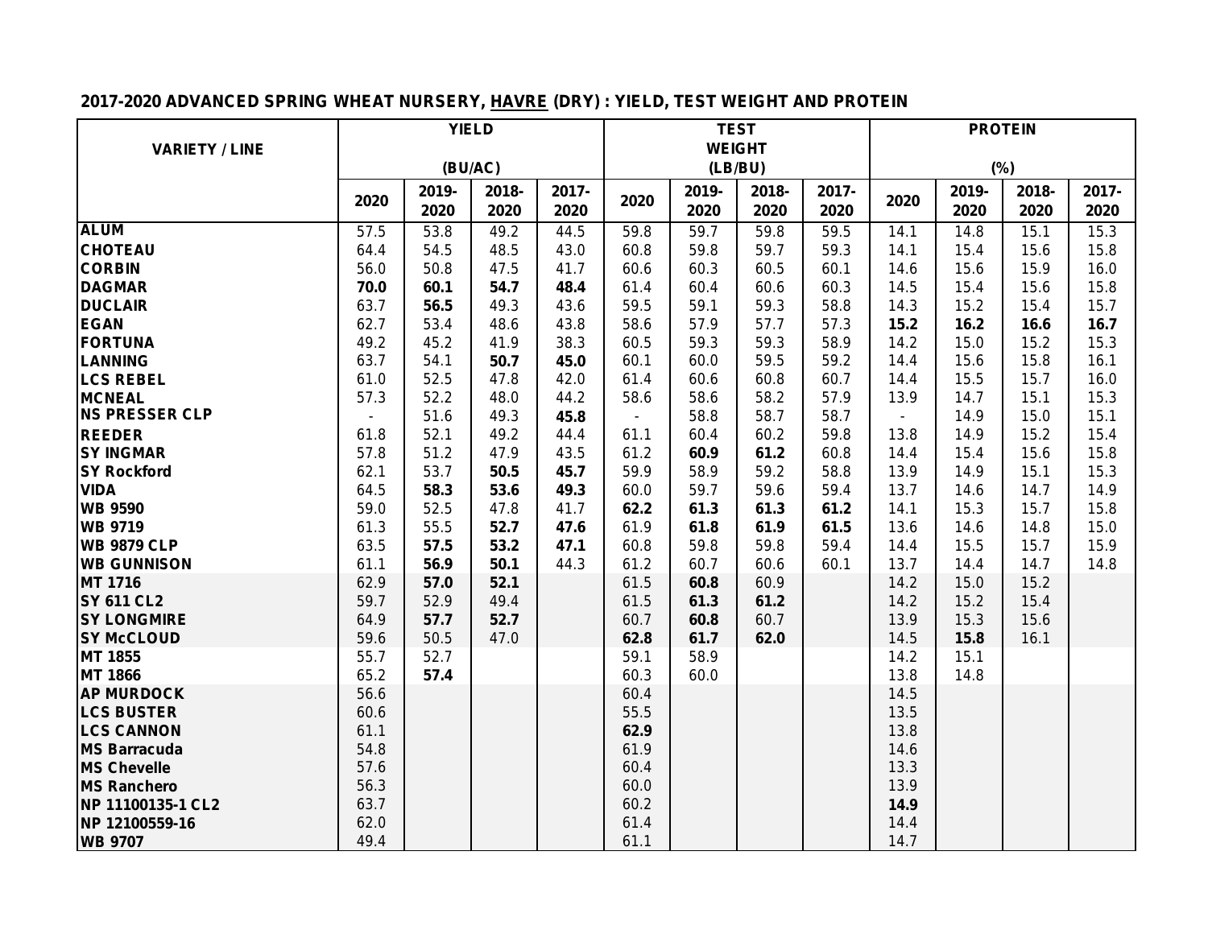**2017-2020 ADVANCED SPRING WHEAT NURSERY, HAVRE (DRY) : YIELD, TEST WEIGHT AND PROTEIN**

| VARIETY / LINE | YIELD (BU/AC) | | | | TEST WEIGHT (LB/BU) | | | | PROTEIN (%) | | | |
|---|---|---|---|---|---|---|---|---|---|---|---|---|
| | 2020 | 2019-2020 | 2018-2020 | 2017-2020 | 2020 | 2019-2020 | 2018-2020 | 2017-2020 | 2020 | 2019-2020 | 2018-2020 | 2017-2020 |
| ALUM | 57.5 | 53.8 | 49.2 | 44.5 | 59.8 | 59.7 | 59.8 | 59.5 | 14.1 | 14.8 | 15.1 | 15.3 |
| CHOTEAU | 64.4 | 54.5 | 48.5 | 43.0 | 60.8 | 59.8 | 59.7 | 59.3 | 14.1 | 15.4 | 15.6 | 15.8 |
| CORBIN | 56.0 | 50.8 | 47.5 | 41.7 | 60.6 | 60.3 | 60.5 | 60.1 | 14.6 | 15.6 | 15.9 | 16.0 |
| DAGMAR | **70.0** | **60.1** | **54.7** | **48.4** | 61.4 | 60.4 | 60.6 | 60.3 | 14.5 | 15.4 | 15.6 | 15.8 |
| DUCLAIR | 63.7 | **56.5** | 49.3 | 43.6 | 59.5 | 59.1 | 59.3 | 58.8 | 14.3 | 15.2 | 15.4 | 15.7 |
| EGAN | 62.7 | 53.4 | 48.6 | 43.8 | 58.6 | 57.9 | 57.7 | 57.3 | **15.2** | **16.2** | **16.6** | **16.7** |
| FORTUNA | 49.2 | 45.2 | 41.9 | 38.3 | 60.5 | 59.3 | 59.3 | 58.9 | 14.2 | 15.0 | 15.2 | 15.3 |
| LANNING | 63.7 | 54.1 | **50.7** | **45.0** | 60.1 | 60.0 | 59.5 | 59.2 | 14.4 | 15.6 | 15.8 | 16.1 |
| LCS REBEL | 61.0 | 52.5 | 47.8 | 42.0 | 61.4 | 60.6 | 60.8 | 60.7 | 14.4 | 15.5 | 15.7 | 16.0 |
| MCNEAL | 57.3 | 52.2 | 48.0 | 44.2 | 58.6 | 58.6 | 58.2 | 57.9 | 13.9 | 14.7 | 15.1 | 15.3 |
| NS PRESSER CLP | - | 51.6 | 49.3 | **45.8** | - | 58.8 | 58.7 | 58.7 | - | 14.9 | 15.0 | 15.1 |
| REEDER | 61.8 | 52.1 | 49.2 | 44.4 | 61.1 | 60.4 | 60.2 | 59.8 | 13.8 | 14.9 | 15.2 | 15.4 |
| SY INGMAR | 57.8 | 51.2 | 47.9 | 43.5 | 61.2 | **60.9** | **61.2** | 60.8 | 14.4 | 15.4 | 15.6 | 15.8 |
| SY Rockford | 62.1 | 53.7 | **50.5** | **45.7** | 59.9 | 58.9 | 59.2 | 58.8 | 13.9 | 14.9 | 15.1 | 15.3 |
| VIDA | 64.5 | **58.3** | **53.6** | **49.3** | 60.0 | 59.7 | 59.6 | 59.4 | 13.7 | 14.6 | 14.7 | 14.9 |
| WB 9590 | 59.0 | 52.5 | 47.8 | 41.7 | **62.2** | **61.3** | **61.3** | **61.2** | 14.1 | 15.3 | 15.7 | 15.8 |
| WB 9719 | 61.3 | 55.5 | **52.7** | **47.6** | 61.9 | **61.8** | **61.9** | **61.5** | 13.6 | 14.6 | 14.8 | 15.0 |
| WB 9879 CLP | 63.5 | **57.5** | **53.2** | **47.1** | 60.8 | 59.8 | 59.8 | 59.4 | 14.4 | 15.5 | 15.7 | 15.9 |
| WB GUNNISON | 61.1 | **56.9** | **50.1** | 44.3 | 61.2 | 60.7 | 60.6 | 60.1 | 13.7 | 14.4 | 14.7 | 14.8 |
| MT 1716 | 62.9 | **57.0** | **52.1** | | 61.5 | **60.8** | 60.9 | | 14.2 | 15.0 | 15.2 | |
| SY 611 CL2 | 59.7 | 52.9 | 49.4 | | 61.5 | **61.3** | **61.2** | | 14.2 | 15.2 | 15.4 | |
| SY LONGMIRE | 64.9 | **57.7** | **52.7** | | 60.7 | **60.8** | 60.7 | | 13.9 | 15.3 | 15.6 | |
| SY McCLOUD | 59.6 | 50.5 | 47.0 | | **62.8** | **61.7** | **62.0** | | 14.5 | **15.8** | 16.1 | |
| MT 1855 | 55.7 | 52.7 | | | 59.1 | 58.9 | | | 14.2 | 15.1 | | |
| MT 1866 | 65.2 | **57.4** | | | 60.3 | 60.0 | | | 13.8 | 14.8 | | |
| AP MURDOCK | 56.6 | | | | 60.4 | | | | 14.5 | | | |
| LCS BUSTER | 60.6 | | | | 55.5 | | | | 13.5 | | | |
| LCS CANNON | 61.1 | | | | **62.9** | | | | 13.8 | | | |
| MS Barracuda | 54.8 | | | | 61.9 | | | | 14.6 | | | |
| MS Chevelle | 57.6 | | | | 60.4 | | | | 13.3 | | | |
| MS Ranchero | 56.3 | | | | 60.0 | | | | 13.9 | | | |
| NP 11100135-1 CL2 | 63.7 | | | | 60.2 | | | | **14.9** | | | |
| NP 12100559-16 | 62.0 | | | | 61.4 | | | | 14.4 | | | |
| WB 9707 | 49.4 | | | | 61.1 | | | | 14.7 | | | |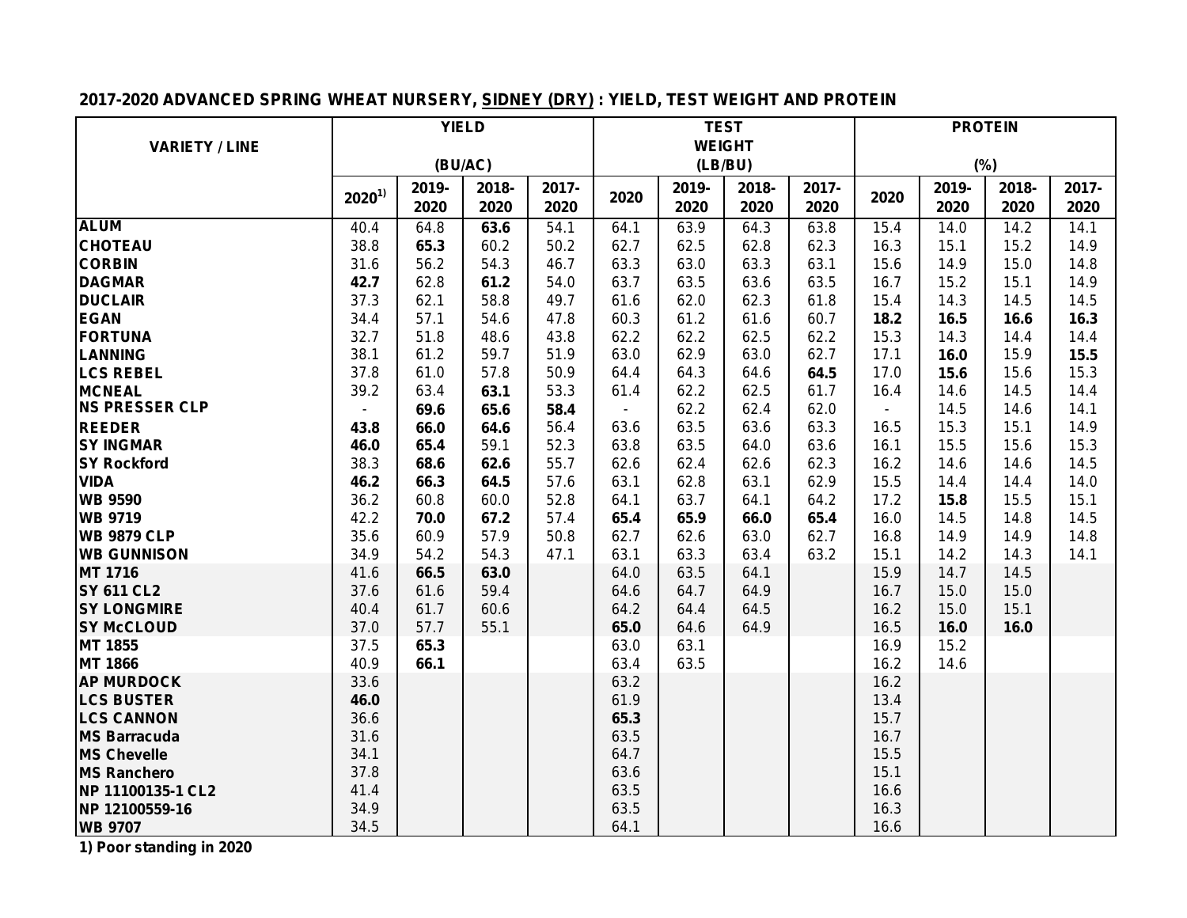**2017-2020 ADVANCED SPRING WHEAT NURSERY, SIDNEY (DRY) : YIELD, TEST WEIGHT AND PROTEIN**

| VARIETY / LINE | YIELD (BU/AC) | | | | TEST WEIGHT (LB/BU) | | | | PROTEIN (%) | | | |
|---|---|---|---|---|---|---|---|---|---|---|---|---|
| | 2020[1)] | 2019-2020 | 2018-2020 | 2017-2020 | 2020 | 2019-2020 | 2018-2020 | 2017-2020 | 2020 | 2019-2020 | 2018-2020 | 2017-2020 |
| ALUM | 40.4 | 64.8 | **63.6** | 54.1 | 64.1 | 63.9 | 64.3 | 63.8 | 15.4 | 14.0 | 14.2 | 14.1 |
| CHOTEAU | 38.8 | **65.3** | 60.2 | 50.2 | 62.7 | 62.5 | 62.8 | 62.3 | 16.3 | 15.1 | 15.2 | 14.9 |
| CORBIN | 31.6 | 56.2 | 54.3 | 46.7 | 63.3 | 63.0 | 63.3 | 63.1 | 15.6 | 14.9 | 15.0 | 14.8 |
| DAGMAR | **42.7** | 62.8 | **61.2** | 54.0 | 63.7 | 63.5 | 63.6 | 63.5 | 16.7 | 15.2 | 15.1 | 14.9 |
| DUCLAIR | 37.3 | 62.1 | 58.8 | 49.7 | 61.6 | 62.0 | 62.3 | 61.8 | 15.4 | 14.3 | 14.5 | 14.5 |
| EGAN | 34.4 | 57.1 | 54.6 | 47.8 | 60.3 | 61.2 | 61.6 | 60.7 | **18.2** | **16.5** | **16.6** | **16.3** |
| FORTUNA | 32.7 | 51.8 | 48.6 | 43.8 | 62.2 | 62.2 | 62.5 | 62.2 | 15.3 | 14.3 | 14.4 | 14.4 |
| LANNING | 38.1 | 61.2 | 59.7 | 51.9 | 63.0 | 62.9 | 63.0 | 62.7 | 17.1 | **16.0** | 15.9 | **15.5** |
| LCS REBEL | 37.8 | 61.0 | 57.8 | 50.9 | 64.4 | 64.3 | 64.6 | **64.5** | 17.0 | **15.6** | 15.6 | 15.3 |
| MCNEAL | 39.2 | 63.4 | **63.1** | 53.3 | 61.4 | 62.2 | 62.5 | 61.7 | 16.4 | 14.6 | 14.5 | 14.4 |
| NS PRESSER CLP | - | **69.6** | **65.6** | **58.4** | - | 62.2 | 62.4 | 62.0 | - | 14.5 | 14.6 | 14.1 |
| REEDER | **43.8** | **66.0** | **64.6** | 56.4 | 63.6 | 63.5 | 63.6 | 63.3 | 16.5 | 15.3 | 15.1 | 14.9 |
| SY INGMAR | **46.0** | **65.4** | 59.1 | 52.3 | 63.8 | 63.5 | 64.0 | 63.6 | 16.1 | 15.5 | 15.6 | 15.3 |
| SY Rockford | 38.3 | **68.6** | 62.6 | 55.7 | 62.6 | 62.4 | 62.6 | 62.3 | 16.2 | 14.6 | 14.6 | 14.5 |
| VIDA | **46.2** | **66.3** | **64.5** | 57.6 | 63.1 | 62.8 | 63.1 | 62.9 | 15.5 | 14.4 | 14.4 | 14.0 |
| WB 9590 | 36.2 | 60.8 | 60.0 | 52.8 | 64.1 | 63.7 | 64.1 | 64.2 | 17.2 | **15.8** | 15.5 | 15.1 |
| WB 9719 | 42.2 | **70.0** | **67.2** | 57.4 | **65.4** | **65.9** | **66.0** | **65.4** | 16.0 | 14.5 | 14.8 | 14.5 |
| WB 9879 CLP | 35.6 | 60.9 | 57.9 | 50.8 | 62.7 | 62.6 | 63.0 | 62.7 | 16.8 | 14.9 | 14.9 | 14.8 |
| WB GUNNISON | 34.9 | 54.2 | 54.3 | 47.1 | 63.1 | 63.3 | 63.4 | 63.2 | 15.1 | 14.2 | 14.3 | 14.1 |
| MT 1716 | 41.6 | **66.5** | **63.0** | | 64.0 | 63.5 | 64.1 | | 15.9 | 14.7 | 14.5 | |
| SY 611 CL2 | 37.6 | 61.6 | 59.4 | | 64.6 | 64.7 | 64.9 | | 16.7 | 15.0 | 15.0 | |
| SY LONGMIRE | 40.4 | 61.7 | 60.6 | | 64.2 | 64.4 | 64.5 | | 16.2 | 15.0 | 15.1 | |
| SY McCLOUD | 37.0 | 57.7 | 55.1 | | **65.0** | 64.6 | 64.9 | | 16.5 | **16.0** | **16.0** | |
| MT 1855 | 37.5 | **65.3** | | | 63.0 | 63.1 | | | 16.9 | 15.2 | | |
| MT 1866 | 40.9 | **66.1** | | | 63.4 | 63.5 | | | 16.2 | 14.6 | | |
| AP MURDOCK | 33.6 | | | | 63.2 | | | | 16.2 | | | |
| LCS BUSTER | **46.0** | | | | 61.9 | | | | 13.4 | | | |
| LCS CANNON | 36.6 | | | | **65.3** | | | | 15.7 | | | |
| MS Barracuda | 31.6 | | | | 63.5 | | | | 16.7 | | | |
| MS Chevelle | 34.1 | | | | 64.7 | | | | 15.5 | | | |
| MS Ranchero | 37.8 | | | | 63.6 | | | | 15.1 | | | |
| NP 11100135-1 CL2 | 41.4 | | | | 63.5 | | | | 16.6 | | | |
| NP 12100559-16 | 34.9 | | | | 63.5 | | | | 16.3 | | | |
| WB 9707 | 34.5 | | | | 64.1 | | | | 16.6 | | | |

1) Poor standing in 2020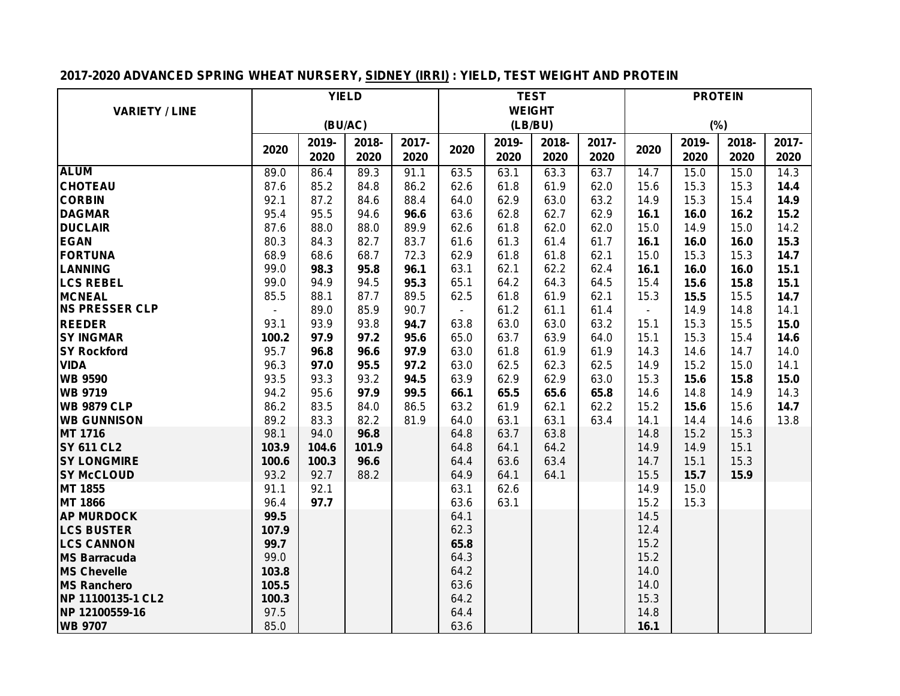## 2017-2020 ADVANCED SPRING WHEAT NURSERY, SIDNEY (IRRI) : YIELD, TEST WEIGHT AND PROTEIN

| VARIETY / LINE | YIELD (BU/AC) | | | | TEST WEIGHT (LB/BU) | | | | PROTEIN (%) | | | |
|---|---|---|---|---|---|---|---|---|---|---|---|---|
| | 2020 | 2019-2020 | 2018-2020 | 2017-2020 | 2020 | 2019-2020 | 2018-2020 | 2017-2020 | 2020 | 2019-2020 | 2018-2020 | 2017-2020 |
| ALUM | 89.0 | 86.4 | 89.3 | 91.1 | 63.5 | 63.1 | 63.3 | 63.7 | 14.7 | 15.0 | 15.0 | 14.3 |
| CHOTEAU | 87.6 | 85.2 | 84.8 | 86.2 | 62.6 | 61.8 | 61.9 | 62.0 | 15.6 | 15.3 | 15.3 | **14.4** |
| CORBIN | 92.1 | 87.2 | 84.6 | 88.4 | 64.0 | 62.9 | 63.0 | 63.2 | 14.9 | 15.3 | 15.4 | **14.9** |
| DAGMAR | 95.4 | 95.5 | 94.6 | **96.6** | 63.6 | 62.8 | 62.7 | 62.9 | **16.1** | **16.0** | **16.2** | **15.2** |
| DUCLAIR | 87.6 | 88.0 | 88.0 | 89.9 | 62.6 | 61.8 | 62.0 | 62.0 | 15.0 | 14.9 | 15.0 | 14.2 |
| EGAN | 80.3 | 84.3 | 82.7 | 83.7 | 61.6 | 61.3 | 61.4 | 61.7 | **16.1** | **16.0** | **16.0** | **15.3** |
| FORTUNA | 68.9 | 68.6 | 68.7 | 72.3 | 62.9 | 61.8 | 61.8 | 62.1 | 15.0 | 15.3 | 15.3 | **14.7** |
| LANNING | 99.0 | **98.3** | **95.8** | **96.1** | 63.1 | 62.1 | 62.2 | 62.4 | **16.1** | **16.0** | **16.0** | **15.1** |
| LCS REBEL | 99.0 | 94.9 | 94.5 | **95.3** | 65.1 | 64.2 | 64.3 | 64.5 | 15.4 | **15.6** | **15.8** | **15.1** |
| MCNEAL | 85.5 | 88.1 | 87.7 | 89.5 | 62.5 | 61.8 | 61.9 | 62.1 | 15.3 | **15.5** | 15.5 | **14.7** |
| NS PRESSER CLP | - | 89.0 | 85.9 | 90.7 | - | 61.2 | 61.1 | 61.4 | - | 14.9 | 14.8 | 14.1 |
| REEDER | 93.1 | 93.9 | 93.8 | **94.7** | 63.8 | 63.0 | 63.0 | 63.2 | 15.1 | 15.3 | 15.5 | **15.0** |
| SY INGMAR | **100.2** | **97.9** | **97.2** | **95.6** | 65.0 | 63.7 | 63.9 | 64.0 | 15.1 | 15.3 | 15.4 | **14.6** |
| SY Rockford | 95.7 | **96.8** | **96.6** | **97.9** | 63.0 | 61.8 | 61.9 | 61.9 | 14.3 | 14.6 | 14.7 | 14.0 |
| VIDA | 96.3 | **97.0** | **95.5** | **97.2** | 63.0 | 62.5 | 62.3 | 62.5 | 14.9 | 15.2 | 15.0 | 14.1 |
| WB 9590 | 93.5 | 93.3 | 93.2 | **94.5** | 63.9 | 62.9 | 62.9 | 63.0 | 15.3 | **15.6** | **15.8** | **15.0** |
| WB 9719 | 94.2 | 95.6 | **97.9** | **99.5** | **66.1** | **65.5** | **65.6** | **65.8** | 14.6 | 14.8 | 14.9 | 14.3 |
| WB 9879 CLP | 86.2 | 83.5 | 84.0 | 86.5 | 63.2 | 61.9 | 62.1 | 62.2 | 15.2 | **15.6** | 15.6 | **14.7** |
| WB GUNNISON | 89.2 | 83.3 | 82.2 | 81.9 | 64.0 | 63.1 | 63.1 | 63.4 | 14.1 | 14.4 | 14.6 | 13.8 |
| MT 1716 | 98.1 | 94.0 | **96.8** | | 64.8 | 63.7 | 63.8 | | 14.8 | 15.2 | 15.3 | |
| SY 611 CL2 | **103.9** | **104.6** | **101.9** | | 64.8 | 64.1 | 64.2 | | 14.9 | 14.9 | 15.1 | |
| SY LONGMIRE | **100.6** | **100.3** | **96.6** | | 64.4 | 63.6 | 63.4 | | 14.7 | 15.1 | 15.3 | |
| SY McCLOUD | 93.2 | 92.7 | 88.2 | | 64.9 | 64.1 | 64.1 | | 15.5 | **15.7** | **15.9** | |
| MT 1855 | 91.1 | 92.1 | | | 63.1 | 62.6 | | | 14.9 | 15.0 | | |
| MT 1866 | 96.4 | **97.7** | | | 63.6 | 63.1 | | | 15.2 | 15.3 | | |
| AP MURDOCK | **99.5** | | | | 64.1 | | | | 14.5 | | | |
| LCS BUSTER | **107.9** | | | | 62.3 | | | | 12.4 | | | |
| LCS CANNON | **99.7** | | | | **65.8** | | | | 15.2 | | | |
| MS Barracuda | 99.0 | | | | 64.3 | | | | 15.2 | | | |
| MS Chevelle | **103.8** | | | | 64.2 | | | | 14.0 | | | |
| MS Ranchero | **105.5** | | | | 63.6 | | | | 14.0 | | | |
| NP 11100135-1 CL2 | **100.3** | | | | 64.2 | | | | 15.3 | | | |
| NP 12100559-16 | 97.5 | | | | 64.4 | | | | 14.8 | | | |
| WB 9707 | 85.0 | | | | 63.6 | | | | **16.1** | | | |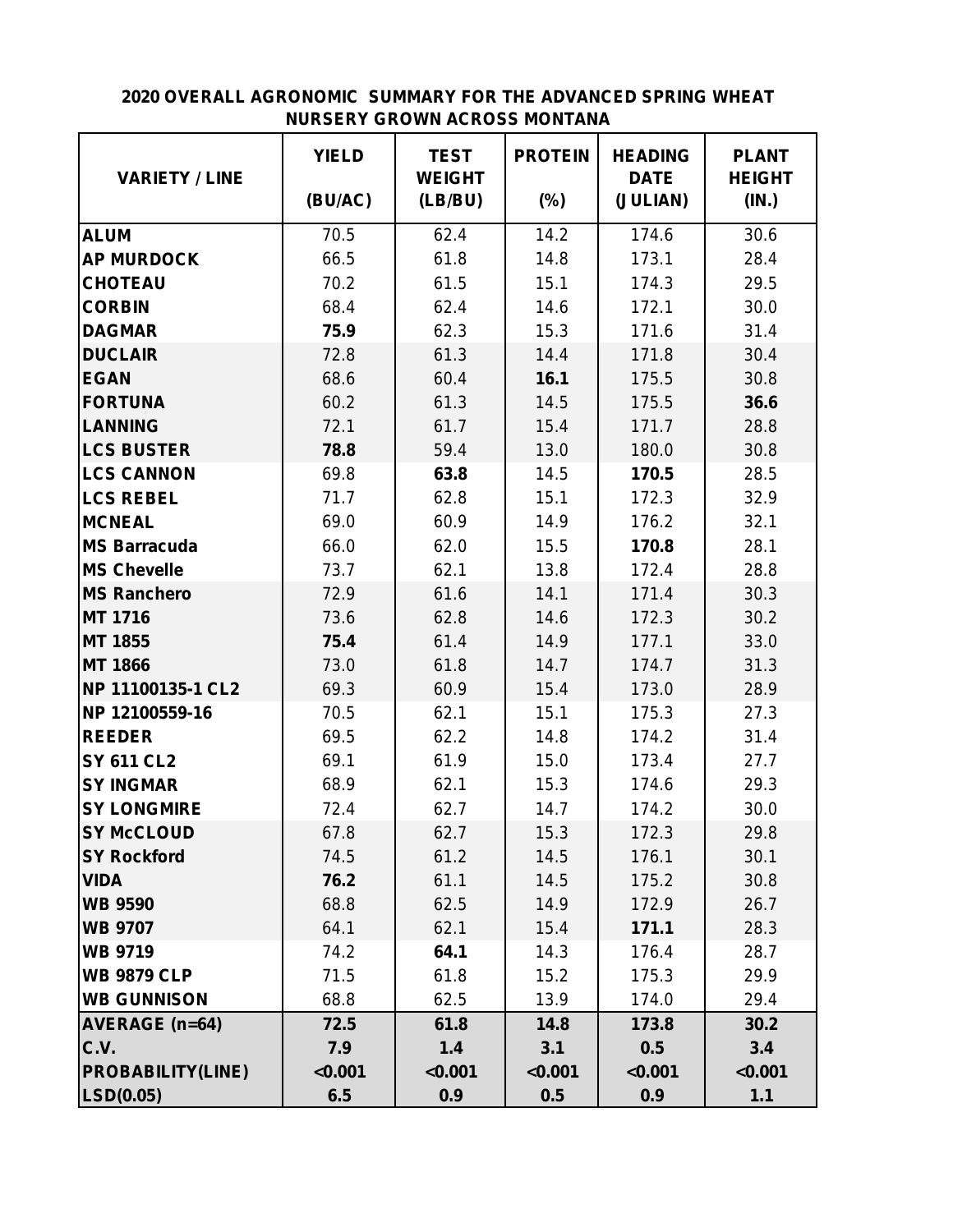## 2020 OVERALL AGRONOMIC SUMMARY FOR THE ADVANCED SPRING WHEAT NURSERY GROWN ACROSS MONTANA

| VARIETY / LINE | YIELD (BU/AC) | TEST WEIGHT (LB/BU) | PROTEIN (%) | HEADING DATE (JULIAN) | PLANT HEIGHT (IN.) |
|---|---|---|---|---|---|
| **ALUM** | 70.5 | 62.4 | 14.2 | 174.6 | 30.6 |
| **AP MURDOCK** | 66.5 | 61.8 | 14.8 | 173.1 | 28.4 |
| **CHOTEAU** | 70.2 | 61.5 | 15.1 | 174.3 | 29.5 |
| **CORBIN** | 68.4 | 62.4 | 14.6 | 172.1 | 30.0 |
| **DAGMAR** | **75.9** | 62.3 | 15.3 | 171.6 | 31.4 |
| **DUCLAIR** | 72.8 | 61.3 | 14.4 | 171.8 | 30.4 |
| **EGAN** | 68.6 | 60.4 | **16.1** | 175.5 | 30.8 |
| **FORTUNA** | 60.2 | 61.3 | 14.5 | 175.5 | **36.6** |
| **LANNING** | 72.1 | 61.7 | 15.4 | 171.7 | 28.8 |
| **LCS BUSTER** | **78.8** | 59.4 | 13.0 | 180.0 | 30.8 |
| **LCS CANNON** | 69.8 | **63.8** | 14.5 | **170.5** | 28.5 |
| **LCS REBEL** | 71.7 | 62.8 | 15.1 | 172.3 | 32.9 |
| **MCNEAL** | 69.0 | 60.9 | 14.9 | 176.2 | 32.1 |
| **MS Barracuda** | 66.0 | 62.0 | 15.5 | **170.8** | 28.1 |
| **MS Chevelle** | 73.7 | 62.1 | 13.8 | 172.4 | 28.8 |
| **MS Ranchero** | 72.9 | 61.6 | 14.1 | 171.4 | 30.3 |
| **MT 1716** | 73.6 | 62.8 | 14.6 | 172.3 | 30.2 |
| **MT 1855** | **75.4** | 61.4 | 14.9 | 177.1 | 33.0 |
| **MT 1866** | 73.0 | 61.8 | 14.7 | 174.7 | 31.3 |
| **NP 11100135-1 CL2** | 69.3 | 60.9 | 15.4 | 173.0 | 28.9 |
| **NP 12100559-16** | 70.5 | 62.1 | 15.1 | 175.3 | 27.3 |
| **REEDER** | 69.5 | 62.2 | 14.8 | 174.2 | 31.4 |
| **SY 611 CL2** | 69.1 | 61.9 | 15.0 | 173.4 | 27.7 |
| **SY INGMAR** | 68.9 | 62.1 | 15.3 | 174.6 | 29.3 |
| **SY LONGMIRE** | 72.4 | 62.7 | 14.7 | 174.2 | 30.0 |
| **SY McCLOUD** | 67.8 | 62.7 | 15.3 | 172.3 | 29.8 |
| **SY Rockford** | 74.5 | 61.2 | 14.5 | 176.1 | 30.1 |
| **VIDA** | **76.2** | 61.1 | 14.5 | 175.2 | 30.8 |
| **WB 9590** | 68.8 | 62.5 | 14.9 | 172.9 | 26.7 |
| **WB 9707** | 64.1 | 62.1 | 15.4 | **171.1** | 28.3 |
| **WB 9719** | 74.2 | **64.1** | 14.3 | 176.4 | 28.7 |
| **WB 9879 CLP** | 71.5 | 61.8 | 15.2 | 175.3 | 29.9 |
| **WB GUNNISON** | 68.8 | 62.5 | 13.9 | 174.0 | 29.4 |
| **AVERAGE (n=64)** | **72.5** | **61.8** | **14.8** | **173.8** | **30.2** |
| **C.V.** | **7.9** | **1.4** | **3.1** | **0.5** | **3.4** |
| **PROBABILITY(LINE)** | **<0.001** | **<0.001** | **<0.001** | **<0.001** | **<0.001** |
| **LSD(0.05)** | **6.5** | **0.9** | **0.5** | **0.9** | **1.1** |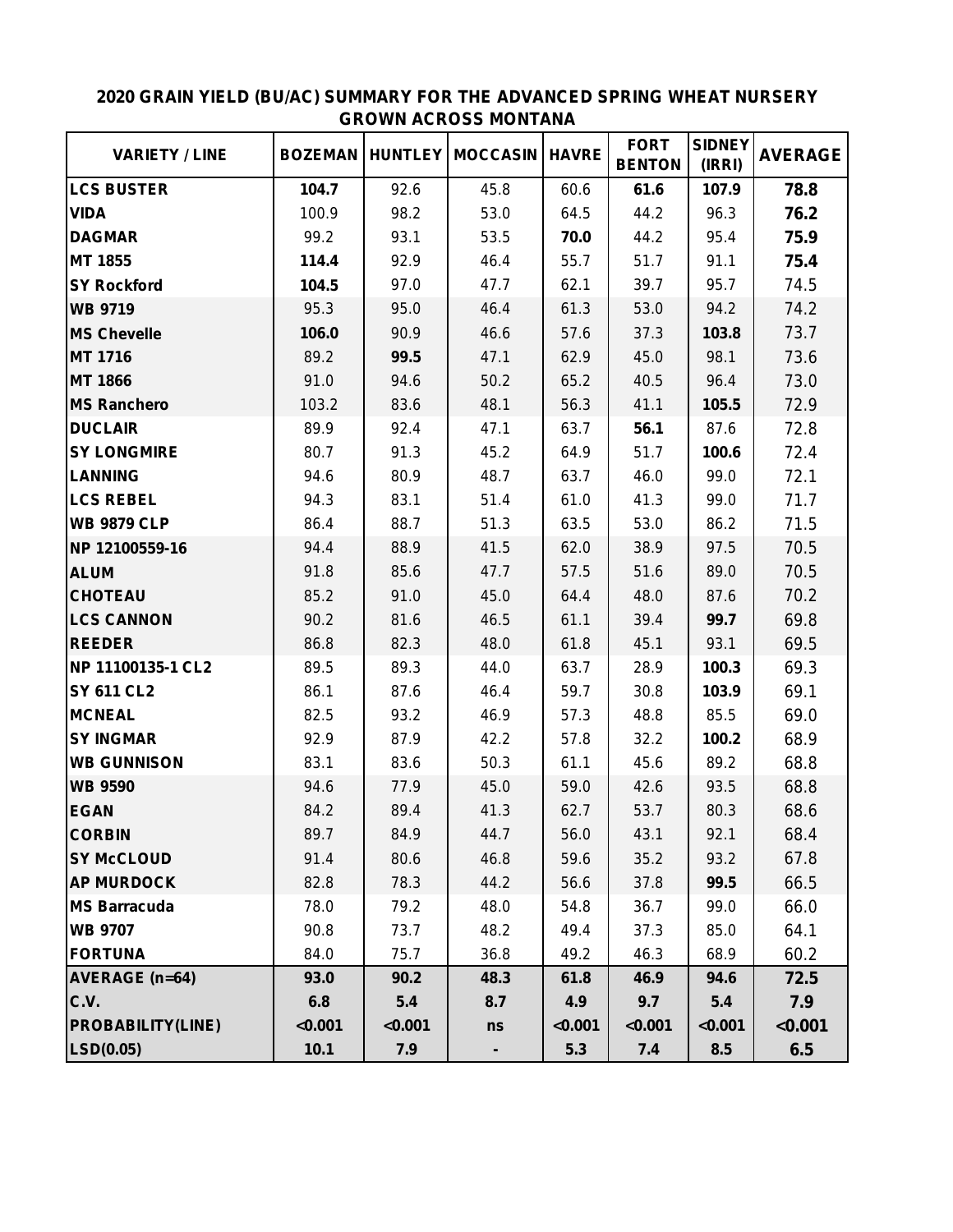## 2020 GRAIN YIELD (BU/AC) SUMMARY FOR THE ADVANCED SPRING WHEAT NURSERY GROWN ACROSS MONTANA

| VARIETY / LINE | BOZEMAN | HUNTLEY | MOCCASIN | HAVRE | FORT BENTON | SIDNEY (IRRI) | AVERAGE |
|---|---|---|---|---|---|---|---|
| LCS BUSTER | **104.7** | 92.6 | 45.8 | 60.6 | **61.6** | **107.9** | **78.8** |
| VIDA | 100.9 | 98.2 | 53.0 | 64.5 | 44.2 | 96.3 | **76.2** |
| DAGMAR | 99.2 | 93.1 | 53.5 | **70.0** | 44.2 | 95.4 | **75.9** |
| MT 1855 | **114.4** | 92.9 | 46.4 | 55.7 | 51.7 | 91.1 | **75.4** |
| SY Rockford | **104.5** | 97.0 | 47.7 | 62.1 | 39.7 | 95.7 | 74.5 |
| WB 9719 | 95.3 | 95.0 | 46.4 | 61.3 | 53.0 | 94.2 | 74.2 |
| MS Chevelle | **106.0** | 90.9 | 46.6 | 57.6 | 37.3 | **103.8** | 73.7 |
| MT 1716 | 89.2 | **99.5** | 47.1 | 62.9 | 45.0 | 98.1 | 73.6 |
| MT 1866 | 91.0 | 94.6 | 50.2 | 65.2 | 40.5 | 96.4 | 73.0 |
| MS Ranchero | 103.2 | 83.6 | 48.1 | 56.3 | 41.1 | **105.5** | 72.9 |
| DUCLAIR | 89.9 | 92.4 | 47.1 | 63.7 | **56.1** | 87.6 | 72.8 |
| SY LONGMIRE | 80.7 | 91.3 | 45.2 | 64.9 | 51.7 | **100.6** | 72.4 |
| LANNING | 94.6 | 80.9 | 48.7 | 63.7 | 46.0 | 99.0 | 72.1 |
| LCS REBEL | 94.3 | 83.1 | 51.4 | 61.0 | 41.3 | 99.0 | 71.7 |
| WB 9879 CLP | 86.4 | 88.7 | 51.3 | 63.5 | 53.0 | 86.2 | 71.5 |
| NP 12100559-16 | 94.4 | 88.9 | 41.5 | 62.0 | 38.9 | 97.5 | 70.5 |
| ALUM | 91.8 | 85.6 | 47.7 | 57.5 | 51.6 | 89.0 | 70.5 |
| CHOTEAU | 85.2 | 91.0 | 45.0 | 64.4 | 48.0 | 87.6 | 70.2 |
| LCS CANNON | 90.2 | 81.6 | 46.5 | 61.1 | 39.4 | **99.7** | 69.8 |
| REEDER | 86.8 | 82.3 | 48.0 | 61.8 | 45.1 | 93.1 | 69.5 |
| NP 11100135-1 CL2 | 89.5 | 89.3 | 44.0 | 63.7 | 28.9 | **100.3** | 69.3 |
| SY 611 CL2 | 86.1 | 87.6 | 46.4 | 59.7 | 30.8 | **103.9** | 69.1 |
| MCNEAL | 82.5 | 93.2 | 46.9 | 57.3 | 48.8 | 85.5 | 69.0 |
| SY INGMAR | 92.9 | 87.9 | 42.2 | 57.8 | 32.2 | **100.2** | 68.9 |
| WB GUNNISON | 83.1 | 83.6 | 50.3 | 61.1 | 45.6 | 89.2 | 68.8 |
| WB 9590 | 94.6 | 77.9 | 45.0 | 59.0 | 42.6 | 93.5 | 68.8 |
| EGAN | 84.2 | 89.4 | 41.3 | 62.7 | 53.7 | 80.3 | 68.6 |
| CORBIN | 89.7 | 84.9 | 44.7 | 56.0 | 43.1 | 92.1 | 68.4 |
| SY McCLOUD | 91.4 | 80.6 | 46.8 | 59.6 | 35.2 | 93.2 | 67.8 |
| AP MURDOCK | 82.8 | 78.3 | 44.2 | 56.6 | 37.8 | **99.5** | 66.5 |
| MS Barracuda | 78.0 | 79.2 | 48.0 | 54.8 | 36.7 | 99.0 | 66.0 |
| WB 9707 | 90.8 | 73.7 | 48.2 | 49.4 | 37.3 | 85.0 | 64.1 |
| FORTUNA | 84.0 | 75.7 | 36.8 | 49.2 | 46.3 | 68.9 | 60.2 |
| **AVERAGE (n=64)** | **93.0** | **90.2** | **48.3** | **61.8** | **46.9** | **94.6** | **72.5** |
| **C.V.** | **6.8** | **5.4** | **8.7** | **4.9** | **9.7** | **5.4** | **7.9** |
| **PROBABILITY(LINE)** | **<0.001** | **<0.001** | **ns** | **<0.001** | **<0.001** | **<0.001** | **<0.001** |
| **LSD(0.05)** | **10.1** | **7.9** | **-** | **5.3** | **7.4** | **8.5** | **6.5** |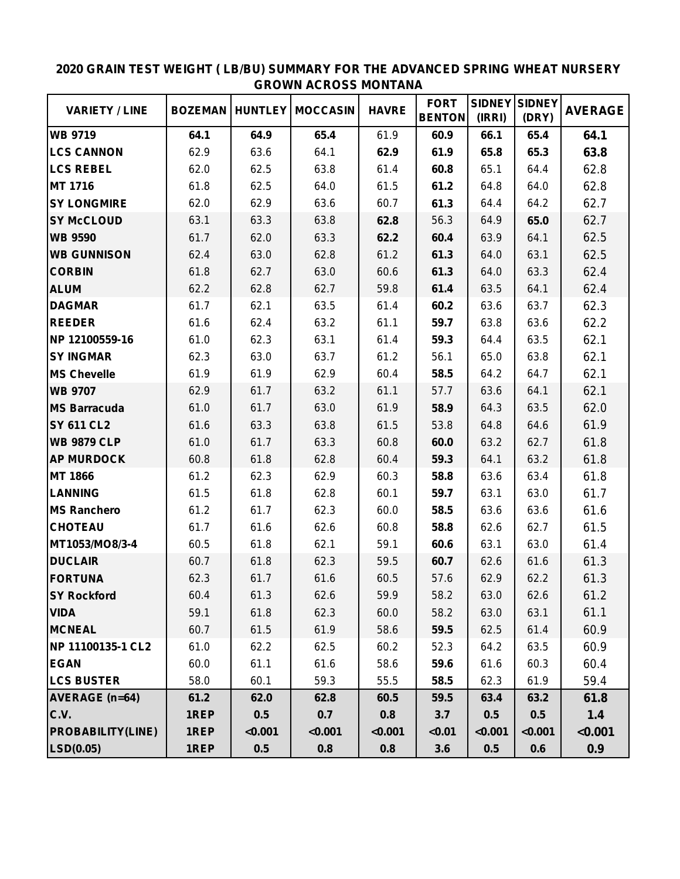## 2020 GRAIN TEST WEIGHT ( LB/BU) SUMMARY FOR THE ADVANCED SPRING WHEAT NURSERY GROWN ACROSS MONTANA

| VARIETY / LINE | BOZEMAN | HUNTLEY | MOCCASIN | HAVRE | FORT BENTON | SIDNEY (IRRI) | SIDNEY (DRY) | AVERAGE |
|---|---|---|---|---|---|---|---|---|
| WB 9719 | **64.1** | **64.9** | **65.4** | 61.9 | **60.9** | **66.1** | **65.4** | **64.1** |
| LCS CANNON | 62.9 | 63.6 | 64.1 | **62.9** | **61.9** | **65.8** | **65.3** | **63.8** |
| LCS REBEL | 62.0 | 62.5 | 63.8 | 61.4 | **60.8** | 65.1 | 64.4 | 62.8 |
| MT 1716 | 61.8 | 62.5 | 64.0 | 61.5 | **61.2** | 64.8 | 64.0 | 62.8 |
| SY LONGMIRE | 62.0 | 62.9 | 63.6 | 60.7 | **61.3** | 64.4 | 64.2 | 62.7 |
| SY McCLOUD | 63.1 | 63.3 | 63.8 | **62.8** | 56.3 | 64.9 | **65.0** | 62.7 |
| WB 9590 | 61.7 | 62.0 | 63.3 | **62.2** | **60.4** | 63.9 | 64.1 | 62.5 |
| WB GUNNISON | 62.4 | 63.0 | 62.8 | 61.2 | **61.3** | 64.0 | 63.1 | 62.5 |
| CORBIN | 61.8 | 62.7 | 63.0 | 60.6 | **61.3** | 64.0 | 63.3 | 62.4 |
| ALUM | 62.2 | 62.8 | 62.7 | 59.8 | **61.4** | 63.5 | 64.1 | 62.4 |
| DAGMAR | 61.7 | 62.1 | 63.5 | 61.4 | **60.2** | 63.6 | 63.7 | 62.3 |
| REEDER | 61.6 | 62.4 | 63.2 | 61.1 | **59.7** | 63.8 | 63.6 | 62.2 |
| NP 12100559-16 | 61.0 | 62.3 | 63.1 | 61.4 | **59.3** | 64.4 | 63.5 | 62.1 |
| SY INGMAR | 62.3 | 63.0 | 63.7 | 61.2 | 56.1 | 65.0 | 63.8 | 62.1 |
| MS Chevelle | 61.9 | 61.9 | 62.9 | 60.4 | **58.5** | 64.2 | 64.7 | 62.1 |
| WB 9707 | 62.9 | 61.7 | 63.2 | 61.1 | 57.7 | 63.6 | 64.1 | 62.1 |
| MS Barracuda | 61.0 | 61.7 | 63.0 | 61.9 | **58.9** | 64.3 | 63.5 | 62.0 |
| SY 611 CL2 | 61.6 | 63.3 | 63.8 | 61.5 | 53.8 | 64.8 | 64.6 | 61.9 |
| WB 9879 CLP | 61.0 | 61.7 | 63.3 | 60.8 | **60.0** | 63.2 | 62.7 | 61.8 |
| AP MURDOCK | 60.8 | 61.8 | 62.8 | 60.4 | **59.3** | 64.1 | 63.2 | 61.8 |
| MT 1866 | 61.2 | 62.3 | 62.9 | 60.3 | **58.8** | 63.6 | 63.4 | 61.8 |
| LANNING | 61.5 | 61.8 | 62.8 | 60.1 | **59.7** | 63.1 | 63.0 | 61.7 |
| MS Ranchero | 61.2 | 61.7 | 62.3 | 60.0 | **58.5** | 63.6 | 63.6 | 61.6 |
| CHOTEAU | 61.7 | 61.6 | 62.6 | 60.8 | **58.8** | 62.6 | 62.7 | 61.5 |
| MT1053/MO8/3-4 | 60.5 | 61.8 | 62.1 | 59.1 | **60.6** | 63.1 | 63.0 | 61.4 |
| DUCLAIR | 60.7 | 61.8 | 62.3 | 59.5 | **60.7** | 62.6 | 61.6 | 61.3 |
| FORTUNA | 62.3 | 61.7 | 61.6 | 60.5 | 57.6 | 62.9 | 62.2 | 61.3 |
| SY Rockford | 60.4 | 61.3 | 62.6 | 59.9 | 58.2 | 63.0 | 62.6 | 61.2 |
| VIDA | 59.1 | 61.8 | 62.3 | 60.0 | 58.2 | 63.0 | 63.1 | 61.1 |
| MCNEAL | 60.7 | 61.5 | 61.9 | 58.6 | **59.5** | 62.5 | 61.4 | 60.9 |
| NP 11100135-1 CL2 | 61.0 | 62.2 | 62.5 | 60.2 | 52.3 | 64.2 | 63.5 | 60.9 |
| EGAN | 60.0 | 61.1 | 61.6 | 58.6 | **59.6** | 61.6 | 60.3 | 60.4 |
| LCS BUSTER | 58.0 | 60.1 | 59.3 | 55.5 | **58.5** | 62.3 | 61.9 | 59.4 |
| AVERAGE (n=64) | 61.2 | 62.0 | 62.8 | 60.5 | 59.5 | 63.4 | 63.2 | 61.8 |
| C.V. | 1REP | 0.5 | 0.7 | 0.8 | 3.7 | 0.5 | 0.5 | 1.4 |
| PROBABILITY(LINE) | 1REP | <0.001 | <0.001 | <0.001 | <0.01 | <0.001 | <0.001 | <0.001 |
| LSD(0.05) | 1REP | 0.5 | 0.8 | 0.8 | 3.6 | 0.5 | 0.6 | 0.9 |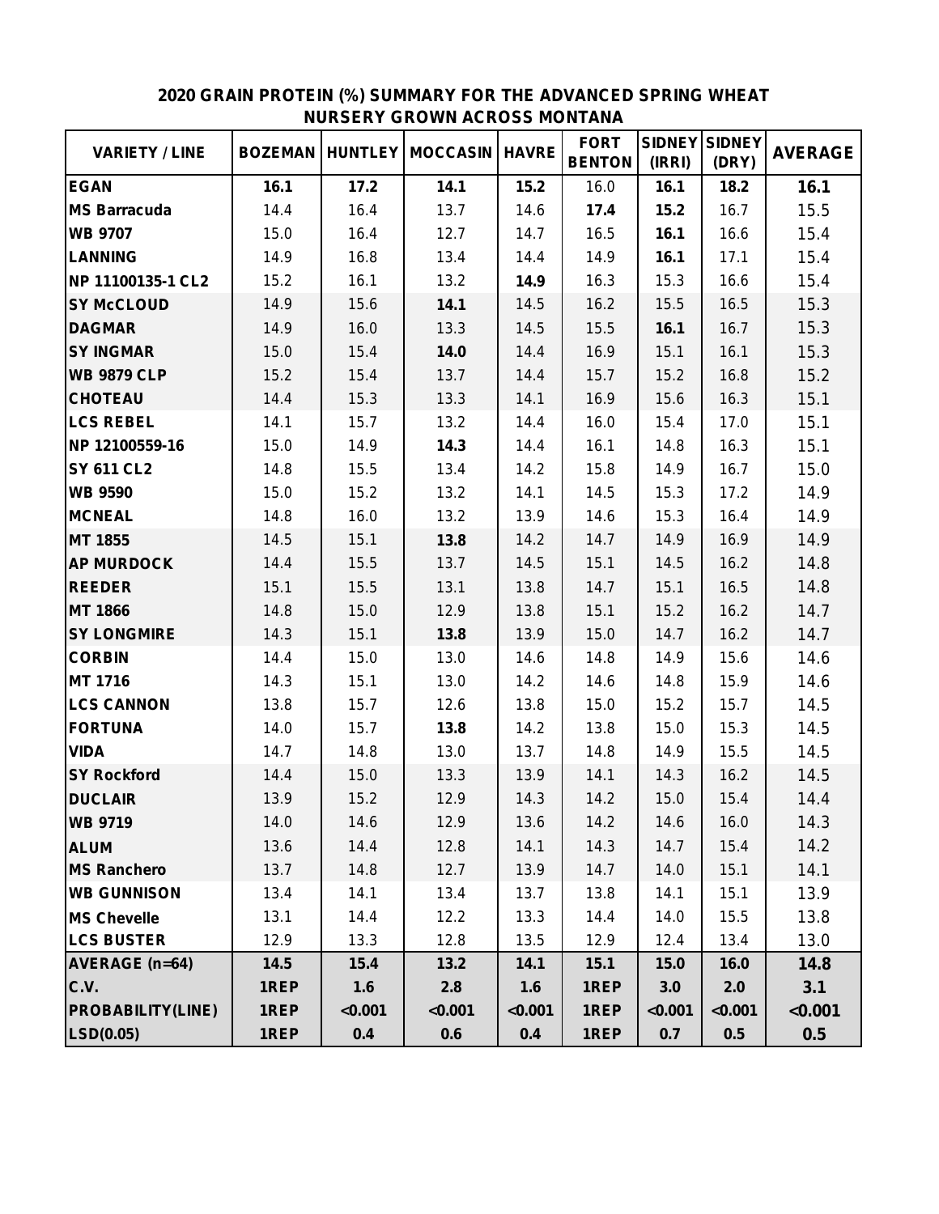## 2020 GRAIN PROTEIN (%) SUMMARY FOR THE ADVANCED SPRING WHEAT NURSERY GROWN ACROSS MONTANA

| VARIETY / LINE | BOZEMAN | HUNTLEY | MOCCASIN | HAVRE | FORT BENTON | SIDNEY (IRRI) | SIDNEY (DRY) | AVERAGE |
|---|---|---|---|---|---|---|---|---|
| EGAN | **16.1** | **17.2** | **14.1** | **15.2** | 16.0 | **16.1** | **18.2** | **16.1** |
| MS Barracuda | 14.4 | 16.4 | 13.7 | 14.6 | **17.4** | **15.2** | 16.7 | 15.5 |
| WB 9707 | 15.0 | 16.4 | 12.7 | 14.7 | 16.5 | **16.1** | 16.6 | 15.4 |
| LANNING | 14.9 | 16.8 | 13.4 | 14.4 | 14.9 | **16.1** | 17.1 | 15.4 |
| NP 11100135-1 CL2 | 15.2 | 16.1 | 13.2 | **14.9** | 16.3 | 15.3 | 16.6 | 15.4 |
| SY McCLOUD | 14.9 | 15.6 | **14.1** | 14.5 | 16.2 | 15.5 | 16.5 | 15.3 |
| DAGMAR | 14.9 | 16.0 | 13.3 | 14.5 | 15.5 | **16.1** | 16.7 | 15.3 |
| SY INGMAR | 15.0 | 15.4 | **14.0** | 14.4 | 16.9 | 15.1 | 16.1 | 15.3 |
| WB 9879 CLP | 15.2 | 15.4 | 13.7 | 14.4 | 15.7 | 15.2 | 16.8 | 15.2 |
| CHOTEAU | 14.4 | 15.3 | 13.3 | 14.1 | 16.9 | 15.6 | 16.3 | 15.1 |
| LCS REBEL | 14.1 | 15.7 | 13.2 | 14.4 | 16.0 | 15.4 | 17.0 | 15.1 |
| NP 12100559-16 | 15.0 | 14.9 | **14.3** | 14.4 | 16.1 | 14.8 | 16.3 | 15.1 |
| SY 611 CL2 | 14.8 | 15.5 | 13.4 | 14.2 | 15.8 | 14.9 | 16.7 | 15.0 |
| WB 9590 | 15.0 | 15.2 | 13.2 | 14.1 | 14.5 | 15.3 | 17.2 | 14.9 |
| MCNEAL | 14.8 | 16.0 | 13.2 | 13.9 | 14.6 | 15.3 | 16.4 | 14.9 |
| MT 1855 | 14.5 | 15.1 | **13.8** | 14.2 | 14.7 | 14.9 | 16.9 | 14.9 |
| AP MURDOCK | 14.4 | 15.5 | 13.7 | 14.5 | 15.1 | 14.5 | 16.2 | 14.8 |
| REEDER | 15.1 | 15.5 | 13.1 | 13.8 | 14.7 | 15.1 | 16.5 | 14.8 |
| MT 1866 | 14.8 | 15.0 | 12.9 | 13.8 | 15.1 | 15.2 | 16.2 | 14.7 |
| SY LONGMIRE | 14.3 | 15.1 | **13.8** | 13.9 | 15.0 | 14.7 | 16.2 | 14.7 |
| CORBIN | 14.4 | 15.0 | 13.0 | 14.6 | 14.8 | 14.9 | 15.6 | 14.6 |
| MT 1716 | 14.3 | 15.1 | 13.0 | 14.2 | 14.6 | 14.8 | 15.9 | 14.6 |
| LCS CANNON | 13.8 | 15.7 | 12.6 | 13.8 | 15.0 | 15.2 | 15.7 | 14.5 |
| FORTUNA | 14.0 | 15.7 | **13.8** | 14.2 | 13.8 | 15.0 | 15.3 | 14.5 |
| VIDA | 14.7 | 14.8 | 13.0 | 13.7 | 14.8 | 14.9 | 15.5 | 14.5 |
| SY Rockford | 14.4 | 15.0 | 13.3 | 13.9 | 14.1 | 14.3 | 16.2 | 14.5 |
| DUCLAIR | 13.9 | 15.2 | 12.9 | 14.3 | 14.2 | 15.0 | 15.4 | 14.4 |
| WB 9719 | 14.0 | 14.6 | 12.9 | 13.6 | 14.2 | 14.6 | 16.0 | 14.3 |
| ALUM | 13.6 | 14.4 | 12.8 | 14.1 | 14.3 | 14.7 | 15.4 | 14.2 |
| MS Ranchero | 13.7 | 14.8 | 12.7 | 13.9 | 14.7 | 14.0 | 15.1 | 14.1 |
| WB GUNNISON | 13.4 | 14.1 | 13.4 | 13.7 | 13.8 | 14.1 | 15.1 | 13.9 |
| MS Chevelle | 13.1 | 14.4 | 12.2 | 13.3 | 14.4 | 14.0 | 15.5 | 13.8 |
| LCS BUSTER | 12.9 | 13.3 | 12.8 | 13.5 | 12.9 | 12.4 | 13.4 | 13.0 |
| **AVERAGE (n=64)** | **14.5** | **15.4** | **13.2** | **14.1** | **15.1** | **15.0** | **16.0** | **14.8** |
| **C.V.** | **1REP** | **1.6** | **2.8** | **1.6** | **1REP** | **3.0** | **2.0** | **3.1** |
| **PROBABILITY(LINE)** | **1REP** | **<0.001** | **<0.001** | **<0.001** | **1REP** | **<0.001** | **<0.001** | **<0.001** |
| **LSD(0.05)** | **1REP** | **0.4** | **0.6** | **0.4** | **1REP** | **0.7** | **0.5** | **0.5** |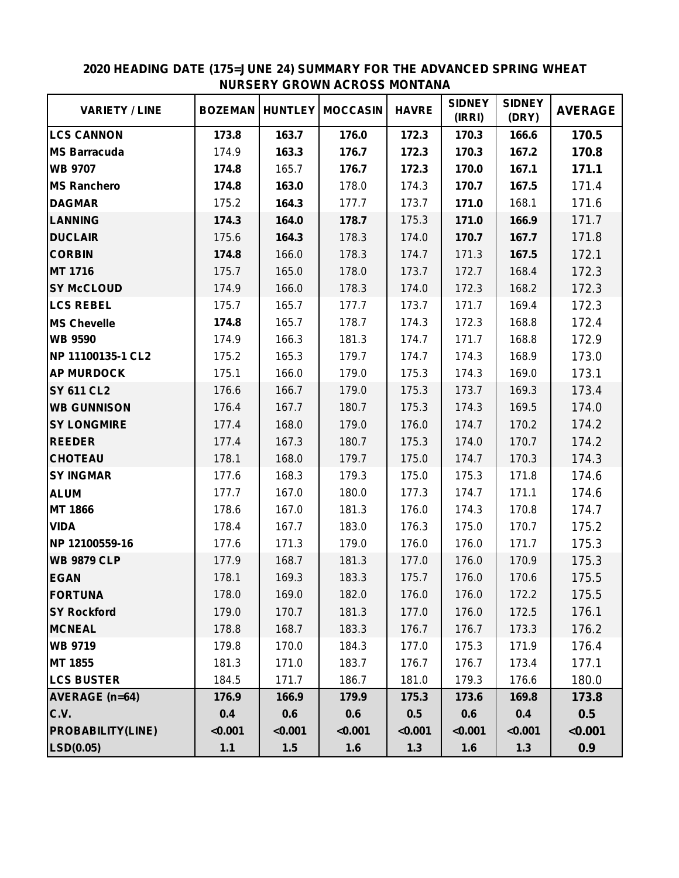## 2020 HEADING DATE (175=JUNE 24) SUMMARY FOR THE ADVANCED SPRING WHEAT NURSERY GROWN ACROSS MONTANA

| VARIETY / LINE | BOZEMAN | HUNTLEY | MOCCASIN | HAVRE | SIDNEY (IRRI) | SIDNEY (DRY) | AVERAGE |
|---|---|---|---|---|---|---|---|
| LCS CANNON | **173.8** | **163.7** | **176.0** | **172.3** | **170.3** | **166.6** | **170.5** |
| MS Barracuda | 174.9 | **163.3** | **176.7** | **172.3** | **170.3** | **167.2** | **170.8** |
| WB 9707 | **174.8** | 165.7 | **176.7** | **172.3** | **170.0** | **167.1** | **171.1** |
| MS Ranchero | **174.8** | **163.0** | 178.0 | 174.3 | **170.7** | **167.5** | 171.4 |
| DAGMAR | 175.2 | **164.3** | 177.7 | 173.7 | **171.0** | 168.1 | 171.6 |
| LANNING | **174.3** | **164.0** | **178.7** | 175.3 | **171.0** | **166.9** | 171.7 |
| DUCLAIR | 175.6 | **164.3** | 178.3 | 174.0 | **170.7** | **167.7** | 171.8 |
| CORBIN | **174.8** | 166.0 | 178.3 | 174.7 | 171.3 | **167.5** | 172.1 |
| MT 1716 | 175.7 | 165.0 | 178.0 | 173.7 | 172.7 | 168.4 | 172.3 |
| SY McCLOUD | 174.9 | 166.0 | 178.3 | 174.0 | 172.3 | 168.2 | 172.3 |
| LCS REBEL | 175.7 | 165.7 | 177.7 | 173.7 | 171.7 | 169.4 | 172.3 |
| MS Chevelle | **174.8** | 165.7 | 178.7 | 174.3 | 172.3 | 168.8 | 172.4 |
| WB 9590 | 174.9 | 166.3 | 181.3 | 174.7 | 171.7 | 168.8 | 172.9 |
| NP 11100135-1 CL2 | 175.2 | 165.3 | 179.7 | 174.7 | 174.3 | 168.9 | 173.0 |
| AP MURDOCK | 175.1 | 166.0 | 179.0 | 175.3 | 174.3 | 169.0 | 173.1 |
| SY 611 CL2 | 176.6 | 166.7 | 179.0 | 175.3 | 173.7 | 169.3 | 173.4 |
| WB GUNNISON | 176.4 | 167.7 | 180.7 | 175.3 | 174.3 | 169.5 | 174.0 |
| SY LONGMIRE | 177.4 | 168.0 | 179.0 | 176.0 | 174.7 | 170.2 | 174.2 |
| REEDER | 177.4 | 167.3 | 180.7 | 175.3 | 174.0 | 170.7 | 174.2 |
| CHOTEAU | 178.1 | 168.0 | 179.7 | 175.0 | 174.7 | 170.3 | 174.3 |
| SY INGMAR | 177.6 | 168.3 | 179.3 | 175.0 | 175.3 | 171.8 | 174.6 |
| ALUM | 177.7 | 167.0 | 180.0 | 177.3 | 174.7 | 171.1 | 174.6 |
| MT 1866 | 178.6 | 167.0 | 181.3 | 176.0 | 174.3 | 170.8 | 174.7 |
| VIDA | 178.4 | 167.7 | 183.0 | 176.3 | 175.0 | 170.7 | 175.2 |
| NP 12100559-16 | 177.6 | 171.3 | 179.0 | 176.0 | 176.0 | 171.7 | 175.3 |
| WB 9879 CLP | 177.9 | 168.7 | 181.3 | 177.0 | 176.0 | 170.9 | 175.3 |
| EGAN | 178.1 | 169.3 | 183.3 | 175.7 | 176.0 | 170.6 | 175.5 |
| FORTUNA | 178.0 | 169.0 | 182.0 | 176.0 | 176.0 | 172.2 | 175.5 |
| SY Rockford | 179.0 | 170.7 | 181.3 | 177.0 | 176.0 | 172.5 | 176.1 |
| MCNEAL | 178.8 | 168.7 | 183.3 | 176.7 | 176.7 | 173.3 | 176.2 |
| WB 9719 | 179.8 | 170.0 | 184.3 | 177.0 | 175.3 | 171.9 | 176.4 |
| MT 1855 | 181.3 | 171.0 | 183.7 | 176.7 | 176.7 | 173.4 | 177.1 |
| LCS BUSTER | 184.5 | 171.7 | 186.7 | 181.0 | 179.3 | 176.6 | 180.0 |
| AVERAGE (n=64) | 176.9 | 166.9 | 179.9 | 175.3 | 173.6 | 169.8 | 173.8 |
| C.V. | 0.4 | 0.6 | 0.6 | 0.5 | 0.6 | 0.4 | 0.5 |
| PROBABILITY(LINE) | <0.001 | <0.001 | <0.001 | <0.001 | <0.001 | <0.001 | <0.001 |
| LSD(0.05) | 1.1 | 1.5 | 1.6 | 1.3 | 1.6 | 1.3 | 0.9 |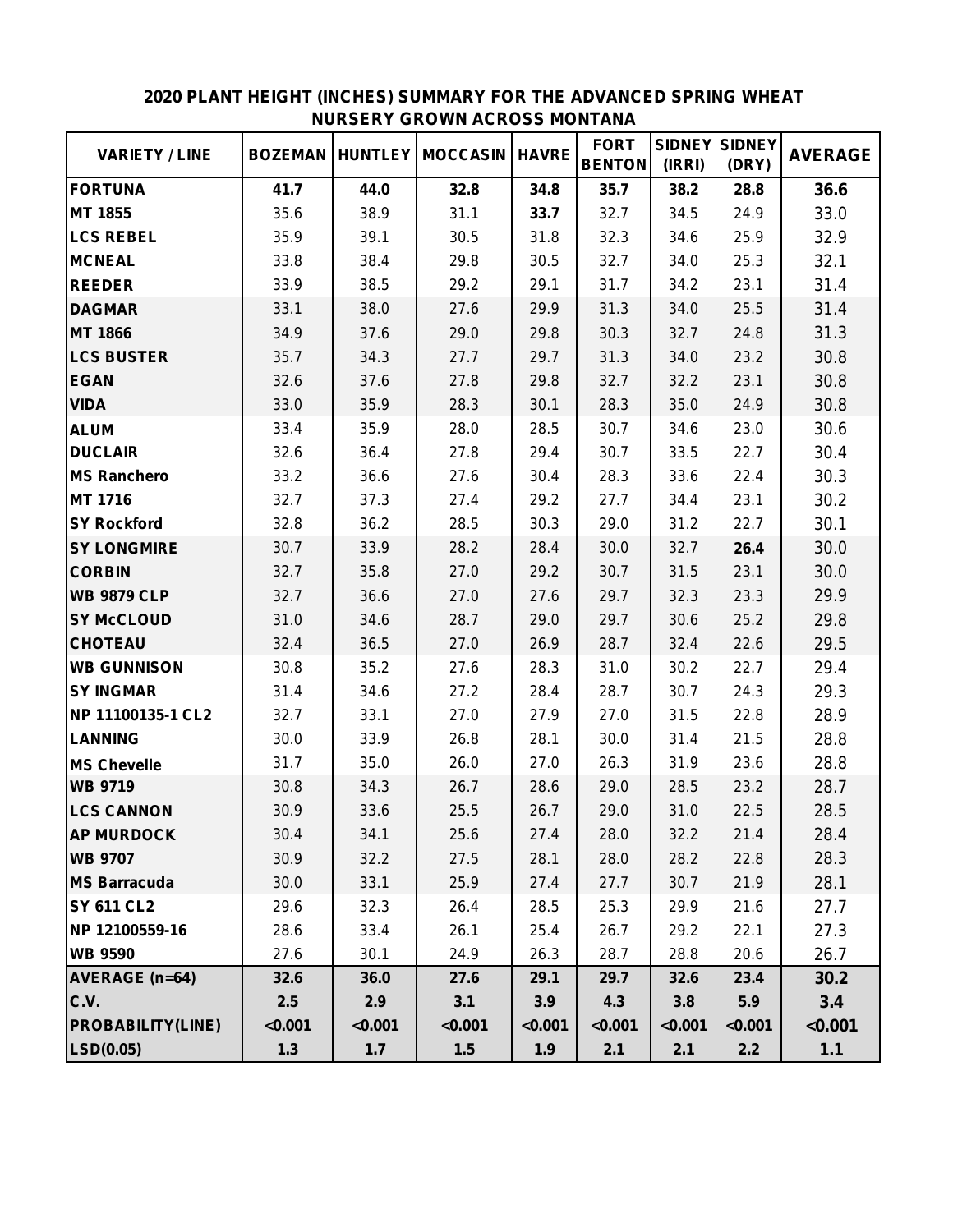## 2020 PLANT HEIGHT (INCHES) SUMMARY FOR THE ADVANCED SPRING WHEAT NURSERY GROWN ACROSS MONTANA

| VARIETY / LINE | BOZEMAN | HUNTLEY | MOCCASIN | HAVRE | FORT BENTON | SIDNEY (IRRI) | SIDNEY (DRY) | AVERAGE |
|---|---|---|---|---|---|---|---|---|
| **FORTUNA** | **41.7** | **44.0** | **32.8** | **34.8** | **35.7** | **38.2** | **28.8** | **36.6** |
| **MT 1855** | 35.6 | 38.9 | 31.1 | **33.7** | 32.7 | 34.5 | 24.9 | 33.0 |
| **LCS REBEL** | 35.9 | 39.1 | 30.5 | 31.8 | 32.3 | 34.6 | 25.9 | 32.9 |
| **MCNEAL** | 33.8 | 38.4 | 29.8 | 30.5 | 32.7 | 34.0 | 25.3 | 32.1 |
| **REEDER** | 33.9 | 38.5 | 29.2 | 29.1 | 31.7 | 34.2 | 23.1 | 31.4 |
| **DAGMAR** | 33.1 | 38.0 | 27.6 | 29.9 | 31.3 | 34.0 | 25.5 | 31.4 |
| **MT 1866** | 34.9 | 37.6 | 29.0 | 29.8 | 30.3 | 32.7 | 24.8 | 31.3 |
| **LCS BUSTER** | 35.7 | 34.3 | 27.7 | 29.7 | 31.3 | 34.0 | 23.2 | 30.8 |
| **EGAN** | 32.6 | 37.6 | 27.8 | 29.8 | 32.7 | 32.2 | 23.1 | 30.8 |
| **VIDA** | 33.0 | 35.9 | 28.3 | 30.1 | 28.3 | 35.0 | 24.9 | 30.8 |
| **ALUM** | 33.4 | 35.9 | 28.0 | 28.5 | 30.7 | 34.6 | 23.0 | 30.6 |
| **DUCLAIR** | 32.6 | 36.4 | 27.8 | 29.4 | 30.7 | 33.5 | 22.7 | 30.4 |
| **MS Ranchero** | 33.2 | 36.6 | 27.6 | 30.4 | 28.3 | 33.6 | 22.4 | 30.3 |
| **MT 1716** | 32.7 | 37.3 | 27.4 | 29.2 | 27.7 | 34.4 | 23.1 | 30.2 |
| **SY Rockford** | 32.8 | 36.2 | 28.5 | 30.3 | 29.0 | 31.2 | 22.7 | 30.1 |
| **SY LONGMIRE** | 30.7 | 33.9 | 28.2 | 28.4 | 30.0 | 32.7 | **26.4** | 30.0 |
| **CORBIN** | 32.7 | 35.8 | 27.0 | 29.2 | 30.7 | 31.5 | 23.1 | 30.0 |
| **WB 9879 CLP** | 32.7 | 36.6 | 27.0 | 27.6 | 29.7 | 32.3 | 23.3 | 29.9 |
| **SY McCLOUD** | 31.0 | 34.6 | 28.7 | 29.0 | 29.7 | 30.6 | 25.2 | 29.8 |
| **CHOTEAU** | 32.4 | 36.5 | 27.0 | 26.9 | 28.7 | 32.4 | 22.6 | 29.5 |
| **WB GUNNISON** | 30.8 | 35.2 | 27.6 | 28.3 | 31.0 | 30.2 | 22.7 | 29.4 |
| **SY INGMAR** | 31.4 | 34.6 | 27.2 | 28.4 | 28.7 | 30.7 | 24.3 | 29.3 |
| **NP 11100135-1 CL2** | 32.7 | 33.1 | 27.0 | 27.9 | 27.0 | 31.5 | 22.8 | 28.9 |
| **LANNING** | 30.0 | 33.9 | 26.8 | 28.1 | 30.0 | 31.4 | 21.5 | 28.8 |
| **MS Chevelle** | 31.7 | 35.0 | 26.0 | 27.0 | 26.3 | 31.9 | 23.6 | 28.8 |
| **WB 9719** | 30.8 | 34.3 | 26.7 | 28.6 | 29.0 | 28.5 | 23.2 | 28.7 |
| **LCS CANNON** | 30.9 | 33.6 | 25.5 | 26.7 | 29.0 | 31.0 | 22.5 | 28.5 |
| **AP MURDOCK** | 30.4 | 34.1 | 25.6 | 27.4 | 28.0 | 32.2 | 21.4 | 28.4 |
| **WB 9707** | 30.9 | 32.2 | 27.5 | 28.1 | 28.0 | 28.2 | 22.8 | 28.3 |
| **MS Barracuda** | 30.0 | 33.1 | 25.9 | 27.4 | 27.7 | 30.7 | 21.9 | 28.1 |
| **SY 611 CL2** | 29.6 | 32.3 | 26.4 | 28.5 | 25.3 | 29.9 | 21.6 | 27.7 |
| **NP 12100559-16** | 28.6 | 33.4 | 26.1 | 25.4 | 26.7 | 29.2 | 22.1 | 27.3 |
| **WB 9590** | 27.6 | 30.1 | 24.9 | 26.3 | 28.7 | 28.8 | 20.6 | 26.7 |
| **AVERAGE (n=64)** | **32.6** | **36.0** | **27.6** | **29.1** | **29.7** | **32.6** | **23.4** | **30.2** |
| **C.V.** | **2.5** | **2.9** | **3.1** | **3.9** | **4.3** | **3.8** | **5.9** | **3.4** |
| **PROBABILITY(LINE)** | **<0.001** | **<0.001** | **<0.001** | **<0.001** | **<0.001** | **<0.001** | **<0.001** | **<0.001** |
| **LSD(0.05)** | **1.3** | **1.7** | **1.5** | **1.9** | **2.1** | **2.1** | **2.2** | **1.1** |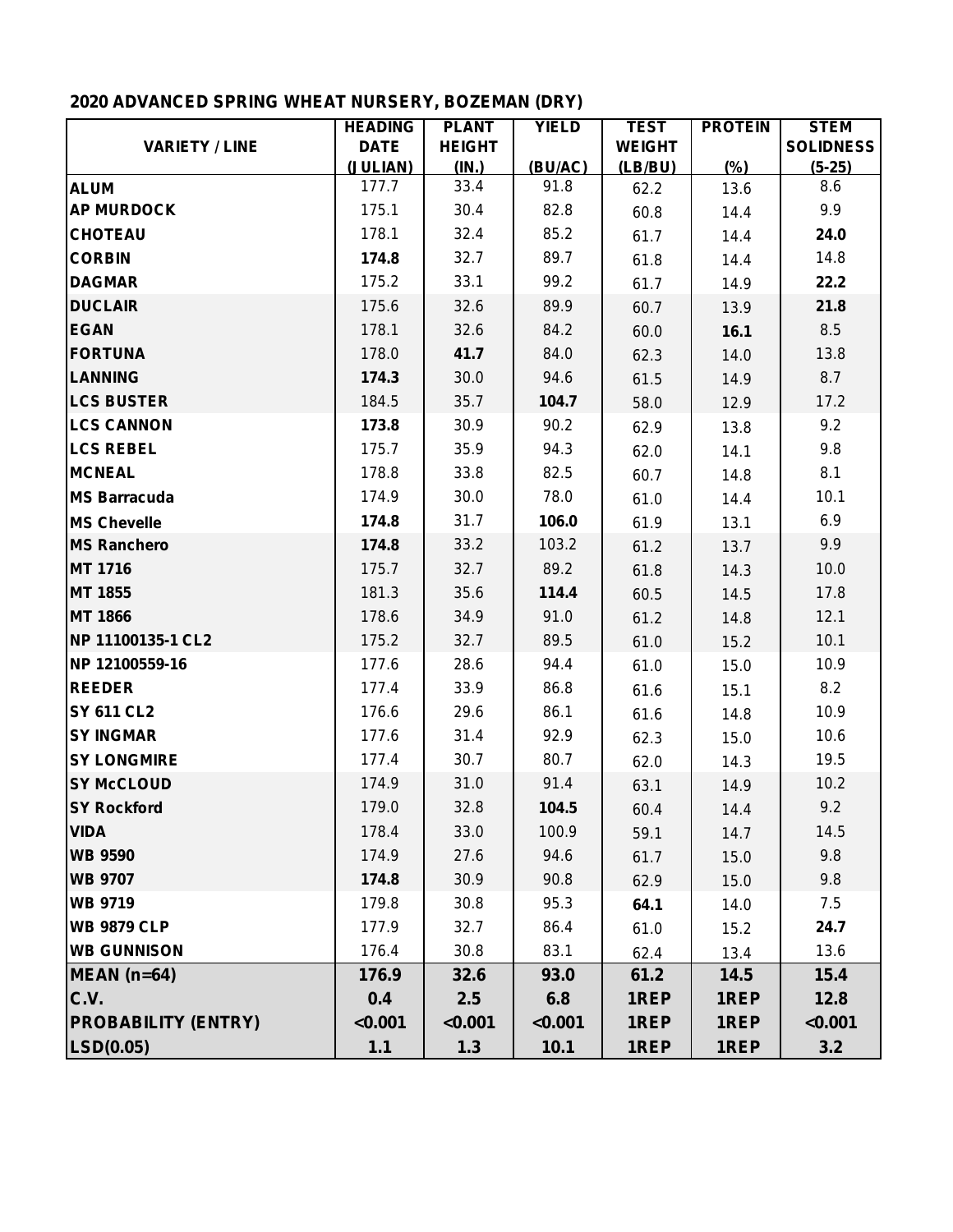**2020 ADVANCED SPRING WHEAT NURSERY, BOZEMAN (DRY)**

| VARIETY / LINE | HEADING DATE (JULIAN) | PLANT HEIGHT (IN.) | YIELD (BU/AC) | TEST WEIGHT (LB/BU) | PROTEIN (%) | STEM SOLIDNESS (5-25) |
|---|---|---|---|---|---|---|
| ALUM | 177.7 | 33.4 | 91.8 | 62.2 | 13.6 | 8.6 |
| AP MURDOCK | 175.1 | 30.4 | 82.8 | 60.8 | 14.4 | 9.9 |
| CHOTEAU | 178.1 | 32.4 | 85.2 | 61.7 | 14.4 | **24.0** |
| CORBIN | **174.8** | 32.7 | 89.7 | 61.8 | 14.4 | 14.8 |
| DAGMAR | 175.2 | 33.1 | 99.2 | 61.7 | 14.9 | **22.2** |
| DUCLAIR | 175.6 | 32.6 | 89.9 | 60.7 | 13.9 | **21.8** |
| EGAN | 178.1 | 32.6 | 84.2 | 60.0 | **16.1** | 8.5 |
| FORTUNA | 178.0 | **41.7** | 84.0 | 62.3 | 14.0 | 13.8 |
| LANNING | **174.3** | 30.0 | 94.6 | 61.5 | 14.9 | 8.7 |
| LCS BUSTER | 184.5 | 35.7 | **104.7** | 58.0 | 12.9 | 17.2 |
| LCS CANNON | **173.8** | 30.9 | 90.2 | 62.9 | 13.8 | 9.2 |
| LCS REBEL | 175.7 | 35.9 | 94.3 | 62.0 | 14.1 | 9.8 |
| MCNEAL | 178.8 | 33.8 | 82.5 | 60.7 | 14.8 | 8.1 |
| MS Barracuda | 174.9 | 30.0 | 78.0 | 61.0 | 14.4 | 10.1 |
| MS Chevelle | **174.8** | 31.7 | **106.0** | 61.9 | 13.1 | 6.9 |
| MS Ranchero | **174.8** | 33.2 | 103.2 | 61.2 | 13.7 | 9.9 |
| MT 1716 | 175.7 | 32.7 | 89.2 | 61.8 | 14.3 | 10.0 |
| MT 1855 | 181.3 | 35.6 | **114.4** | 60.5 | 14.5 | 17.8 |
| MT 1866 | 178.6 | 34.9 | 91.0 | 61.2 | 14.8 | 12.1 |
| NP 11100135-1 CL2 | 175.2 | 32.7 | 89.5 | 61.0 | 15.2 | 10.1 |
| NP 12100559-16 | 177.6 | 28.6 | 94.4 | 61.0 | 15.0 | 10.9 |
| REEDER | 177.4 | 33.9 | 86.8 | 61.6 | 15.1 | 8.2 |
| SY 611 CL2 | 176.6 | 29.6 | 86.1 | 61.6 | 14.8 | 10.9 |
| SY INGMAR | 177.6 | 31.4 | 92.9 | 62.3 | 15.0 | 10.6 |
| SY LONGMIRE | 177.4 | 30.7 | 80.7 | 62.0 | 14.3 | 19.5 |
| SY McCLOUD | 174.9 | 31.0 | 91.4 | 63.1 | 14.9 | 10.2 |
| SY Rockford | 179.0 | 32.8 | **104.5** | 60.4 | 14.4 | 9.2 |
| VIDA | 178.4 | 33.0 | 100.9 | 59.1 | 14.7 | 14.5 |
| WB 9590 | 174.9 | 27.6 | 94.6 | 61.7 | 15.0 | 9.8 |
| WB 9707 | **174.8** | 30.9 | 90.8 | 62.9 | 15.0 | 9.8 |
| WB 9719 | 179.8 | 30.8 | 95.3 | **64.1** | 14.0 | 7.5 |
| WB 9879 CLP | 177.9 | 32.7 | 86.4 | 61.0 | 15.2 | **24.7** |
| WB GUNNISON | 176.4 | 30.8 | 83.1 | 62.4 | 13.4 | 13.6 |
| **MEAN (n=64)** | **176.9** | **32.6** | **93.0** | **61.2** | **14.5** | **15.4** |
| **C.V.** | **0.4** | **2.5** | **6.8** | **1REP** | **1REP** | **12.8** |
| **PROBABILITY (ENTRY)** | **<0.001** | **<0.001** | **<0.001** | **1REP** | **1REP** | **<0.001** |
| **LSD(0.05)** | **1.1** | **1.3** | **10.1** | **1REP** | **1REP** | **3.2** |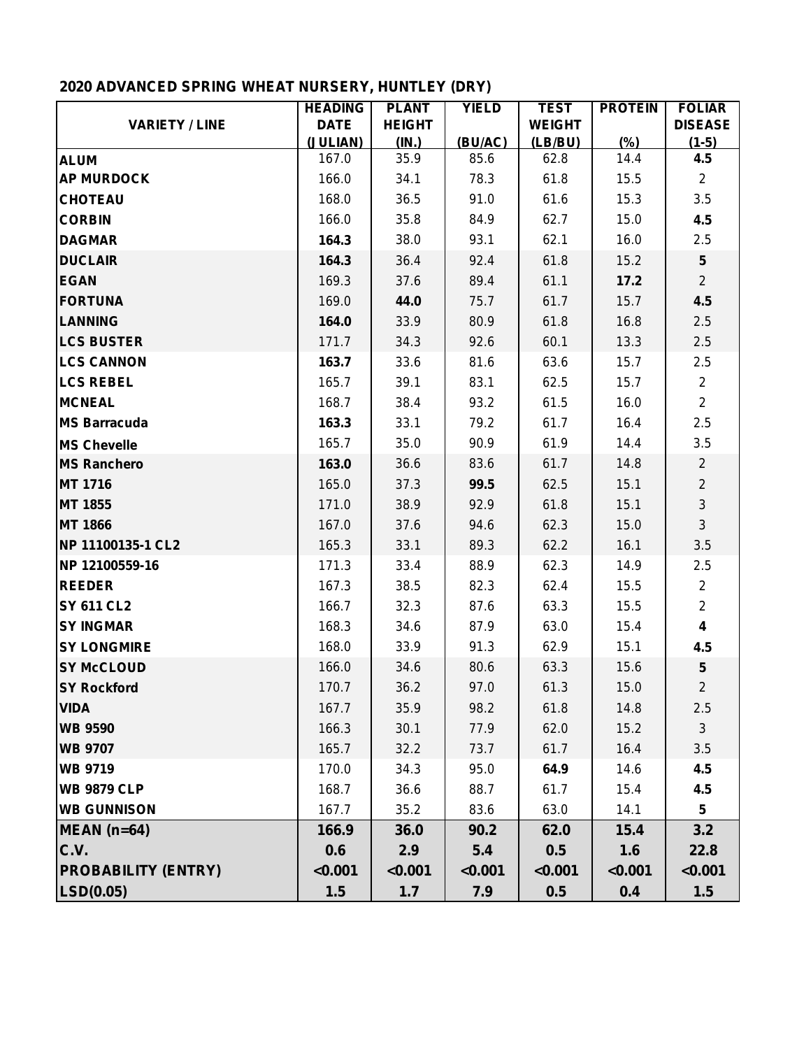## 2020 ADVANCED SPRING WHEAT NURSERY, HUNTLEY (DRY)

| VARIETY / LINE | HEADING DATE (JULIAN) | PLANT HEIGHT (IN.) | YIELD (BU/AC) | TEST WEIGHT (LB/BU) | PROTEIN (%) | FOLIAR DISEASE (1-5) |
|---|---|---|---|---|---|---|
| **ALUM** | 167.0 | 35.9 | 85.6 | 62.8 | 14.4 | **4.5** |
| **AP MURDOCK** | 166.0 | 34.1 | 78.3 | 61.8 | 15.5 | 2 |
| **CHOTEAU** | 168.0 | 36.5 | 91.0 | 61.6 | 15.3 | 3.5 |
| **CORBIN** | 166.0 | 35.8 | 84.9 | 62.7 | 15.0 | **4.5** |
| **DAGMAR** | **164.3** | 38.0 | 93.1 | 62.1 | 16.0 | 2.5 |
| **DUCLAIR** | **164.3** | 36.4 | 92.4 | 61.8 | 15.2 | **5** |
| **EGAN** | 169.3 | 37.6 | 89.4 | 61.1 | **17.2** | 2 |
| **FORTUNA** | 169.0 | **44.0** | 75.7 | 61.7 | 15.7 | **4.5** |
| **LANNING** | **164.0** | 33.9 | 80.9 | 61.8 | 16.8 | 2.5 |
| **LCS BUSTER** | 171.7 | 34.3 | 92.6 | 60.1 | 13.3 | 2.5 |
| **LCS CANNON** | **163.7** | 33.6 | 81.6 | 63.6 | 15.7 | 2.5 |
| **LCS REBEL** | 165.7 | 39.1 | 83.1 | 62.5 | 15.7 | 2 |
| **MCNEAL** | 168.7 | 38.4 | 93.2 | 61.5 | 16.0 | 2 |
| **MS Barracuda** | **163.3** | 33.1 | 79.2 | 61.7 | 16.4 | 2.5 |
| **MS Chevelle** | 165.7 | 35.0 | 90.9 | 61.9 | 14.4 | 3.5 |
| **MS Ranchero** | **163.0** | 36.6 | 83.6 | 61.7 | 14.8 | 2 |
| **MT 1716** | 165.0 | 37.3 | **99.5** | 62.5 | 15.1 | 2 |
| **MT 1855** | 171.0 | 38.9 | 92.9 | 61.8 | 15.1 | 3 |
| **MT 1866** | 167.0 | 37.6 | 94.6 | 62.3 | 15.0 | 3 |
| **NP 11100135-1 CL2** | 165.3 | 33.1 | 89.3 | 62.2 | 16.1 | 3.5 |
| **NP 12100559-16** | 171.3 | 33.4 | 88.9 | 62.3 | 14.9 | 2.5 |
| **REEDER** | 167.3 | 38.5 | 82.3 | 62.4 | 15.5 | 2 |
| **SY 611 CL2** | 166.7 | 32.3 | 87.6 | 63.3 | 15.5 | 2 |
| **SY INGMAR** | 168.3 | 34.6 | 87.9 | 63.0 | 15.4 | **4** |
| **SY LONGMIRE** | 168.0 | 33.9 | 91.3 | 62.9 | 15.1 | **4.5** |
| **SY McCLOUD** | 166.0 | 34.6 | 80.6 | 63.3 | 15.6 | **5** |
| **SY Rockford** | 170.7 | 36.2 | 97.0 | 61.3 | 15.0 | 2 |
| **VIDA** | 167.7 | 35.9 | 98.2 | 61.8 | 14.8 | 2.5 |
| **WB 9590** | 166.3 | 30.1 | 77.9 | 62.0 | 15.2 | 3 |
| **WB 9707** | 165.7 | 32.2 | 73.7 | 61.7 | 16.4 | 3.5 |
| **WB 9719** | 170.0 | 34.3 | 95.0 | **64.9** | 14.6 | **4.5** |
| **WB 9879 CLP** | 168.7 | 36.6 | 88.7 | 61.7 | 15.4 | **4.5** |
| **WB GUNNISON** | 167.7 | 35.2 | 83.6 | 63.0 | 14.1 | **5** |
| **MEAN (n=64)** | **166.9** | **36.0** | **90.2** | **62.0** | **15.4** | **3.2** |
| **C.V.** | **0.6** | **2.9** | **5.4** | **0.5** | **1.6** | **22.8** |
| **PROBABILITY (ENTRY)** | **<0.001** | **<0.001** | **<0.001** | **<0.001** | **<0.001** | **<0.001** |
| **LSD(0.05)** | **1.5** | **1.7** | **7.9** | **0.5** | **0.4** | **1.5** |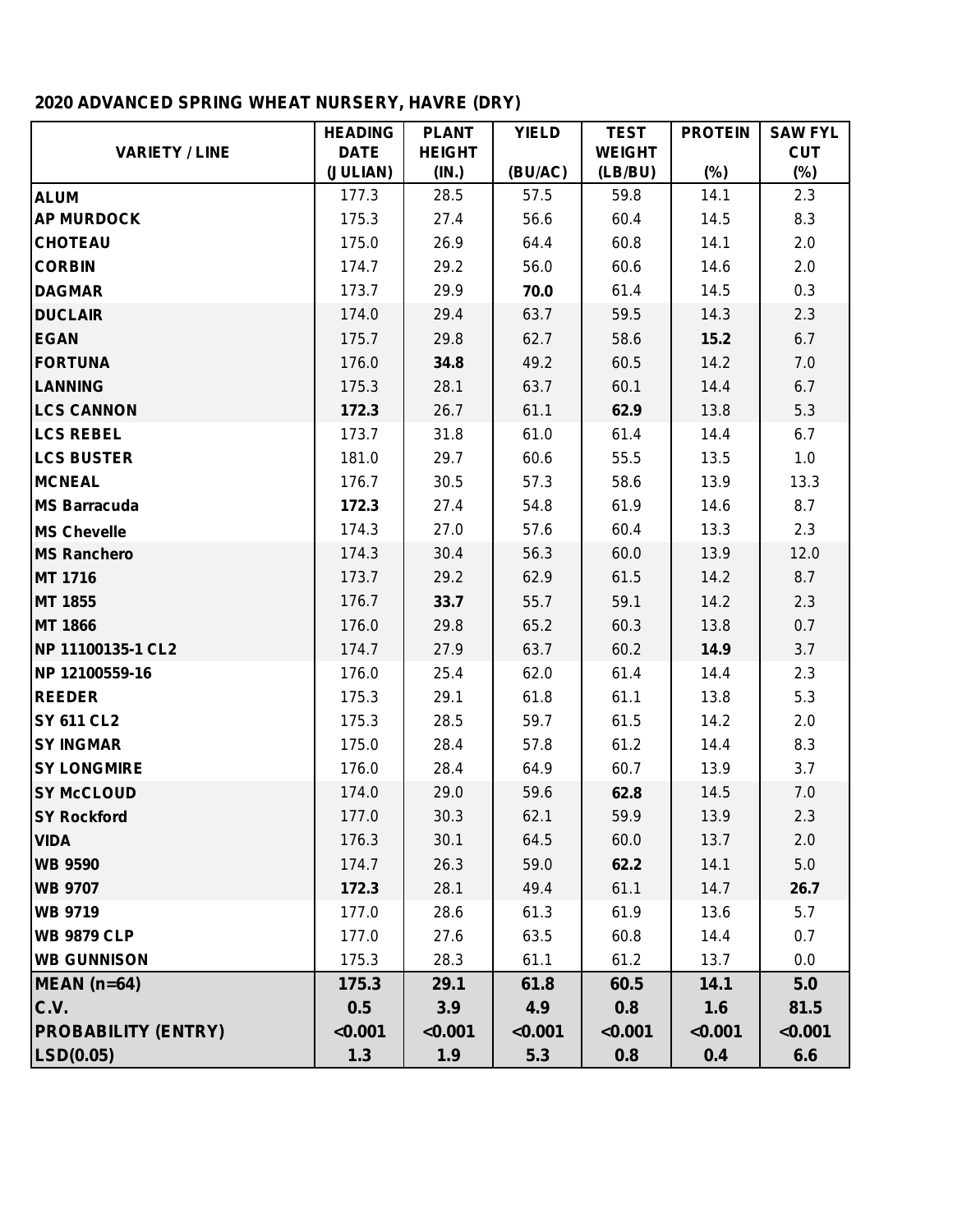## 2020 ADVANCED SPRING WHEAT NURSERY, HAVRE (DRY)

| VARIETY / LINE | HEADING DATE (JULIAN) | PLANT HEIGHT (IN.) | YIELD (BU/AC) | TEST WEIGHT (LB/BU) | PROTEIN (%) | SAW FYL CUT (%) |
|---|---|---|---|---|---|---|
| ALUM | 177.3 | 28.5 | 57.5 | 59.8 | 14.1 | 2.3 |
| AP MURDOCK | 175.3 | 27.4 | 56.6 | 60.4 | 14.5 | 8.3 |
| CHOTEAU | 175.0 | 26.9 | 64.4 | 60.8 | 14.1 | 2.0 |
| CORBIN | 174.7 | 29.2 | 56.0 | 60.6 | 14.6 | 2.0 |
| DAGMAR | 173.7 | 29.9 | **70.0** | 61.4 | 14.5 | 0.3 |
| DUCLAIR | 174.0 | 29.4 | 63.7 | 59.5 | 14.3 | 2.3 |
| EGAN | 175.7 | 29.8 | 62.7 | 58.6 | **15.2** | 6.7 |
| FORTUNA | 176.0 | **34.8** | 49.2 | 60.5 | 14.2 | 7.0 |
| LANNING | 175.3 | 28.1 | 63.7 | 60.1 | 14.4 | 6.7 |
| LCS CANNON | **172.3** | 26.7 | 61.1 | **62.9** | 13.8 | 5.3 |
| LCS REBEL | 173.7 | 31.8 | 61.0 | 61.4 | 14.4 | 6.7 |
| LCS BUSTER | 181.0 | 29.7 | 60.6 | 55.5 | 13.5 | 1.0 |
| MCNEAL | 176.7 | 30.5 | 57.3 | 58.6 | 13.9 | 13.3 |
| MS Barracuda | **172.3** | 27.4 | 54.8 | 61.9 | 14.6 | 8.7 |
| MS Chevelle | 174.3 | 27.0 | 57.6 | 60.4 | 13.3 | 2.3 |
| MS Ranchero | 174.3 | 30.4 | 56.3 | 60.0 | 13.9 | 12.0 |
| MT 1716 | 173.7 | 29.2 | 62.9 | 61.5 | 14.2 | 8.7 |
| MT 1855 | 176.7 | **33.7** | 55.7 | 59.1 | 14.2 | 2.3 |
| MT 1866 | 176.0 | 29.8 | 65.2 | 60.3 | 13.8 | 0.7 |
| NP 11100135-1 CL2 | 174.7 | 27.9 | 63.7 | 60.2 | **14.9** | 3.7 |
| NP 12100559-16 | 176.0 | 25.4 | 62.0 | 61.4 | 14.4 | 2.3 |
| REEDER | 175.3 | 29.1 | 61.8 | 61.1 | 13.8 | 5.3 |
| SY 611 CL2 | 175.3 | 28.5 | 59.7 | 61.5 | 14.2 | 2.0 |
| SY INGMAR | 175.0 | 28.4 | 57.8 | 61.2 | 14.4 | 8.3 |
| SY LONGMIRE | 176.0 | 28.4 | 64.9 | 60.7 | 13.9 | 3.7 |
| SY McCLOUD | 174.0 | 29.0 | 59.6 | **62.8** | 14.5 | 7.0 |
| SY Rockford | 177.0 | 30.3 | 62.1 | 59.9 | 13.9 | 2.3 |
| VIDA | 176.3 | 30.1 | 64.5 | 60.0 | 13.7 | 2.0 |
| WB 9590 | 174.7 | 26.3 | 59.0 | **62.2** | 14.1 | 5.0 |
| WB 9707 | **172.3** | 28.1 | 49.4 | 61.1 | 14.7 | **26.7** |
| WB 9719 | 177.0 | 28.6 | 61.3 | 61.9 | 13.6 | 5.7 |
| WB 9879 CLP | 177.0 | 27.6 | 63.5 | 60.8 | 14.4 | 0.7 |
| WB GUNNISON | 175.3 | 28.3 | 61.1 | 61.2 | 13.7 | 0.0 |
| **MEAN (n=64)** | **175.3** | **29.1** | **61.8** | **60.5** | **14.1** | **5.0** |
| **C.V.** | **0.5** | **3.9** | **4.9** | **0.8** | **1.6** | **81.5** |
| **PROBABILITY (ENTRY)** | **<0.001** | **<0.001** | **<0.001** | **<0.001** | **<0.001** | **<0.001** |
| **LSD(0.05)** | **1.3** | **1.9** | **5.3** | **0.8** | **0.4** | **6.6** |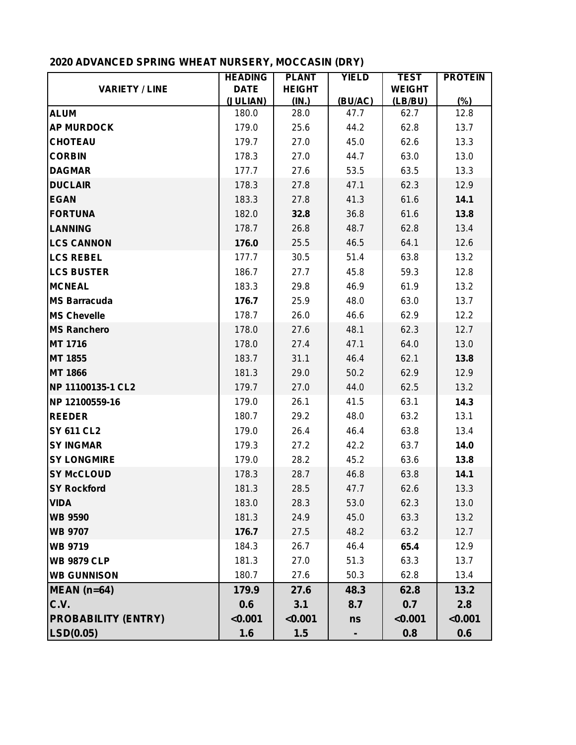## 2020 ADVANCED SPRING WHEAT NURSERY, MOCCASIN (DRY)

| VARIETY / LINE | HEADING DATE (JULIAN) | PLANT HEIGHT (IN.) | YIELD (BU/AC) | TEST WEIGHT (LB/BU) | PROTEIN (%) |
|---|---|---|---|---|---|
| ALUM | 180.0 | 28.0 | 47.7 | 62.7 | 12.8 |
| AP MURDOCK | 179.0 | 25.6 | 44.2 | 62.8 | 13.7 |
| CHOTEAU | 179.7 | 27.0 | 45.0 | 62.6 | 13.3 |
| CORBIN | 178.3 | 27.0 | 44.7 | 63.0 | 13.0 |
| DAGMAR | 177.7 | 27.6 | 53.5 | 63.5 | 13.3 |
| DUCLAIR | 178.3 | 27.8 | 47.1 | 62.3 | 12.9 |
| EGAN | 183.3 | 27.8 | 41.3 | 61.6 | **14.1** |
| FORTUNA | 182.0 | **32.8** | 36.8 | 61.6 | **13.8** |
| LANNING | 178.7 | 26.8 | 48.7 | 62.8 | 13.4 |
| LCS CANNON | **176.0** | 25.5 | 46.5 | 64.1 | 12.6 |
| LCS REBEL | 177.7 | 30.5 | 51.4 | 63.8 | 13.2 |
| LCS BUSTER | 186.7 | 27.7 | 45.8 | 59.3 | 12.8 |
| MCNEAL | 183.3 | 29.8 | 46.9 | 61.9 | 13.2 |
| MS Barracuda | **176.7** | 25.9 | 48.0 | 63.0 | 13.7 |
| MS Chevelle | 178.7 | 26.0 | 46.6 | 62.9 | 12.2 |
| MS Ranchero | 178.0 | 27.6 | 48.1 | 62.3 | 12.7 |
| MT 1716 | 178.0 | 27.4 | 47.1 | 64.0 | 13.0 |
| MT 1855 | 183.7 | 31.1 | 46.4 | 62.1 | **13.8** |
| MT 1866 | 181.3 | 29.0 | 50.2 | 62.9 | 12.9 |
| NP 11100135-1 CL2 | 179.7 | 27.0 | 44.0 | 62.5 | 13.2 |
| NP 12100559-16 | 179.0 | 26.1 | 41.5 | 63.1 | **14.3** |
| REEDER | 180.7 | 29.2 | 48.0 | 63.2 | 13.1 |
| SY 611 CL2 | 179.0 | 26.4 | 46.4 | 63.8 | 13.4 |
| SY INGMAR | 179.3 | 27.2 | 42.2 | 63.7 | **14.0** |
| SY LONGMIRE | 179.0 | 28.2 | 45.2 | 63.6 | **13.8** |
| SY McCLOUD | 178.3 | 28.7 | 46.8 | 63.8 | **14.1** |
| SY Rockford | 181.3 | 28.5 | 47.7 | 62.6 | 13.3 |
| VIDA | 183.0 | 28.3 | 53.0 | 62.3 | 13.0 |
| WB 9590 | 181.3 | 24.9 | 45.0 | 63.3 | 13.2 |
| WB 9707 | **176.7** | 27.5 | 48.2 | 63.2 | 12.7 |
| WB 9719 | 184.3 | 26.7 | 46.4 | **65.4** | 12.9 |
| WB 9879 CLP | 181.3 | 27.0 | 51.3 | 63.3 | 13.7 |
| WB GUNNISON | 180.7 | 27.6 | 50.3 | 62.8 | 13.4 |
| **MEAN (n=64)** | **179.9** | **27.6** | **48.3** | **62.8** | **13.2** |
| **C.V.** | **0.6** | **3.1** | **8.7** | **0.7** | **2.8** |
| **PROBABILITY (ENTRY)** | **<0.001** | **<0.001** | **ns** | **<0.001** | **<0.001** |
| **LSD(0.05)** | **1.6** | **1.5** | **-** | **0.8** | **0.6** |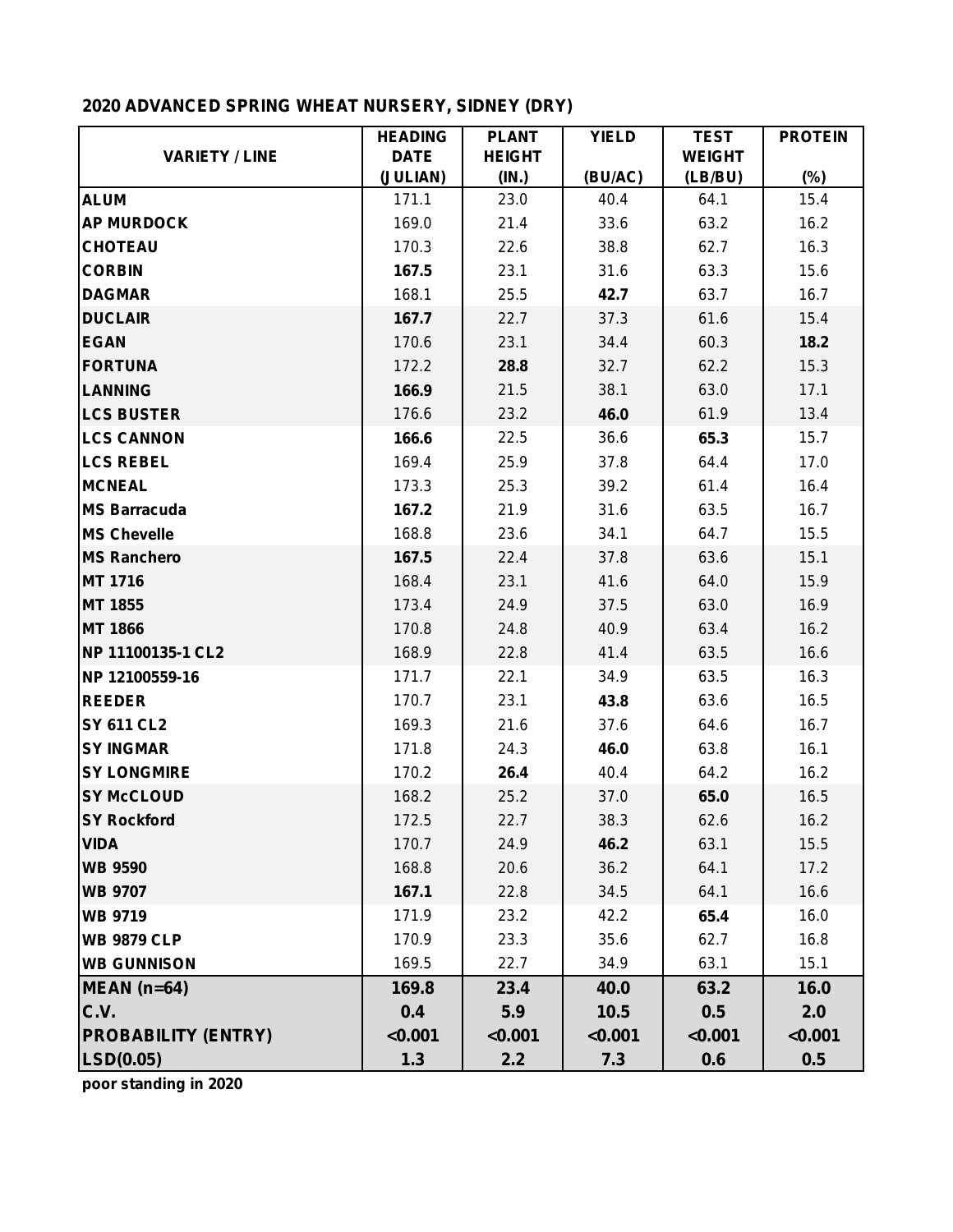## 2020 ADVANCED SPRING WHEAT NURSERY, SIDNEY (DRY)

| VARIETY / LINE | HEADING DATE (JULIAN) | PLANT HEIGHT (IN.) | YIELD (BU/AC) | TEST WEIGHT (LB/BU) | PROTEIN (%) |
|---|---|---|---|---|---|
| ALUM | 171.1 | 23.0 | 40.4 | 64.1 | 15.4 |
| AP MURDOCK | 169.0 | 21.4 | 33.6 | 63.2 | 16.2 |
| CHOTEAU | 170.3 | 22.6 | 38.8 | 62.7 | 16.3 |
| CORBIN | **167.5** | 23.1 | 31.6 | 63.3 | 15.6 |
| DAGMAR | 168.1 | 25.5 | **42.7** | 63.7 | 16.7 |
| DUCLAIR | **167.7** | 22.7 | 37.3 | 61.6 | 15.4 |
| EGAN | 170.6 | 23.1 | 34.4 | 60.3 | **18.2** |
| FORTUNA | 172.2 | **28.8** | 32.7 | 62.2 | 15.3 |
| LANNING | **166.9** | 21.5 | 38.1 | 63.0 | 17.1 |
| LCS BUSTER | 176.6 | 23.2 | **46.0** | 61.9 | 13.4 |
| LCS CANNON | **166.6** | 22.5 | 36.6 | **65.3** | 15.7 |
| LCS REBEL | 169.4 | 25.9 | 37.8 | 64.4 | 17.0 |
| MCNEAL | 173.3 | 25.3 | 39.2 | 61.4 | 16.4 |
| MS Barracuda | **167.2** | 21.9 | 31.6 | 63.5 | 16.7 |
| MS Chevelle | 168.8 | 23.6 | 34.1 | 64.7 | 15.5 |
| MS Ranchero | **167.5** | 22.4 | 37.8 | 63.6 | 15.1 |
| MT 1716 | 168.4 | 23.1 | 41.6 | 64.0 | 15.9 |
| MT 1855 | 173.4 | 24.9 | 37.5 | 63.0 | 16.9 |
| MT 1866 | 170.8 | 24.8 | 40.9 | 63.4 | 16.2 |
| NP 11100135-1 CL2 | 168.9 | 22.8 | 41.4 | 63.5 | 16.6 |
| NP 12100559-16 | 171.7 | 22.1 | 34.9 | 63.5 | 16.3 |
| REEDER | 170.7 | 23.1 | **43.8** | 63.6 | 16.5 |
| SY 611 CL2 | 169.3 | 21.6 | 37.6 | 64.6 | 16.7 |
| SY INGMAR | 171.8 | 24.3 | **46.0** | 63.8 | 16.1 |
| SY LONGMIRE | 170.2 | **26.4** | 40.4 | 64.2 | 16.2 |
| SY McCLOUD | 168.2 | 25.2 | 37.0 | **65.0** | 16.5 |
| SY Rockford | 172.5 | 22.7 | 38.3 | 62.6 | 16.2 |
| VIDA | 170.7 | 24.9 | **46.2** | 63.1 | 15.5 |
| WB 9590 | 168.8 | 20.6 | 36.2 | 64.1 | 17.2 |
| WB 9707 | **167.1** | 22.8 | 34.5 | 64.1 | 16.6 |
| WB 9719 | 171.9 | 23.2 | 42.2 | **65.4** | 16.0 |
| WB 9879 CLP | 170.9 | 23.3 | 35.6 | 62.7 | 16.8 |
| WB GUNNISON | 169.5 | 22.7 | 34.9 | 63.1 | 15.1 |
| **MEAN (n=64)** | **169.8** | **23.4** | **40.0** | **63.2** | **16.0** |
| **C.V.** | **0.4** | **5.9** | **10.5** | **0.5** | **2.0** |
| **PROBABILITY (ENTRY)** | **<0.001** | **<0.001** | **<0.001** | **<0.001** | **<0.001** |
| **LSD(0.05)** | **1.3** | **2.2** | **7.3** | **0.6** | **0.5** |

poor standing in 2020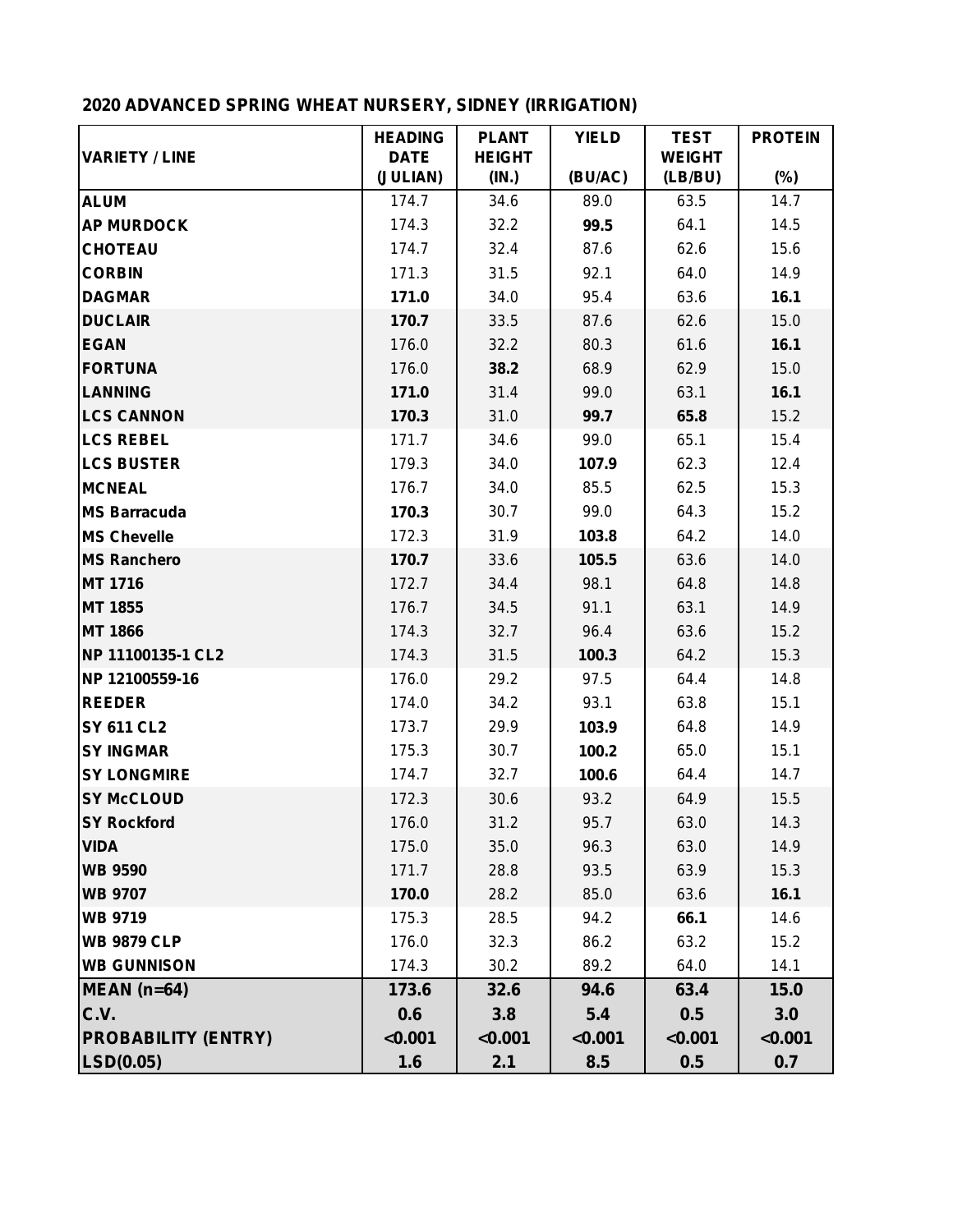## 2020 ADVANCED SPRING WHEAT NURSERY, SIDNEY (IRRIGATION)

| VARIETY / LINE | HEADING DATE (JULIAN) | PLANT HEIGHT (IN.) | YIELD (BU/AC) | TEST WEIGHT (LB/BU) | PROTEIN (%) |
|---|---|---|---|---|---|
| ALUM | 174.7 | 34.6 | 89.0 | 63.5 | 14.7 |
| AP MURDOCK | 174.3 | 32.2 | **99.5** | 64.1 | 14.5 |
| CHOTEAU | 174.7 | 32.4 | 87.6 | 62.6 | 15.6 |
| CORBIN | 171.3 | 31.5 | 92.1 | 64.0 | 14.9 |
| DAGMAR | **171.0** | 34.0 | 95.4 | 63.6 | **16.1** |
| DUCLAIR | **170.7** | 33.5 | 87.6 | 62.6 | 15.0 |
| EGAN | 176.0 | 32.2 | 80.3 | 61.6 | **16.1** |
| FORTUNA | 176.0 | **38.2** | 68.9 | 62.9 | 15.0 |
| LANNING | **171.0** | 31.4 | 99.0 | 63.1 | **16.1** |
| LCS CANNON | **170.3** | 31.0 | **99.7** | **65.8** | 15.2 |
| LCS REBEL | 171.7 | 34.6 | 99.0 | 65.1 | 15.4 |
| LCS BUSTER | 179.3 | 34.0 | **107.9** | 62.3 | 12.4 |
| MCNEAL | 176.7 | 34.0 | 85.5 | 62.5 | 15.3 |
| MS Barracuda | **170.3** | 30.7 | 99.0 | 64.3 | 15.2 |
| MS Chevelle | 172.3 | 31.9 | **103.8** | 64.2 | 14.0 |
| MS Ranchero | **170.7** | 33.6 | **105.5** | 63.6 | 14.0 |
| MT 1716 | 172.7 | 34.4 | 98.1 | 64.8 | 14.8 |
| MT 1855 | 176.7 | 34.5 | 91.1 | 63.1 | 14.9 |
| MT 1866 | 174.3 | 32.7 | 96.4 | 63.6 | 15.2 |
| NP 11100135-1 CL2 | 174.3 | 31.5 | **100.3** | 64.2 | 15.3 |
| NP 12100559-16 | 176.0 | 29.2 | 97.5 | 64.4 | 14.8 |
| REEDER | 174.0 | 34.2 | 93.1 | 63.8 | 15.1 |
| SY 611 CL2 | 173.7 | 29.9 | **103.9** | 64.8 | 14.9 |
| SY INGMAR | 175.3 | 30.7 | **100.2** | 65.0 | 15.1 |
| SY LONGMIRE | 174.7 | 32.7 | **100.6** | 64.4 | 14.7 |
| SY McCLOUD | 172.3 | 30.6 | 93.2 | 64.9 | 15.5 |
| SY Rockford | 176.0 | 31.2 | 95.7 | 63.0 | 14.3 |
| VIDA | 175.0 | 35.0 | 96.3 | 63.0 | 14.9 |
| WB 9590 | 171.7 | 28.8 | 93.5 | 63.9 | 15.3 |
| WB 9707 | **170.0** | 28.2 | 85.0 | 63.6 | **16.1** |
| WB 9719 | 175.3 | 28.5 | 94.2 | **66.1** | 14.6 |
| WB 9879 CLP | 176.0 | 32.3 | 86.2 | 63.2 | 15.2 |
| WB GUNNISON | 174.3 | 30.2 | 89.2 | 64.0 | 14.1 |
| **MEAN (n=64)** | **173.6** | **32.6** | **94.6** | **63.4** | **15.0** |
| **C.V.** | **0.6** | **3.8** | **5.4** | **0.5** | **3.0** |
| **PROBABILITY (ENTRY)** | **<0.001** | **<0.001** | **<0.001** | **<0.001** | **<0.001** |
| **LSD(0.05)** | **1.6** | **2.1** | **8.5** | **0.5** | **0.7** |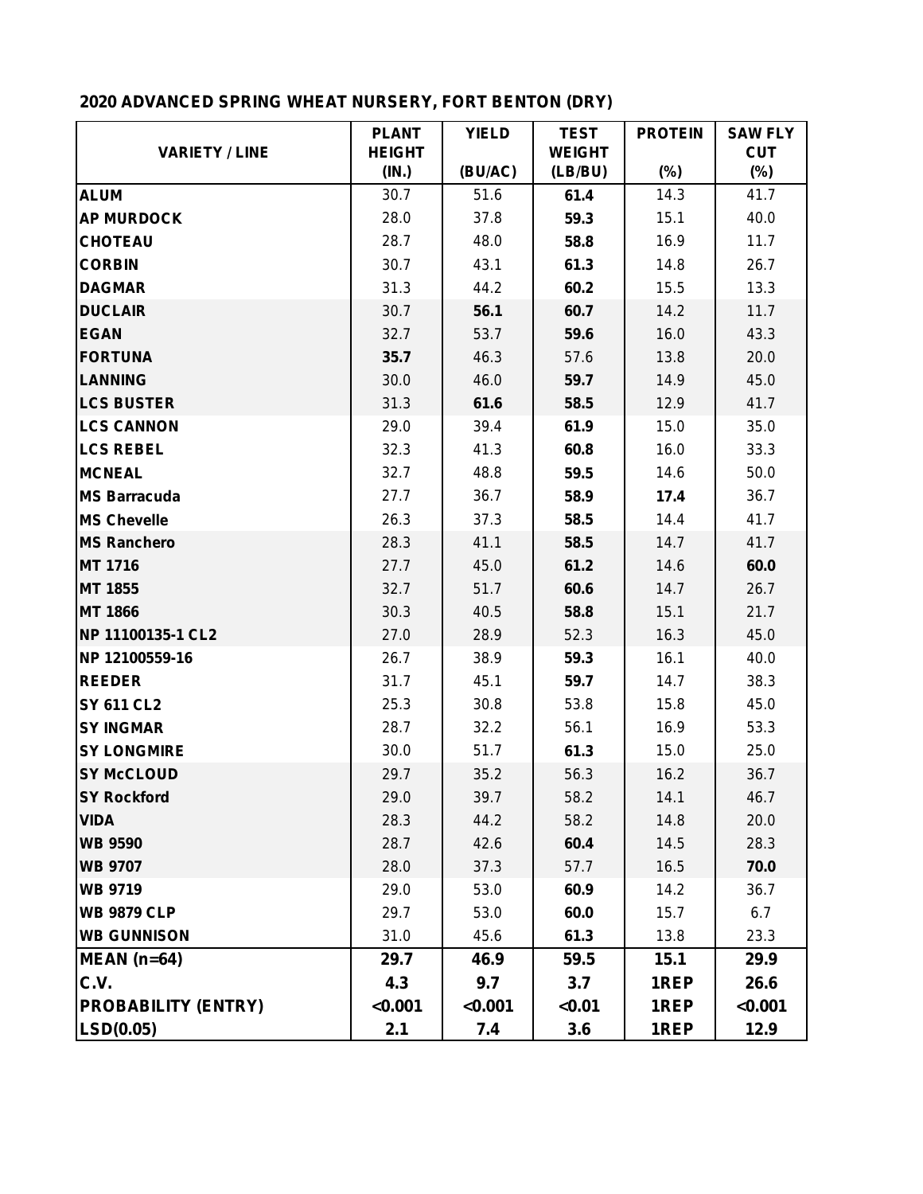## 2020 ADVANCED SPRING WHEAT NURSERY, FORT BENTON (DRY)

| VARIETY / LINE | PLANT HEIGHT (IN.) | YIELD (BU/AC) | TEST WEIGHT (LB/BU) | PROTEIN (%) | SAW FLY CUT (%) |
|---|---|---|---|---|---|
| ALUM | 30.7 | 51.6 | **61.4** | 14.3 | 41.7 |
| AP MURDOCK | 28.0 | 37.8 | **59.3** | 15.1 | 40.0 |
| CHOTEAU | 28.7 | 48.0 | **58.8** | 16.9 | 11.7 |
| CORBIN | 30.7 | 43.1 | **61.3** | 14.8 | 26.7 |
| DAGMAR | 31.3 | 44.2 | **60.2** | 15.5 | 13.3 |
| DUCLAIR | 30.7 | **56.1** | **60.7** | 14.2 | 11.7 |
| EGAN | 32.7 | 53.7 | **59.6** | 16.0 | 43.3 |
| FORTUNA | **35.7** | 46.3 | 57.6 | 13.8 | 20.0 |
| LANNING | 30.0 | 46.0 | **59.7** | 14.9 | 45.0 |
| LCS BUSTER | 31.3 | **61.6** | **58.5** | 12.9 | 41.7 |
| LCS CANNON | 29.0 | 39.4 | **61.9** | 15.0 | 35.0 |
| LCS REBEL | 32.3 | 41.3 | **60.8** | 16.0 | 33.3 |
| MCNEAL | 32.7 | 48.8 | **59.5** | 14.6 | 50.0 |
| MS Barracuda | 27.7 | 36.7 | **58.9** | **17.4** | 36.7 |
| MS Chevelle | 26.3 | 37.3 | **58.5** | 14.4 | 41.7 |
| MS Ranchero | 28.3 | 41.1 | **58.5** | 14.7 | 41.7 |
| MT 1716 | 27.7 | 45.0 | **61.2** | 14.6 | **60.0** |
| MT 1855 | 32.7 | 51.7 | **60.6** | 14.7 | 26.7 |
| MT 1866 | 30.3 | 40.5 | **58.8** | 15.1 | 21.7 |
| NP 11100135-1 CL2 | 27.0 | 28.9 | 52.3 | 16.3 | 45.0 |
| NP 12100559-16 | 26.7 | 38.9 | **59.3** | 16.1 | 40.0 |
| REEDER | 31.7 | 45.1 | **59.7** | 14.7 | 38.3 |
| SY 611 CL2 | 25.3 | 30.8 | 53.8 | 15.8 | 45.0 |
| SY INGMAR | 28.7 | 32.2 | 56.1 | 16.9 | 53.3 |
| SY LONGMIRE | 30.0 | 51.7 | **61.3** | 15.0 | 25.0 |
| SY McCLOUD | 29.7 | 35.2 | 56.3 | 16.2 | 36.7 |
| SY Rockford | 29.0 | 39.7 | 58.2 | 14.1 | 46.7 |
| VIDA | 28.3 | 44.2 | 58.2 | 14.8 | 20.0 |
| WB 9590 | 28.7 | 42.6 | **60.4** | 14.5 | 28.3 |
| WB 9707 | 28.0 | 37.3 | 57.7 | 16.5 | **70.0** |
| WB 9719 | 29.0 | 53.0 | **60.9** | 14.2 | 36.7 |
| WB 9879 CLP | 29.7 | 53.0 | **60.0** | 15.7 | 6.7 |
| WB GUNNISON | 31.0 | 45.6 | **61.3** | 13.8 | 23.3 |
| **MEAN (n=64)** | **29.7** | **46.9** | **59.5** | **15.1** | **29.9** |
| **C.V.** | **4.3** | **9.7** | **3.7** | **1REP** | **26.6** |
| **PROBABILITY (ENTRY)** | **<0.001** | **<0.001** | **<0.01** | **1REP** | **<0.001** |
| **LSD(0.05)** | **2.1** | **7.4** | **3.6** | **1REP** | **12.9** |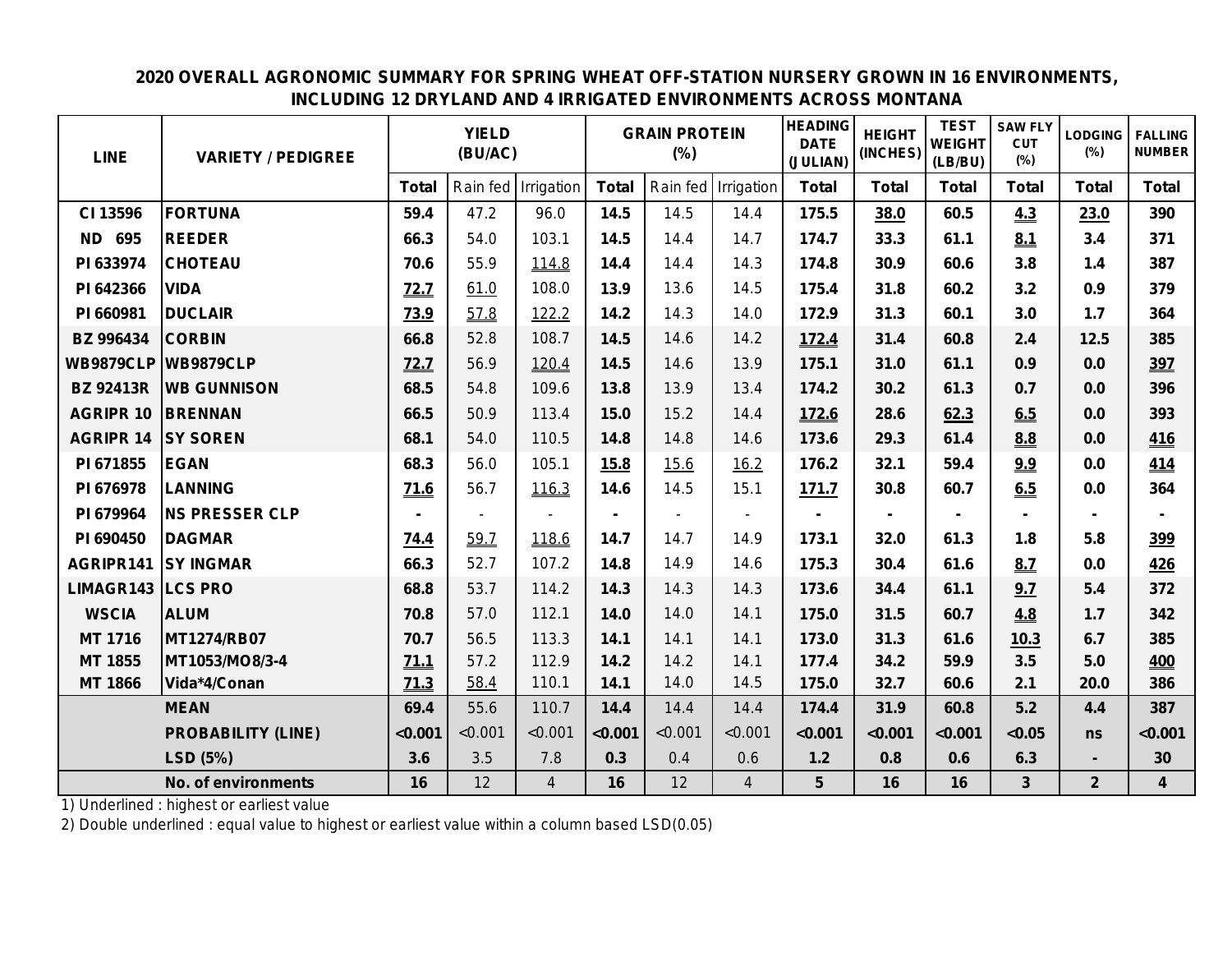## 2020 OVERALL AGRONOMIC SUMMARY FOR SPRING WHEAT OFF-STATION NURSERY GROWN IN 16 ENVIRONMENTS, INCLUDING 12 DRYLAND AND 4 IRRIGATED ENVIRONMENTS ACROSS MONTANA

| LINE | VARIETY / PEDIGREE | YIELD (BU/AC) | | | GRAIN PROTEIN (%) | | | HEADING DATE (JULIAN) | HEIGHT (INCHES) | TEST WEIGHT (LB/BU) | SAW FLY CUT (%) | LODGING (%) | FALLING NUMBER |
|---|---|---|---|---|---|---|---|---|---|---|---|---|---|
| | | Total | Rain fed | Irrigation | Total | Rain fed | Irrigation | Total | Total | Total | Total | Total | Total |
| CI 13596 | FORTUNA | 59.4 | 47.2 | 96.0 | 14.5 | 14.5 | 14.4 | 175.5 | 38.0 | 60.5 | 4.3 | 23.0 | 390 |
| ND 695 | REEDER | 66.3 | 54.0 | 103.1 | 14.5 | 14.4 | 14.7 | 174.7 | 33.3 | 61.1 | 8.1 | 3.4 | 371 |
| PI 633974 | CHOTEAU | 70.6 | 55.9 | 114.8 | 14.4 | 14.4 | 14.3 | 174.8 | 30.9 | 60.6 | 3.8 | 1.4 | 387 |
| PI 642366 | VIDA | 72.7 | 61.0 | 108.0 | 13.9 | 13.6 | 14.5 | 175.4 | 31.8 | 60.2 | 3.2 | 0.9 | 379 |
| PI 660981 | DUCLAIR | 73.9 | 57.8 | 122.2 | 14.2 | 14.3 | 14.0 | 172.9 | 31.3 | 60.1 | 3.0 | 1.7 | 364 |
| BZ 996434 | CORBIN | 66.8 | 52.8 | 108.7 | 14.5 | 14.6 | 14.2 | 172.4 | 31.4 | 60.8 | 2.4 | 12.5 | 385 |
| WB9879CLP | WB9879CLP | 72.7 | 56.9 | 120.4 | 14.5 | 14.6 | 13.9 | 175.1 | 31.0 | 61.1 | 0.9 | 0.0 | 397 |
| BZ 92413R | WB GUNNISON | 68.5 | 54.8 | 109.6 | 13.8 | 13.9 | 13.4 | 174.2 | 30.2 | 61.3 | 0.7 | 0.0 | 396 |
| AGRIPR 10 | BRENNAN | 66.5 | 50.9 | 113.4 | 15.0 | 15.2 | 14.4 | 172.6 | 28.6 | 62.3 | 6.5 | 0.0 | 393 |
| AGRIPR 14 | SY SOREN | 68.1 | 54.0 | 110.5 | 14.8 | 14.8 | 14.6 | 173.6 | 29.3 | 61.4 | 8.8 | 0.0 | 416 |
| PI 671855 | EGAN | 68.3 | 56.0 | 105.1 | 15.8 | 15.6 | 16.2 | 176.2 | 32.1 | 59.4 | 9.9 | 0.0 | 414 |
| PI 676978 | LANNING | 71.6 | 56.7 | 116.3 | 14.6 | 14.5 | 15.1 | 171.7 | 30.8 | 60.7 | 6.5 | 0.0 | 364 |
| PI 679964 | NS PRESSER CLP | - | - | - | - | - | - | - | - | - | - | - | - |
| PI 690450 | DAGMAR | 74.4 | 59.7 | 118.6 | 14.7 | 14.7 | 14.9 | 173.1 | 32.0 | 61.3 | 1.8 | 5.8 | 399 |
| AGRIPR141 | SY INGMAR | 66.3 | 52.7 | 107.2 | 14.8 | 14.9 | 14.6 | 175.3 | 30.4 | 61.6 | 8.7 | 0.0 | 426 |
| LIMAGR143 | LCS PRO | 68.8 | 53.7 | 114.2 | 14.3 | 14.3 | 14.3 | 173.6 | 34.4 | 61.1 | 9.7 | 5.4 | 372 |
| WSCIA | ALUM | 70.8 | 57.0 | 112.1 | 14.0 | 14.0 | 14.1 | 175.0 | 31.5 | 60.7 | 4.8 | 1.7 | 342 |
| MT 1716 | MT1274/RB07 | 70.7 | 56.5 | 113.3 | 14.1 | 14.1 | 14.1 | 173.0 | 31.3 | 61.6 | 10.3 | 6.7 | 385 |
| MT 1855 | MT1053/MO8/3-4 | 71.1 | 57.2 | 112.9 | 14.2 | 14.2 | 14.1 | 177.4 | 34.2 | 59.9 | 3.5 | 5.0 | 400 |
| MT 1866 | Vida*4/Conan | 71.3 | 58.4 | 110.1 | 14.1 | 14.0 | 14.5 | 175.0 | 32.7 | 60.6 | 2.1 | 20.0 | 386 |
| | MEAN | 69.4 | 55.6 | 110.7 | 14.4 | 14.4 | 14.4 | 174.4 | 31.9 | 60.8 | 5.2 | 4.4 | 387 |
| | PROBABILITY (LINE) | <0.001 | <0.001 | <0.001 | <0.001 | <0.001 | <0.001 | <0.001 | <0.001 | <0.001 | <0.05 | ns | <0.001 |
| | LSD (5%) | 3.6 | 3.5 | 7.8 | 0.3 | 0.4 | 0.6 | 1.2 | 0.8 | 0.6 | 6.3 | - | 30 |
| | No. of environments | 16 | 12 | 4 | 16 | 12 | 4 | 5 | 16 | 16 | 3 | 2 | 4 |

1) Underlined : highest or earliest value

2) Double underlined : equal value to highest or earliest value within a column based LSD(0.05)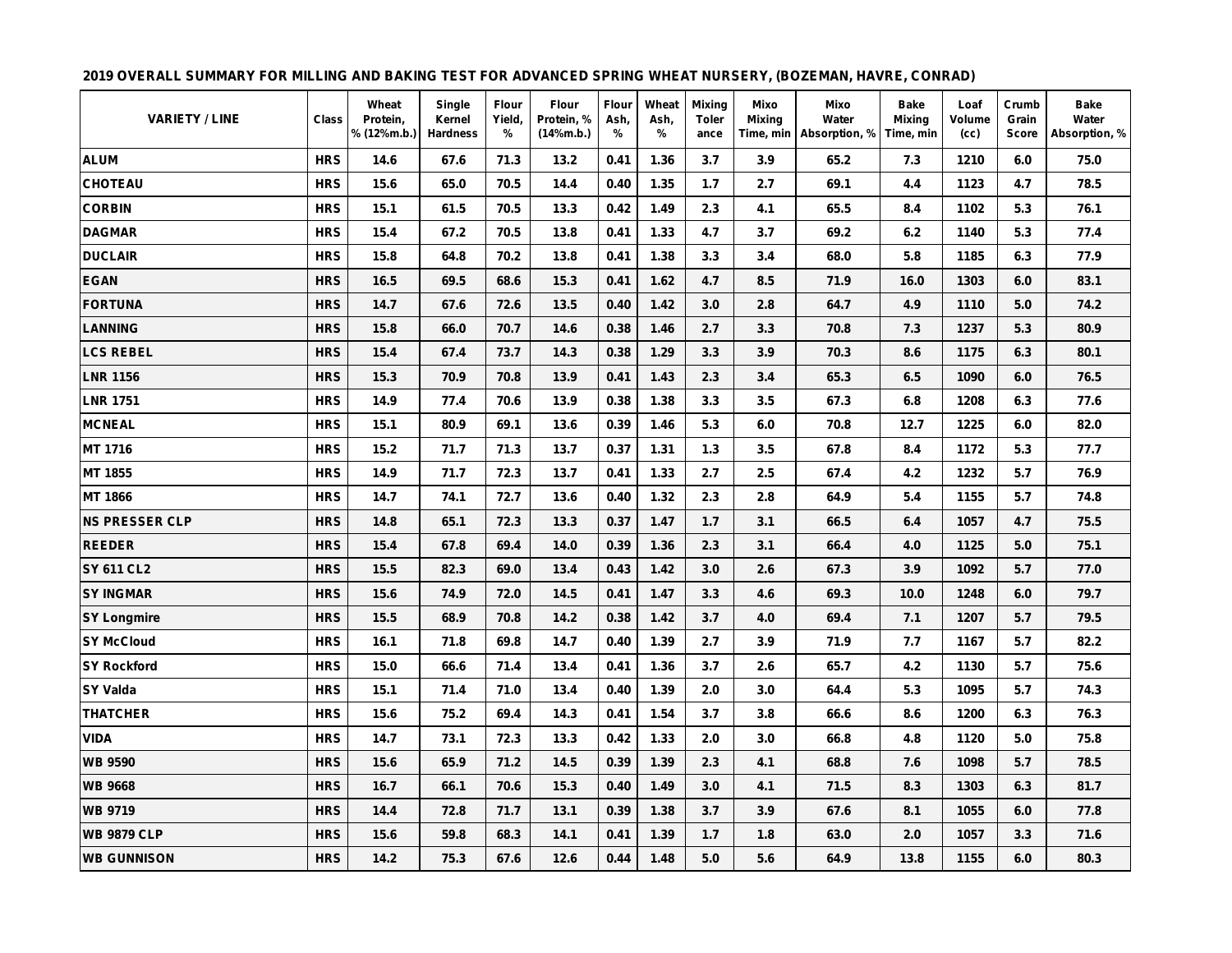## 2019 OVERALL SUMMARY FOR MILLING AND BAKING TEST FOR ADVANCED SPRING WHEAT NURSERY, (BOZEMAN, HAVRE, CONRAD)

| VARIETY / LINE | Class | Wheat Protein, % (12%m.b.) | Single Kernel Hardness | Flour Yield, % | Flour Protein, % (14%m.b.) | Flour Ash, % | Wheat Ash, % | Mixing Tolerance | Mixo Mixing Time, min | Mixo Water Absorption, % | Bake Mixing Time, min | Loaf Volume (cc) | Crumb Grain Score | Bake Water Absorption, % |
|---|---|---|---|---|---|---|---|---|---|---|---|---|---|---|
| ALUM | HRS | 14.6 | 67.6 | 71.3 | 13.2 | 0.41 | 1.36 | 3.7 | 3.9 | 65.2 | 7.3 | 1210 | 6.0 | 75.0 |
| CHOTEAU | HRS | 15.6 | 65.0 | 70.5 | 14.4 | 0.40 | 1.35 | 1.7 | 2.7 | 69.1 | 4.4 | 1123 | 4.7 | 78.5 |
| CORBIN | HRS | 15.1 | 61.5 | 70.5 | 13.3 | 0.42 | 1.49 | 2.3 | 4.1 | 65.5 | 8.4 | 1102 | 5.3 | 76.1 |
| DAGMAR | HRS | 15.4 | 67.2 | 70.5 | 13.8 | 0.41 | 1.33 | 4.7 | 3.7 | 69.2 | 6.2 | 1140 | 5.3 | 77.4 |
| DUCLAIR | HRS | 15.8 | 64.8 | 70.2 | 13.8 | 0.41 | 1.38 | 3.3 | 3.4 | 68.0 | 5.8 | 1185 | 6.3 | 77.9 |
| EGAN | HRS | 16.5 | 69.5 | 68.6 | 15.3 | 0.41 | 1.62 | 4.7 | 8.5 | 71.9 | 16.0 | 1303 | 6.0 | 83.1 |
| FORTUNA | HRS | 14.7 | 67.6 | 72.6 | 13.5 | 0.40 | 1.42 | 3.0 | 2.8 | 64.7 | 4.9 | 1110 | 5.0 | 74.2 |
| LANNING | HRS | 15.8 | 66.0 | 70.7 | 14.6 | 0.38 | 1.46 | 2.7 | 3.3 | 70.8 | 7.3 | 1237 | 5.3 | 80.9 |
| LCS REBEL | HRS | 15.4 | 67.4 | 73.7 | 14.3 | 0.38 | 1.29 | 3.3 | 3.9 | 70.3 | 8.6 | 1175 | 6.3 | 80.1 |
| LNR 1156 | HRS | 15.3 | 70.9 | 70.8 | 13.9 | 0.41 | 1.43 | 2.3 | 3.4 | 65.3 | 6.5 | 1090 | 6.0 | 76.5 |
| LNR 1751 | HRS | 14.9 | 77.4 | 70.6 | 13.9 | 0.38 | 1.38 | 3.3 | 3.5 | 67.3 | 6.8 | 1208 | 6.3 | 77.6 |
| MCNEAL | HRS | 15.1 | 80.9 | 69.1 | 13.6 | 0.39 | 1.46 | 5.3 | 6.0 | 70.8 | 12.7 | 1225 | 6.0 | 82.0 |
| MT 1716 | HRS | 15.2 | 71.7 | 71.3 | 13.7 | 0.37 | 1.31 | 1.3 | 3.5 | 67.8 | 8.4 | 1172 | 5.3 | 77.7 |
| MT 1855 | HRS | 14.9 | 71.7 | 72.3 | 13.7 | 0.41 | 1.33 | 2.7 | 2.5 | 67.4 | 4.2 | 1232 | 5.7 | 76.9 |
| MT 1866 | HRS | 14.7 | 74.1 | 72.7 | 13.6 | 0.40 | 1.32 | 2.3 | 2.8 | 64.9 | 5.4 | 1155 | 5.7 | 74.8 |
| NS PRESSER CLP | HRS | 14.8 | 65.1 | 72.3 | 13.3 | 0.37 | 1.47 | 1.7 | 3.1 | 66.5 | 6.4 | 1057 | 4.7 | 75.5 |
| REEDER | HRS | 15.4 | 67.8 | 69.4 | 14.0 | 0.39 | 1.36 | 2.3 | 3.1 | 66.4 | 4.0 | 1125 | 5.0 | 75.1 |
| SY 611 CL2 | HRS | 15.5 | 82.3 | 69.0 | 13.4 | 0.43 | 1.42 | 3.0 | 2.6 | 67.3 | 3.9 | 1092 | 5.7 | 77.0 |
| SY INGMAR | HRS | 15.6 | 74.9 | 72.0 | 14.5 | 0.41 | 1.47 | 3.3 | 4.6 | 69.3 | 10.0 | 1248 | 6.0 | 79.7 |
| SY Longmire | HRS | 15.5 | 68.9 | 70.8 | 14.2 | 0.38 | 1.42 | 3.7 | 4.0 | 69.4 | 7.1 | 1207 | 5.7 | 79.5 |
| SY McCloud | HRS | 16.1 | 71.8 | 69.8 | 14.7 | 0.40 | 1.39 | 2.7 | 3.9 | 71.9 | 7.7 | 1167 | 5.7 | 82.2 |
| SY Rockford | HRS | 15.0 | 66.6 | 71.4 | 13.4 | 0.41 | 1.36 | 3.7 | 2.6 | 65.7 | 4.2 | 1130 | 5.7 | 75.6 |
| SY Valda | HRS | 15.1 | 71.4 | 71.0 | 13.4 | 0.40 | 1.39 | 2.0 | 3.0 | 64.4 | 5.3 | 1095 | 5.7 | 74.3 |
| THATCHER | HRS | 15.6 | 75.2 | 69.4 | 14.3 | 0.41 | 1.54 | 3.7 | 3.8 | 66.6 | 8.6 | 1200 | 6.3 | 76.3 |
| VIDA | HRS | 14.7 | 73.1 | 72.3 | 13.3 | 0.42 | 1.33 | 2.0 | 3.0 | 66.8 | 4.8 | 1120 | 5.0 | 75.8 |
| WB 9590 | HRS | 15.6 | 65.9 | 71.2 | 14.5 | 0.39 | 1.39 | 2.3 | 4.1 | 68.8 | 7.6 | 1098 | 5.7 | 78.5 |
| WB 9668 | HRS | 16.7 | 66.1 | 70.6 | 15.3 | 0.40 | 1.49 | 3.0 | 4.1 | 71.5 | 8.3 | 1303 | 6.3 | 81.7 |
| WB 9719 | HRS | 14.4 | 72.8 | 71.7 | 13.1 | 0.39 | 1.38 | 3.7 | 3.9 | 67.6 | 8.1 | 1055 | 6.0 | 77.8 |
| WB 9879 CLP | HRS | 15.6 | 59.8 | 68.3 | 14.1 | 0.41 | 1.39 | 1.7 | 1.8 | 63.0 | 2.0 | 1057 | 3.3 | 71.6 |
| WB GUNNISON | HRS | 14.2 | 75.3 | 67.6 | 12.6 | 0.44 | 1.48 | 5.0 | 5.6 | 64.9 | 13.8 | 1155 | 6.0 | 80.3 |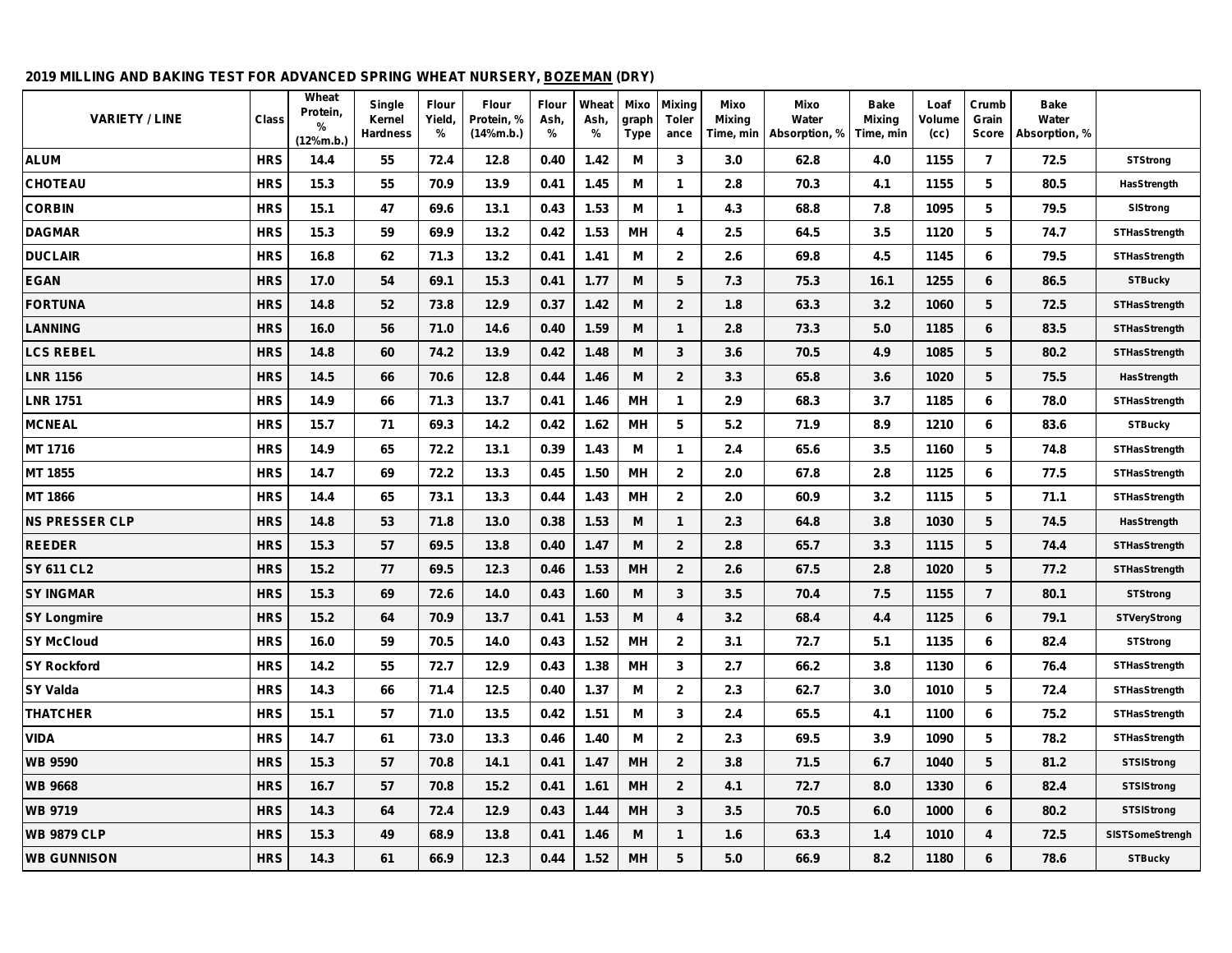**2019 MILLING AND BAKING TEST FOR ADVANCED SPRING WHEAT NURSERY, BOZEMAN (DRY)**

| VARIETY / LINE | Class | Wheat Protein, % (12%m.b.) | Single Kernel Hardness | Flour Yield, % | Flour Protein, % (14%m.b.) | Flour Ash, % | Wheat Ash, % | Mixograph Type | Mixing Tolerance | Mixo Mixing Time, min | Mixo Water Absorption, % | Bake Mixing Time, min | Loaf Volume (cc) | Crumb Grain Score | Bake Water Absorption, % | |
|---|---|---|---|---|---|---|---|---|---|---|---|---|---|---|---|---|
| ALUM | HRS | 14.4 | 55 | 72.4 | 12.8 | 0.40 | 1.42 | M | 3 | 3.0 | 62.8 | 4.0 | 1155 | 7 | 72.5 | STStrong |
| CHOTEAU | HRS | 15.3 | 55 | 70.9 | 13.9 | 0.41 | 1.45 | M | 1 | 2.8 | 70.3 | 4.1 | 1155 | 5 | 80.5 | HasStrength |
| CORBIN | HRS | 15.1 | 47 | 69.6 | 13.1 | 0.43 | 1.53 | M | 1 | 4.3 | 68.8 | 7.8 | 1095 | 5 | 79.5 | SIStrong |
| DAGMAR | HRS | 15.3 | 59 | 69.9 | 13.2 | 0.42 | 1.53 | MH | 4 | 2.5 | 64.5 | 3.5 | 1120 | 5 | 74.7 | STHasStrength |
| DUCLAIR | HRS | 16.8 | 62 | 71.3 | 13.2 | 0.41 | 1.41 | M | 2 | 2.6 | 69.8 | 4.5 | 1145 | 6 | 79.5 | STHasStrength |
| EGAN | HRS | 17.0 | 54 | 69.1 | 15.3 | 0.41 | 1.77 | M | 5 | 7.3 | 75.3 | 16.1 | 1255 | 6 | 86.5 | STBucky |
| FORTUNA | HRS | 14.8 | 52 | 73.8 | 12.9 | 0.37 | 1.42 | M | 2 | 1.8 | 63.3 | 3.2 | 1060 | 5 | 72.5 | STHasStrength |
| LANNING | HRS | 16.0 | 56 | 71.0 | 14.6 | 0.40 | 1.59 | M | 1 | 2.8 | 73.3 | 5.0 | 1185 | 6 | 83.5 | STHasStrength |
| LCS REBEL | HRS | 14.8 | 60 | 74.2 | 13.9 | 0.42 | 1.48 | M | 3 | 3.6 | 70.5 | 4.9 | 1085 | 5 | 80.2 | STHasStrength |
| LNR 1156 | HRS | 14.5 | 66 | 70.6 | 12.8 | 0.44 | 1.46 | M | 2 | 3.3 | 65.8 | 3.6 | 1020 | 5 | 75.5 | HasStrength |
| LNR 1751 | HRS | 14.9 | 66 | 71.3 | 13.7 | 0.41 | 1.46 | MH | 1 | 2.9 | 68.3 | 3.7 | 1185 | 6 | 78.0 | STHasStrength |
| MCNEAL | HRS | 15.7 | 71 | 69.3 | 14.2 | 0.42 | 1.62 | MH | 5 | 5.2 | 71.9 | 8.9 | 1210 | 6 | 83.6 | STBucky |
| MT 1716 | HRS | 14.9 | 65 | 72.2 | 13.1 | 0.39 | 1.43 | M | 1 | 2.4 | 65.6 | 3.5 | 1160 | 5 | 74.8 | STHasStrength |
| MT 1855 | HRS | 14.7 | 69 | 72.2 | 13.3 | 0.45 | 1.50 | MH | 2 | 2.0 | 67.8 | 2.8 | 1125 | 6 | 77.5 | STHasStrength |
| MT 1866 | HRS | 14.4 | 65 | 73.1 | 13.3 | 0.44 | 1.43 | MH | 2 | 2.0 | 60.9 | 3.2 | 1115 | 5 | 71.1 | STHasStrength |
| NS PRESSER CLP | HRS | 14.8 | 53 | 71.8 | 13.0 | 0.38 | 1.53 | M | 1 | 2.3 | 64.8 | 3.8 | 1030 | 5 | 74.5 | HasStrength |
| REEDER | HRS | 15.3 | 57 | 69.5 | 13.8 | 0.40 | 1.47 | M | 2 | 2.8 | 65.7 | 3.3 | 1115 | 5 | 74.4 | STHasStrength |
| SY 611 CL2 | HRS | 15.2 | 77 | 69.5 | 12.3 | 0.46 | 1.53 | MH | 2 | 2.6 | 67.5 | 2.8 | 1020 | 5 | 77.2 | STHasStrength |
| SY INGMAR | HRS | 15.3 | 69 | 72.6 | 14.0 | 0.43 | 1.60 | M | 3 | 3.5 | 70.4 | 7.5 | 1155 | 7 | 80.1 | STStrong |
| SY Longmire | HRS | 15.2 | 64 | 70.9 | 13.7 | 0.41 | 1.53 | M | 4 | 3.2 | 68.4 | 4.4 | 1125 | 6 | 79.1 | STVeryStrong |
| SY McCloud | HRS | 16.0 | 59 | 70.5 | 14.0 | 0.43 | 1.52 | MH | 2 | 3.1 | 72.7 | 5.1 | 1135 | 6 | 82.4 | STStrong |
| SY Rockford | HRS | 14.2 | 55 | 72.7 | 12.9 | 0.43 | 1.38 | MH | 3 | 2.7 | 66.2 | 3.8 | 1130 | 6 | 76.4 | STHasStrength |
| SY Valda | HRS | 14.3 | 66 | 71.4 | 12.5 | 0.40 | 1.37 | M | 2 | 2.3 | 62.7 | 3.0 | 1010 | 5 | 72.4 | STHasStrength |
| THATCHER | HRS | 15.1 | 57 | 71.0 | 13.5 | 0.42 | 1.51 | M | 3 | 2.4 | 65.5 | 4.1 | 1100 | 6 | 75.2 | STHasStrength |
| VIDA | HRS | 14.7 | 61 | 73.0 | 13.3 | 0.46 | 1.40 | M | 2 | 2.3 | 69.5 | 3.9 | 1090 | 5 | 78.2 | STHasStrength |
| WB 9590 | HRS | 15.3 | 57 | 70.8 | 14.1 | 0.41 | 1.47 | MH | 2 | 3.8 | 71.5 | 6.7 | 1040 | 5 | 81.2 | STSIStrong |
| WB 9668 | HRS | 16.7 | 57 | 70.8 | 15.2 | 0.41 | 1.61 | MH | 2 | 4.1 | 72.7 | 8.0 | 1330 | 6 | 82.4 | STSIStrong |
| WB 9719 | HRS | 14.3 | 64 | 72.4 | 12.9 | 0.43 | 1.44 | MH | 3 | 3.5 | 70.5 | 6.0 | 1000 | 6 | 80.2 | STSIStrong |
| WB 9879 CLP | HRS | 15.3 | 49 | 68.9 | 13.8 | 0.41 | 1.46 | M | 1 | 1.6 | 63.3 | 1.4 | 1010 | 4 | 72.5 | SISTSomeStrengh |
| WB GUNNISON | HRS | 14.3 | 61 | 66.9 | 12.3 | 0.44 | 1.52 | MH | 5 | 5.0 | 66.9 | 8.2 | 1180 | 6 | 78.6 | STBucky |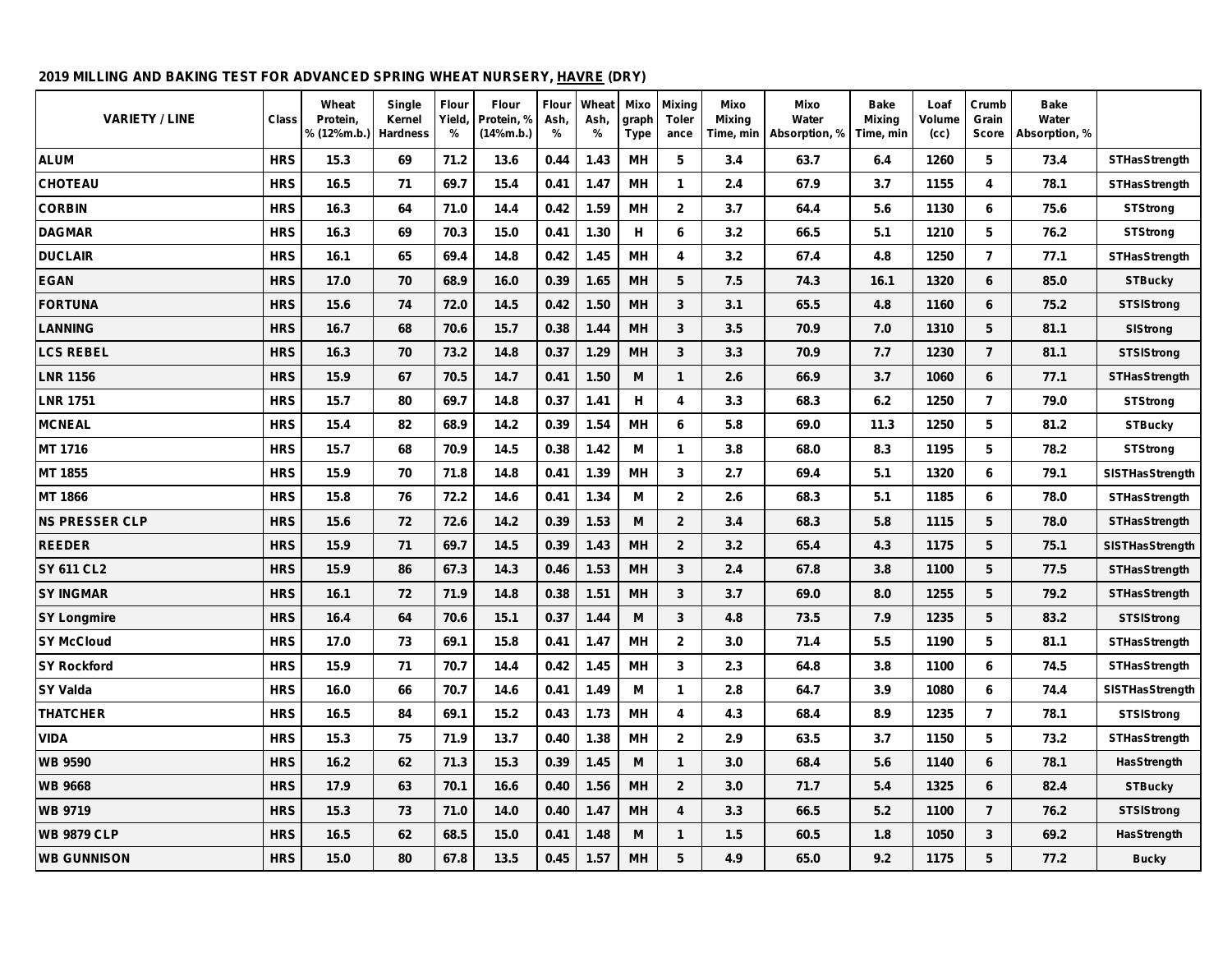**2019 MILLING AND BAKING TEST FOR ADVANCED SPRING WHEAT NURSERY, HAVRE (DRY)**

| VARIETY / LINE | Class | Wheat Protein, % (12%m.b.) | Single Kernel Hardness | Flour Yield, % | Flour Protein, % (14%m.b.) | Flour Ash, % | Wheat Ash, % | Mixograph Type | Mixing Tolerance | Mixo Mixing Time, min | Mixo Water Absorption, % | Bake Mixing Time, min | Loaf Volume (cc) | Crumb Grain Score | Bake Water Absorption, % | |
|---|---|---|---|---|---|---|---|---|---|---|---|---|---|---|---|---|
| ALUM | HRS | 15.3 | 69 | 71.2 | 13.6 | 0.44 | 1.43 | MH | 5 | 3.4 | 63.7 | 6.4 | 1260 | 5 | 73.4 | STHasStrength |
| CHOTEAU | HRS | 16.5 | 71 | 69.7 | 15.4 | 0.41 | 1.47 | MH | 1 | 2.4 | 67.9 | 3.7 | 1155 | 4 | 78.1 | STHasStrength |
| CORBIN | HRS | 16.3 | 64 | 71.0 | 14.4 | 0.42 | 1.59 | MH | 2 | 3.7 | 64.4 | 5.6 | 1130 | 6 | 75.6 | STStrong |
| DAGMAR | HRS | 16.3 | 69 | 70.3 | 15.0 | 0.41 | 1.30 | H | 6 | 3.2 | 66.5 | 5.1 | 1210 | 5 | 76.2 | STStrong |
| DUCLAIR | HRS | 16.1 | 65 | 69.4 | 14.8 | 0.42 | 1.45 | MH | 4 | 3.2 | 67.4 | 4.8 | 1250 | 7 | 77.1 | STHasStrength |
| EGAN | HRS | 17.0 | 70 | 68.9 | 16.0 | 0.39 | 1.65 | MH | 5 | 7.5 | 74.3 | 16.1 | 1320 | 6 | 85.0 | STBucky |
| FORTUNA | HRS | 15.6 | 74 | 72.0 | 14.5 | 0.42 | 1.50 | MH | 3 | 3.1 | 65.5 | 4.8 | 1160 | 6 | 75.2 | STSIStrong |
| LANNING | HRS | 16.7 | 68 | 70.6 | 15.7 | 0.38 | 1.44 | MH | 3 | 3.5 | 70.9 | 7.0 | 1310 | 5 | 81.1 | SIStrong |
| LCS REBEL | HRS | 16.3 | 70 | 73.2 | 14.8 | 0.37 | 1.29 | MH | 3 | 3.3 | 70.9 | 7.7 | 1230 | 7 | 81.1 | STSIStrong |
| LNR 1156 | HRS | 15.9 | 67 | 70.5 | 14.7 | 0.41 | 1.50 | M | 1 | 2.6 | 66.9 | 3.7 | 1060 | 6 | 77.1 | STHasStrength |
| LNR 1751 | HRS | 15.7 | 80 | 69.7 | 14.8 | 0.37 | 1.41 | H | 4 | 3.3 | 68.3 | 6.2 | 1250 | 7 | 79.0 | STStrong |
| MCNEAL | HRS | 15.4 | 82 | 68.9 | 14.2 | 0.39 | 1.54 | MH | 6 | 5.8 | 69.0 | 11.3 | 1250 | 5 | 81.2 | STBucky |
| MT 1716 | HRS | 15.7 | 68 | 70.9 | 14.5 | 0.38 | 1.42 | M | 1 | 3.8 | 68.0 | 8.3 | 1195 | 5 | 78.2 | STStrong |
| MT 1855 | HRS | 15.9 | 70 | 71.8 | 14.8 | 0.41 | 1.39 | MH | 3 | 2.7 | 69.4 | 5.1 | 1320 | 6 | 79.1 | SISTHasStrength |
| MT 1866 | HRS | 15.8 | 76 | 72.2 | 14.6 | 0.41 | 1.34 | M | 2 | 2.6 | 68.3 | 5.1 | 1185 | 6 | 78.0 | STHasStrength |
| NS PRESSER CLP | HRS | 15.6 | 72 | 72.6 | 14.2 | 0.39 | 1.53 | M | 2 | 3.4 | 68.3 | 5.8 | 1115 | 5 | 78.0 | STHasStrength |
| REEDER | HRS | 15.9 | 71 | 69.7 | 14.5 | 0.39 | 1.43 | MH | 2 | 3.2 | 65.4 | 4.3 | 1175 | 5 | 75.1 | SISTHasStrength |
| SY 611 CL2 | HRS | 15.9 | 86 | 67.3 | 14.3 | 0.46 | 1.53 | MH | 3 | 2.4 | 67.8 | 3.8 | 1100 | 5 | 77.5 | STHasStrength |
| SY INGMAR | HRS | 16.1 | 72 | 71.9 | 14.8 | 0.38 | 1.51 | MH | 3 | 3.7 | 69.0 | 8.0 | 1255 | 5 | 79.2 | STHasStrength |
| SY Longmire | HRS | 16.4 | 64 | 70.6 | 15.1 | 0.37 | 1.44 | M | 3 | 4.8 | 73.5 | 7.9 | 1235 | 5 | 83.2 | STSIStrong |
| SY McCloud | HRS | 17.0 | 73 | 69.1 | 15.8 | 0.41 | 1.47 | MH | 2 | 3.0 | 71.4 | 5.5 | 1190 | 5 | 81.1 | STHasStrength |
| SY Rockford | HRS | 15.9 | 71 | 70.7 | 14.4 | 0.42 | 1.45 | MH | 3 | 2.3 | 64.8 | 3.8 | 1100 | 6 | 74.5 | STHasStrength |
| SY Valda | HRS | 16.0 | 66 | 70.7 | 14.6 | 0.41 | 1.49 | M | 1 | 2.8 | 64.7 | 3.9 | 1080 | 6 | 74.4 | SISTHasStrength |
| THATCHER | HRS | 16.5 | 84 | 69.1 | 15.2 | 0.43 | 1.73 | MH | 4 | 4.3 | 68.4 | 8.9 | 1235 | 7 | 78.1 | STSIStrong |
| VIDA | HRS | 15.3 | 75 | 71.9 | 13.7 | 0.40 | 1.38 | MH | 2 | 2.9 | 63.5 | 3.7 | 1150 | 5 | 73.2 | STHasStrength |
| WB 9590 | HRS | 16.2 | 62 | 71.3 | 15.3 | 0.39 | 1.45 | M | 1 | 3.0 | 68.4 | 5.6 | 1140 | 6 | 78.1 | HasStrength |
| WB 9668 | HRS | 17.9 | 63 | 70.1 | 16.6 | 0.40 | 1.56 | MH | 2 | 3.0 | 71.7 | 5.4 | 1325 | 6 | 82.4 | STBucky |
| WB 9719 | HRS | 15.3 | 73 | 71.0 | 14.0 | 0.40 | 1.47 | MH | 4 | 3.3 | 66.5 | 5.2 | 1100 | 7 | 76.2 | STSIStrong |
| WB 9879 CLP | HRS | 16.5 | 62 | 68.5 | 15.0 | 0.41 | 1.48 | M | 1 | 1.5 | 60.5 | 1.8 | 1050 | 3 | 69.2 | HasStrength |
| WB GUNNISON | HRS | 15.0 | 80 | 67.8 | 13.5 | 0.45 | 1.57 | MH | 5 | 4.9 | 65.0 | 9.2 | 1175 | 5 | 77.2 | Bucky |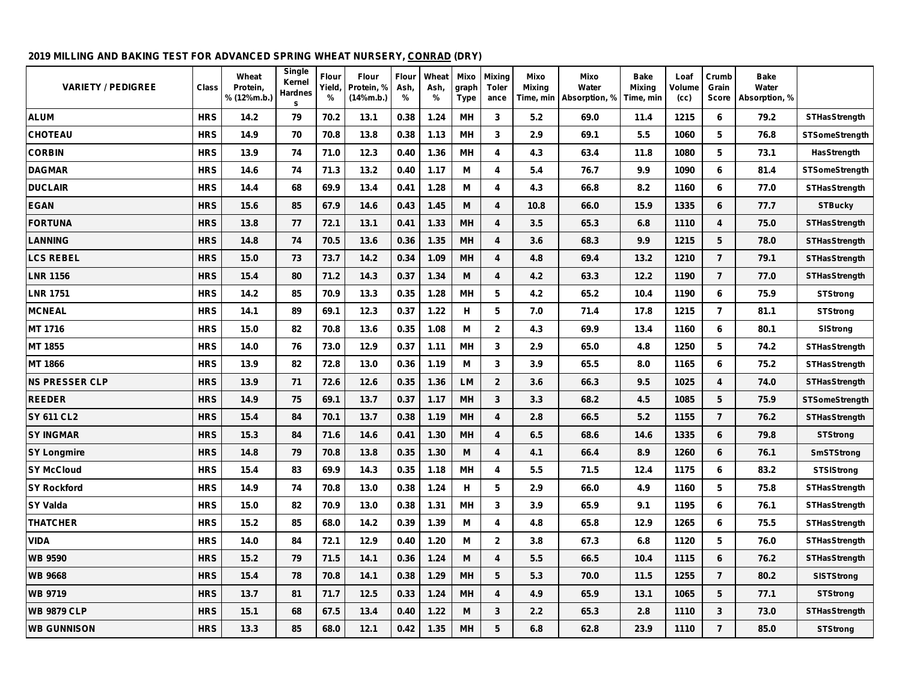**2019 MILLING AND BAKING TEST FOR ADVANCED SPRING WHEAT NURSERY, CONRAD (DRY)**

| VARIETY / PEDIGREE | Class | Wheat Protein, % (12%m.b.) | Single Kernel Hardness | Flour Yield, % | Flour Protein, % (14%m.b.) | Flour Ash, % | Wheat Ash, % | Mixograph Type | Mixing Tolerance | Mixo Mixing Time, min | Mixo Water Absorption, % | Bake Mixing Time, min | Loaf Volume (cc) | Crumb Grain Score | Bake Water Absorption, % | |
|---|---|---|---|---|---|---|---|---|---|---|---|---|---|---|---|---|
| ALUM | HRS | 14.2 | 79 | 70.2 | 13.1 | 0.38 | 1.24 | MH | 3 | 5.2 | 69.0 | 11.4 | 1215 | 6 | 79.2 | STHasStrength |
| CHOTEAU | HRS | 14.9 | 70 | 70.8 | 13.8 | 0.38 | 1.13 | MH | 3 | 2.9 | 69.1 | 5.5 | 1060 | 5 | 76.8 | STSomeStrength |
| CORBIN | HRS | 13.9 | 74 | 71.0 | 12.3 | 0.40 | 1.36 | MH | 4 | 4.3 | 63.4 | 11.8 | 1080 | 5 | 73.1 | HasStrength |
| DAGMAR | HRS | 14.6 | 74 | 71.3 | 13.2 | 0.40 | 1.17 | M | 4 | 5.4 | 76.7 | 9.9 | 1090 | 6 | 81.4 | STSomeStrength |
| DUCLAIR | HRS | 14.4 | 68 | 69.9 | 13.4 | 0.41 | 1.28 | M | 4 | 4.3 | 66.8 | 8.2 | 1160 | 6 | 77.0 | STHasStrength |
| EGAN | HRS | 15.6 | 85 | 67.9 | 14.6 | 0.43 | 1.45 | M | 4 | 10.8 | 66.0 | 15.9 | 1335 | 6 | 77.7 | STBucky |
| FORTUNA | HRS | 13.8 | 77 | 72.1 | 13.1 | 0.41 | 1.33 | MH | 4 | 3.5 | 65.3 | 6.8 | 1110 | 4 | 75.0 | STHasStrength |
| LANNING | HRS | 14.8 | 74 | 70.5 | 13.6 | 0.36 | 1.35 | MH | 4 | 3.6 | 68.3 | 9.9 | 1215 | 5 | 78.0 | STHasStrength |
| LCS REBEL | HRS | 15.0 | 73 | 73.7 | 14.2 | 0.34 | 1.09 | MH | 4 | 4.8 | 69.4 | 13.2 | 1210 | 7 | 79.1 | STHasStrength |
| LNR 1156 | HRS | 15.4 | 80 | 71.2 | 14.3 | 0.37 | 1.34 | M | 4 | 4.2 | 63.3 | 12.2 | 1190 | 7 | 77.0 | STHasStrength |
| LNR 1751 | HRS | 14.2 | 85 | 70.9 | 13.3 | 0.35 | 1.28 | MH | 5 | 4.2 | 65.2 | 10.4 | 1190 | 6 | 75.9 | STStrong |
| MCNEAL | HRS | 14.1 | 89 | 69.1 | 12.3 | 0.37 | 1.22 | H | 5 | 7.0 | 71.4 | 17.8 | 1215 | 7 | 81.1 | STStrong |
| MT 1716 | HRS | 15.0 | 82 | 70.8 | 13.6 | 0.35 | 1.08 | M | 2 | 4.3 | 69.9 | 13.4 | 1160 | 6 | 80.1 | SlStrong |
| MT 1855 | HRS | 14.0 | 76 | 73.0 | 12.9 | 0.37 | 1.11 | MH | 3 | 2.9 | 65.0 | 4.8 | 1250 | 5 | 74.2 | STHasStrength |
| MT 1866 | HRS | 13.9 | 82 | 72.8 | 13.0 | 0.36 | 1.19 | M | 3 | 3.9 | 65.5 | 8.0 | 1165 | 6 | 75.2 | STHasStrength |
| NS PRESSER CLP | HRS | 13.9 | 71 | 72.6 | 12.6 | 0.35 | 1.36 | LM | 2 | 3.6 | 66.3 | 9.5 | 1025 | 4 | 74.0 | STHasStrength |
| REEDER | HRS | 14.9 | 75 | 69.1 | 13.7 | 0.37 | 1.17 | MH | 3 | 3.3 | 68.2 | 4.5 | 1085 | 5 | 75.9 | STSomeStrength |
| SY 611 CL2 | HRS | 15.4 | 84 | 70.1 | 13.7 | 0.38 | 1.19 | MH | 4 | 2.8 | 66.5 | 5.2 | 1155 | 7 | 76.2 | STHasStrength |
| SY INGMAR | HRS | 15.3 | 84 | 71.6 | 14.6 | 0.41 | 1.30 | MH | 4 | 6.5 | 68.6 | 14.6 | 1335 | 6 | 79.8 | STStrong |
| SY Longmire | HRS | 14.8 | 79 | 70.8 | 13.8 | 0.35 | 1.30 | M | 4 | 4.1 | 66.4 | 8.9 | 1260 | 6 | 76.1 | SmSTStrong |
| SY McCloud | HRS | 15.4 | 83 | 69.9 | 14.3 | 0.35 | 1.18 | MH | 4 | 5.5 | 71.5 | 12.4 | 1175 | 6 | 83.2 | STSlStrong |
| SY Rockford | HRS | 14.9 | 74 | 70.8 | 13.0 | 0.38 | 1.24 | H | 5 | 2.9 | 66.0 | 4.9 | 1160 | 5 | 75.8 | STHasStrength |
| SY Valda | HRS | 15.0 | 82 | 70.9 | 13.0 | 0.38 | 1.31 | MH | 3 | 3.9 | 65.9 | 9.1 | 1195 | 6 | 76.1 | STHasStrength |
| THATCHER | HRS | 15.2 | 85 | 68.0 | 14.2 | 0.39 | 1.39 | M | 4 | 4.8 | 65.8 | 12.9 | 1265 | 6 | 75.5 | STHasStrength |
| VIDA | HRS | 14.0 | 84 | 72.1 | 12.9 | 0.40 | 1.20 | M | 2 | 3.8 | 67.3 | 6.8 | 1120 | 5 | 76.0 | STHasStrength |
| WB 9590 | HRS | 15.2 | 79 | 71.5 | 14.1 | 0.36 | 1.24 | M | 4 | 5.5 | 66.5 | 10.4 | 1115 | 6 | 76.2 | STHasStrength |
| WB 9668 | HRS | 15.4 | 78 | 70.8 | 14.1 | 0.38 | 1.29 | MH | 5 | 5.3 | 70.0 | 11.5 | 1255 | 7 | 80.2 | SlSTStrong |
| WB 9719 | HRS | 13.7 | 81 | 71.7 | 12.5 | 0.33 | 1.24 | MH | 4 | 4.9 | 65.9 | 13.1 | 1065 | 5 | 77.1 | STStrong |
| WB 9879 CLP | HRS | 15.1 | 68 | 67.5 | 13.4 | 0.40 | 1.22 | M | 3 | 2.2 | 65.3 | 2.8 | 1110 | 3 | 73.0 | STHasStrength |
| WB GUNNISON | HRS | 13.3 | 85 | 68.0 | 12.1 | 0.42 | 1.35 | MH | 5 | 6.8 | 62.8 | 23.9 | 1110 | 7 | 85.0 | STStrong |